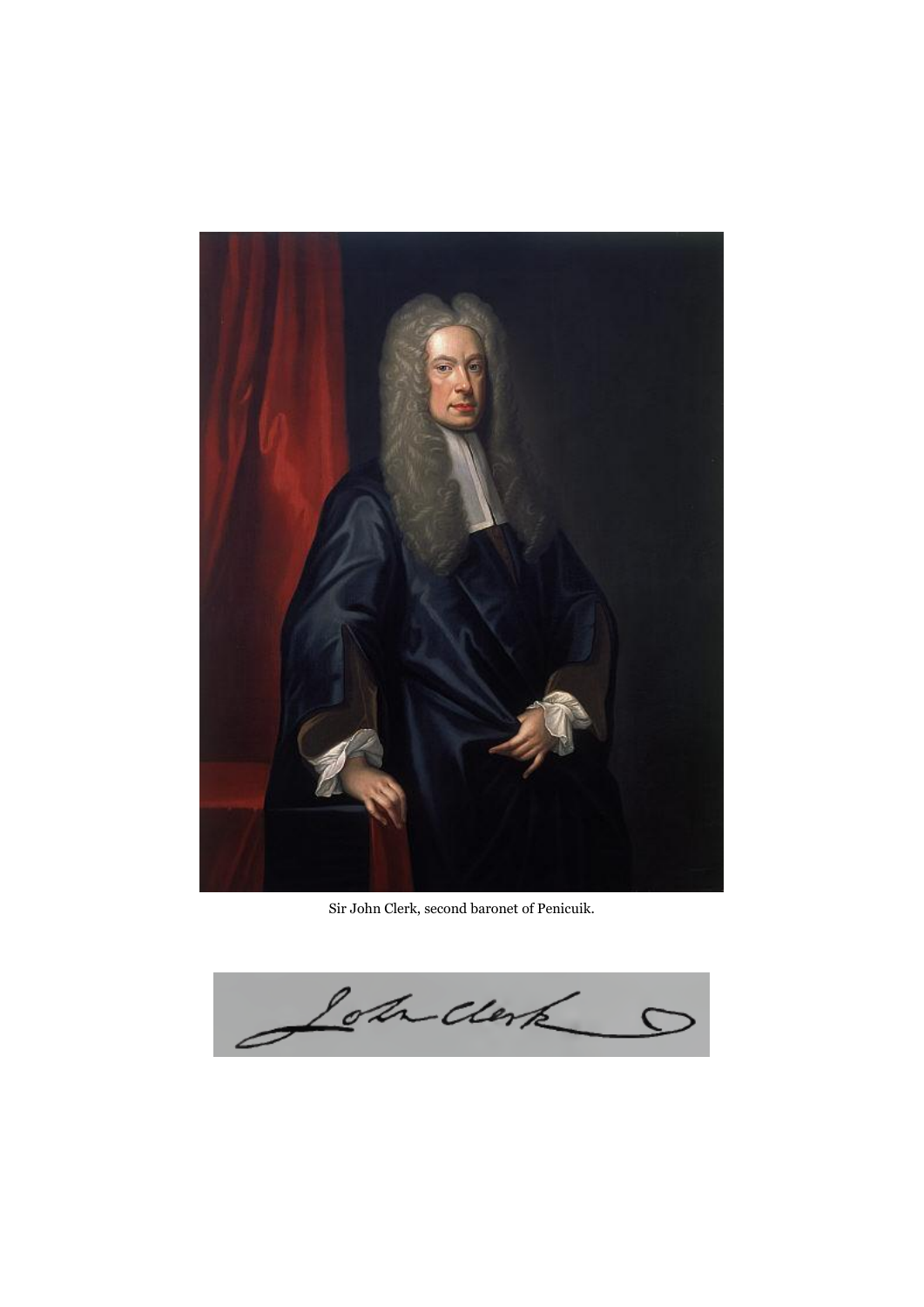Sir John Clerk, second baronet of Penicuik.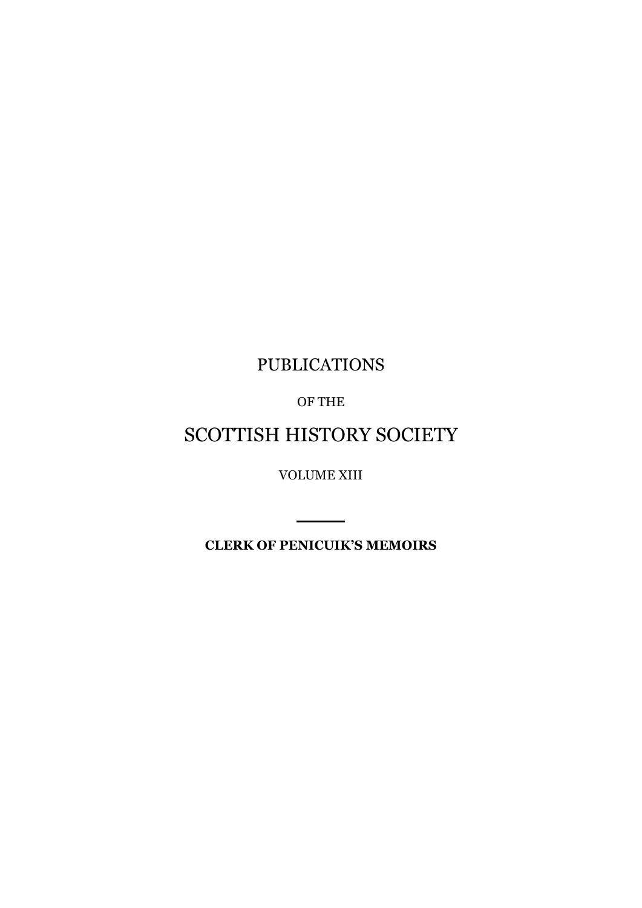PUBLICATIONS

OF THE

# SCOTTISH HISTORY SOCIETY

VOLUME XIII

---

**CLERK OF PENICUIK'S MEMOIRS**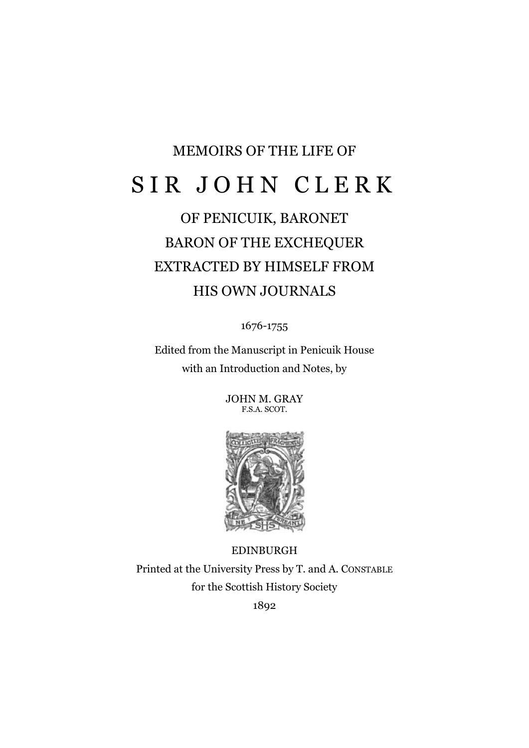MEMOIRS OF THE LIFE OF

# SIR JOHN CLERK

## OF PENICUIK, BARONET
## BARON OF THE EXCHEQUER
## EXTRACTED BY HIMSELF FROM
## HIS OWN JOURNALS

1676-1755

Edited from the Manuscript in Penicuik House
with an Introduction and Notes, by

JOHN M. GRAY
F.S.A. SCOT.

EDINBURGH
Printed at the University Press by T. and A. CONSTABLE
for the Scottish History Society
1892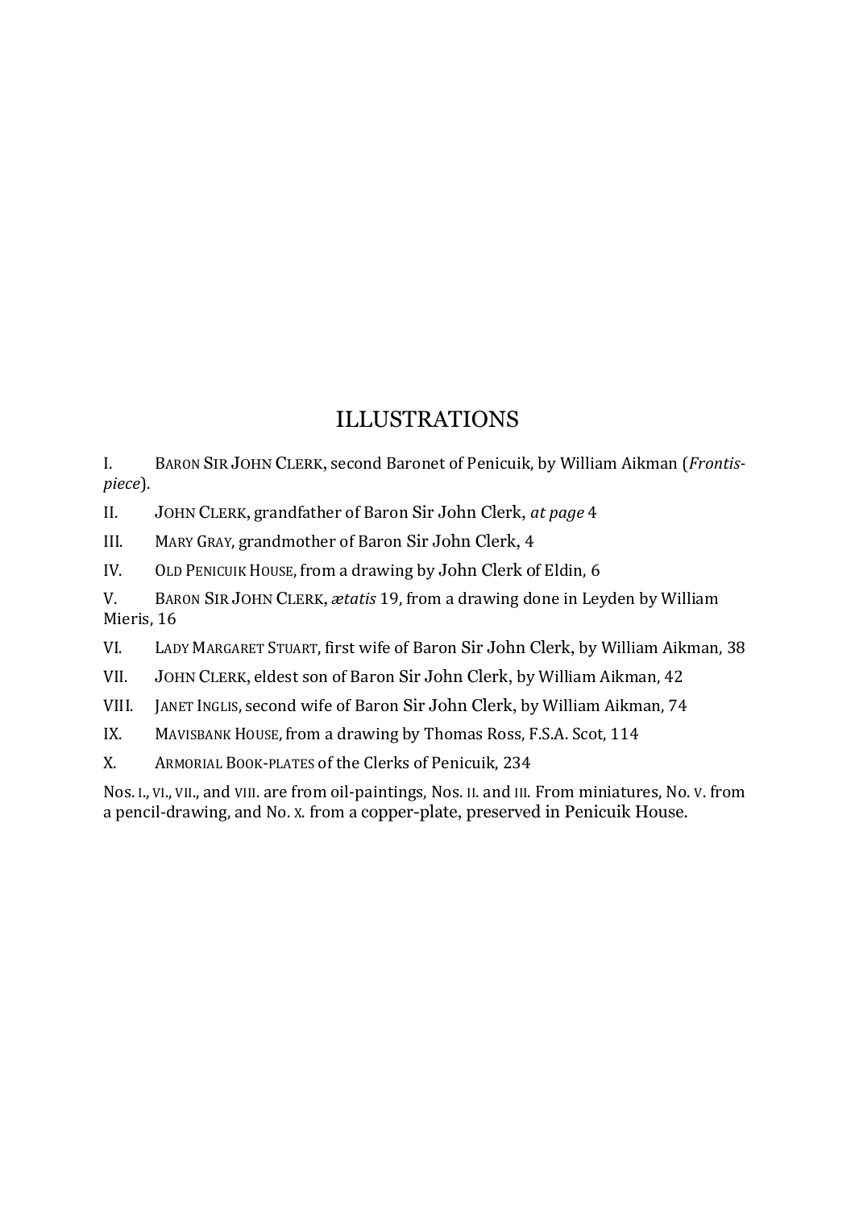# ILLUSTRATIONS

I. BARON SIR JOHN CLERK, second Baronet of Penicuik, by William Aikman (*Frontispiece*).

II. JOHN CLERK, grandfather of Baron Sir John Clerk, *at page* 4

III. MARY GRAY, grandmother of Baron Sir John Clerk, 4

IV. OLD PENICUIK HOUSE, from a drawing by John Clerk of Eldin, 6

V. BARON SIR JOHN CLERK, *ætatis* 19, from a drawing done in Leyden by William Mieris, 16

VI. LADY MARGARET STUART, first wife of Baron Sir John Clerk, by William Aikman, 38

VII. JOHN CLERK, eldest son of Baron Sir John Clerk, by William Aikman, 42

VIII. JANET INGLIS, second wife of Baron Sir John Clerk, by William Aikman, 74

IX. MAVISBANK HOUSE, from a drawing by Thomas Ross, F.S.A. Scot, 114

X. ARMORIAL BOOK-PLATES of the Clerks of Penicuik, 234

Nos. I., VI., VII., and VIII. are from oil-paintings, Nos. II. and III. From miniatures, No. V. from a pencil-drawing, and No. X. from a copper-plate, preserved in Penicuik House.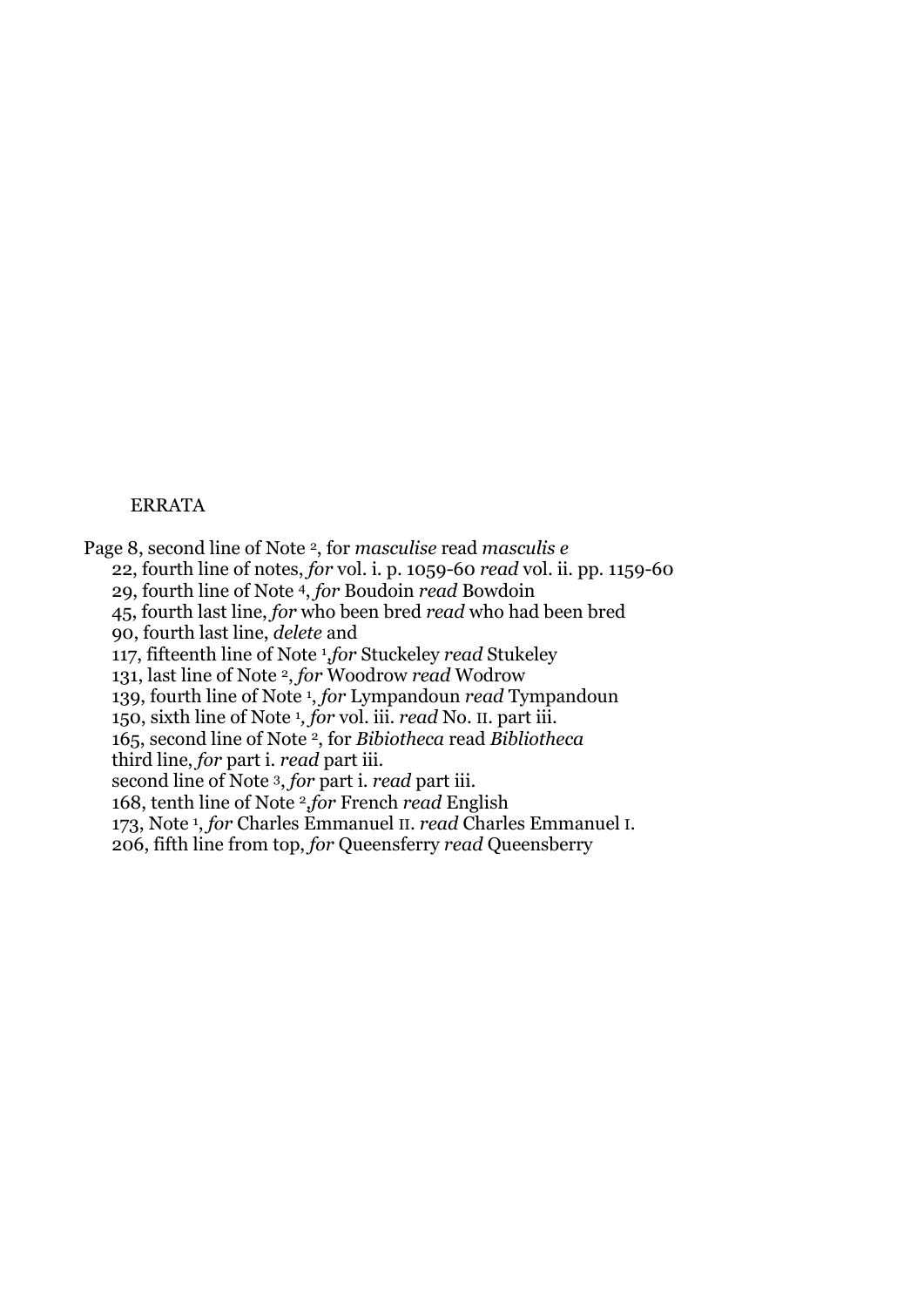# ERRATA

Page 8, second line of Note [2], for *masculise* read *masculis e*
22, fourth line of notes, *for* vol. i. p. 1059-60 *read* vol. ii. pp. 1159-60
29, fourth line of Note [4], *for* Boudoin *read* Bowdoin
45, fourth last line, *for* who been bred *read* who had been bred
90, fourth last line, *delete* and
117, fifteenth line of Note [1], *for* Stuckeley *read* Stukeley
131, last line of Note [2], *for* Woodrow *read* Wodrow
139, fourth line of Note [1], *for* Lympandoun *read* Tympandoun
150, sixth line of Note [1], *for* vol. iii. *read* No. II. part iii.
165, second line of Note [2], for *Bibiotheca* read *Bibliotheca*
third line, *for* part i. *read* part iii.
second line of Note [3], *for* part i. *read* part iii.
168, tenth line of Note [2], *for* French *read* English
173, Note [1], *for* Charles Emmanuel II. *read* Charles Emmanuel I.
206, fifth line from top, *for* Queensferry *read* Queensberry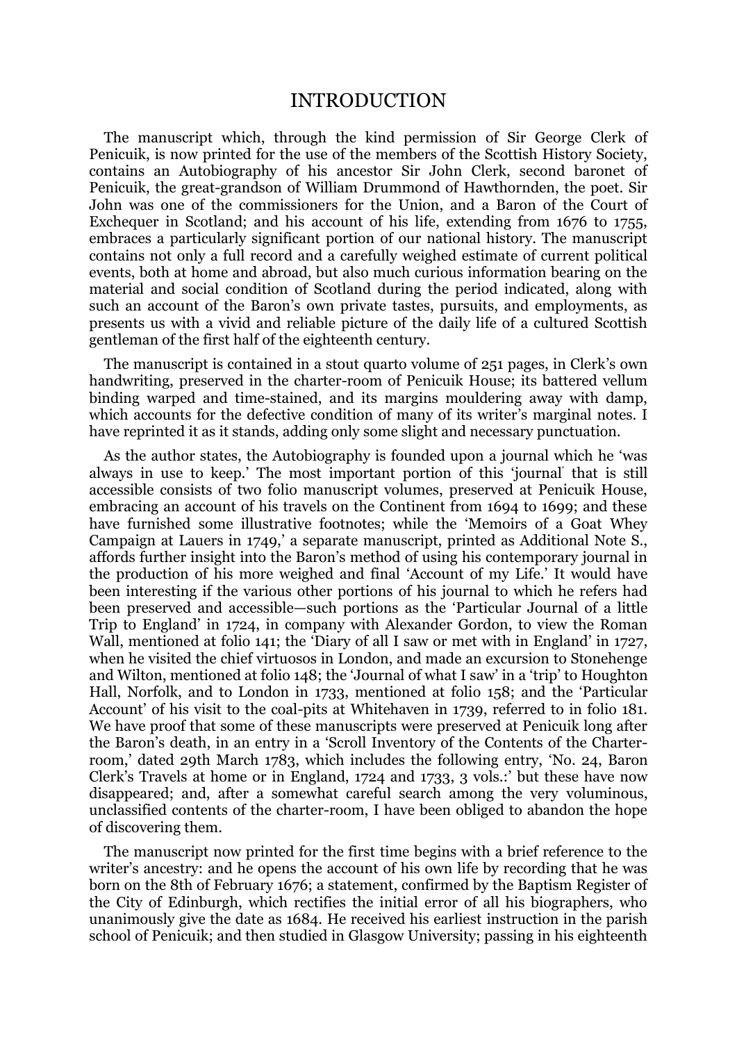# INTRODUCTION

The manuscript which, through the kind permission of Sir George Clerk of Penicuik, is now printed for the use of the members of the Scottish History Society, contains an Autobiography of his ancestor Sir John Clerk, second baronet of Penicuik, the great-grandson of William Drummond of Hawthornden, the poet. Sir John was one of the commissioners for the Union, and a Baron of the Court of Exchequer in Scotland; and his account of his life, extending from 1676 to 1755, embraces a particularly significant portion of our national history. The manuscript contains not only a full record and a carefully weighed estimate of current political events, both at home and abroad, but also much curious information bearing on the material and social condition of Scotland during the period indicated, along with such an account of the Baron's own private tastes, pursuits, and employments, as presents us with a vivid and reliable picture of the daily life of a cultured Scottish gentleman of the first half of the eighteenth century.

The manuscript is contained in a stout quarto volume of 251 pages, in Clerk's own handwriting, preserved in the charter-room of Penicuik House; its battered vellum binding warped and time-stained, and its margins mouldering away with damp, which accounts for the defective condition of many of its writer's marginal notes. I have reprinted it as it stands, adding only some slight and necessary punctuation.

As the author states, the Autobiography is founded upon a journal which he 'was always in use to keep.' The most important portion of this 'journal' that is still accessible consists of two folio manuscript volumes, preserved at Penicuik House, embracing an account of his travels on the Continent from 1694 to 1699; and these have furnished some illustrative footnotes; while the 'Memoirs of a Goat Whey Campaign at Lauers in 1749,' a separate manuscript, printed as Additional Note S., affords further insight into the Baron's method of using his contemporary journal in the production of his more weighed and final 'Account of my Life.' It would have been interesting if the various other portions of his journal to which he refers had been preserved and accessible—such portions as the 'Particular Journal of a little Trip to England' in 1724, in company with Alexander Gordon, to view the Roman Wall, mentioned at folio 141; the 'Diary of all I saw or met with in England' in 1727, when he visited the chief virtuosos in London, and made an excursion to Stonehenge and Wilton, mentioned at folio 148; the 'Journal of what I saw' in a 'trip' to Houghton Hall, Norfolk, and to London in 1733, mentioned at folio 158; and the 'Particular Account' of his visit to the coal-pits at Whitehaven in 1739, referred to in folio 181. We have proof that some of these manuscripts were preserved at Penicuik long after the Baron's death, in an entry in a 'Scroll Inventory of the Contents of the Charter-room,' dated 29th March 1783, which includes the following entry, 'No. 24, Baron Clerk's Travels at home or in England, 1724 and 1733, 3 vols.:' but these have now disappeared; and, after a somewhat careful search among the very voluminous, unclassified contents of the charter-room, I have been obliged to abandon the hope of discovering them.

The manuscript now printed for the first time begins with a brief reference to the writer's ancestry: and he opens the account of his own life by recording that he was born on the 8th of February 1676; a statement, confirmed by the Baptism Register of the City of Edinburgh, which rectifies the initial error of all his biographers, who unanimously give the date as 1684. He received his earliest instruction in the parish school of Penicuik; and then studied in Glasgow University; passing in his eighteenth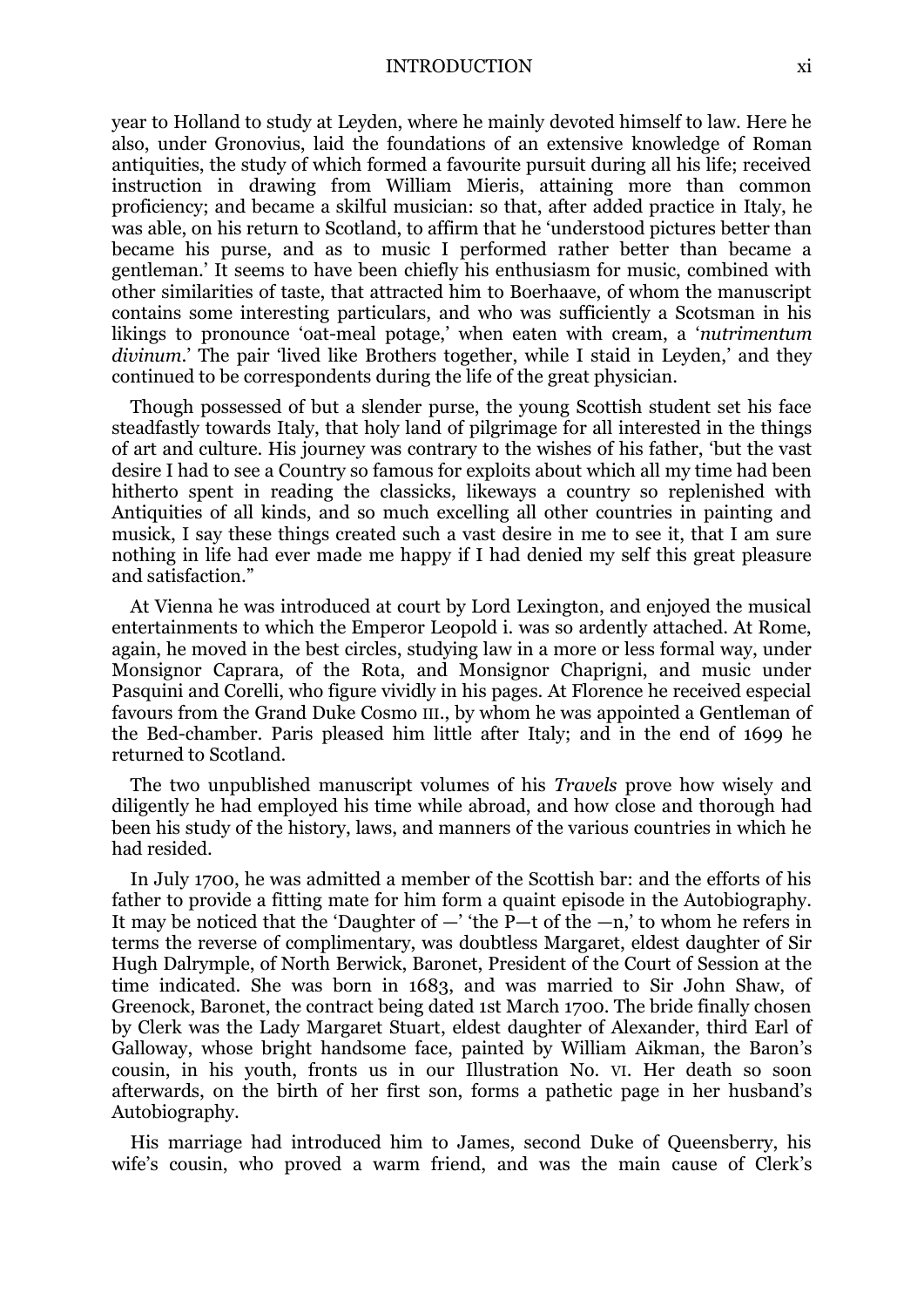year to Holland to study at Leyden, where he mainly devoted himself to law. Here he also, under Gronovius, laid the foundations of an extensive knowledge of Roman antiquities, the study of which formed a favourite pursuit during all his life; received instruction in drawing from William Mieris, attaining more than common proficiency; and became a skilful musician: so that, after added practice in Italy, he was able, on his return to Scotland, to affirm that he 'understood pictures better than became his purse, and as to music I performed rather better than became a gentleman.' It seems to have been chiefly his enthusiasm for music, combined with other similarities of taste, that attracted him to Boerhaave, of whom the manuscript contains some interesting particulars, and who was sufficiently a Scotsman in his likings to pronounce 'oat-meal potage,' when eaten with cream, a '*nutrimentum divinum*.' The pair 'lived like Brothers together, while I staid in Leyden,' and they continued to be correspondents during the life of the great physician.

Though possessed of but a slender purse, the young Scottish student set his face steadfastly towards Italy, that holy land of pilgrimage for all interested in the things of art and culture. His journey was contrary to the wishes of his father, 'but the vast desire I had to see a Country so famous for exploits about which all my time had been hitherto spent in reading the classicks, likeways a country so replenished with Antiquities of all kinds, and so much excelling all other countries in painting and musick, I say these things created such a vast desire in me to see it, that I am sure nothing in life had ever made me happy if I had denied my self this great pleasure and satisfaction."

At Vienna he was introduced at court by Lord Lexington, and enjoyed the musical entertainments to which the Emperor Leopold i. was so ardently attached. At Rome, again, he moved in the best circles, studying law in a more or less formal way, under Monsignor Caprara, of the Rota, and Monsignor Chaprigni, and music under Pasquini and Corelli, who figure vividly in his pages. At Florence he received especial favours from the Grand Duke Cosmo III., by whom he was appointed a Gentleman of the Bed-chamber. Paris pleased him little after Italy; and in the end of 1699 he returned to Scotland.

The two unpublished manuscript volumes of his *Travels* prove how wisely and diligently he had employed his time while abroad, and how close and thorough had been his study of the history, laws, and manners of the various countries in which he had resided.

In July 1700, he was admitted a member of the Scottish bar: and the efforts of his father to provide a fitting mate for him form a quaint episode in the Autobiography. It may be noticed that the 'Daughter of —' 'the P—t of the —n,' to whom he refers in terms the reverse of complimentary, was doubtless Margaret, eldest daughter of Sir Hugh Dalrymple, of North Berwick, Baronet, President of the Court of Session at the time indicated. She was born in 1683, and was married to Sir John Shaw, of Greenock, Baronet, the contract being dated 1st March 1700. The bride finally chosen by Clerk was the Lady Margaret Stuart, eldest daughter of Alexander, third Earl of Galloway, whose bright handsome face, painted by William Aikman, the Baron's cousin, in his youth, fronts us in our Illustration No. VI. Her death so soon afterwards, on the birth of her first son, forms a pathetic page in her husband's Autobiography.

His marriage had introduced him to James, second Duke of Queensberry, his wife's cousin, who proved a warm friend, and was the main cause of Clerk's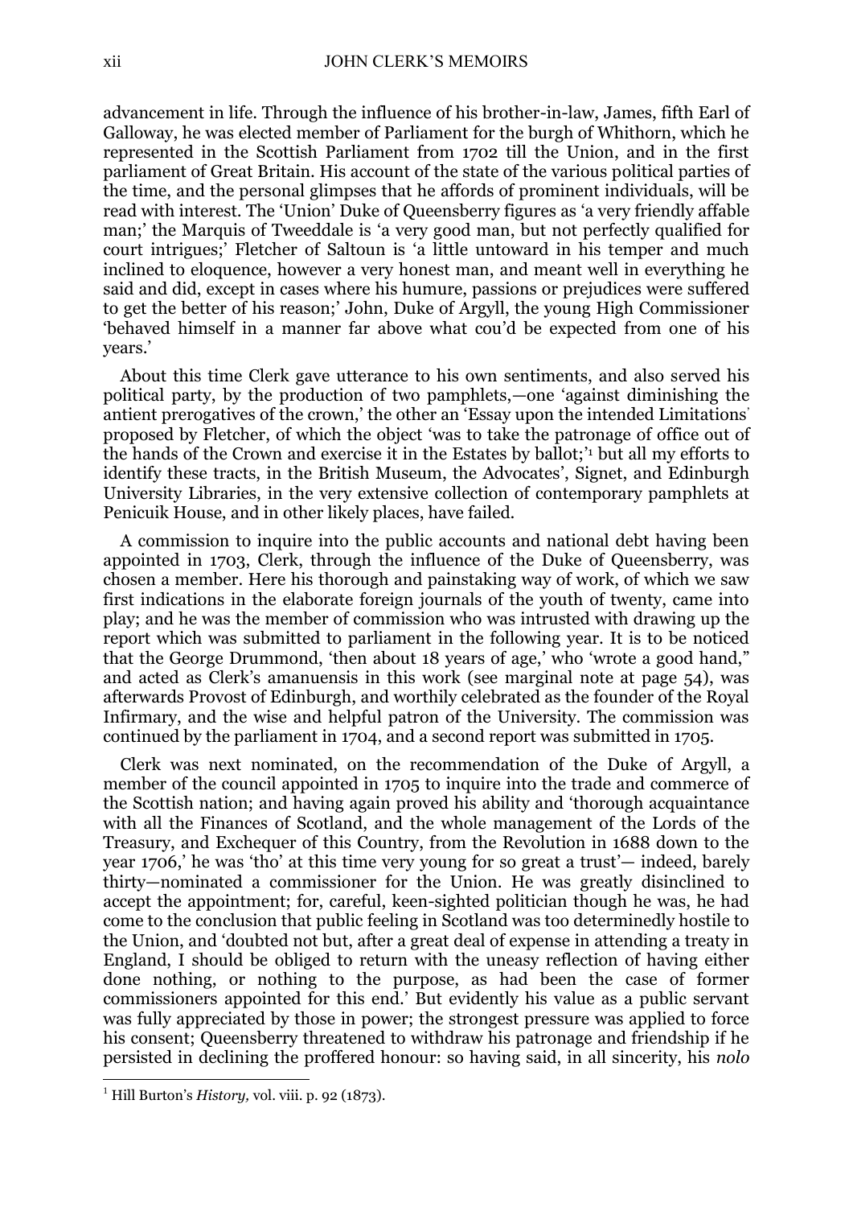advancement in life. Through the influence of his brother-in-law, James, fifth Earl of Galloway, he was elected member of Parliament for the burgh of Whithorn, which he represented in the Scottish Parliament from 1702 till the Union, and in the first parliament of Great Britain. His account of the state of the various political parties of the time, and the personal glimpses that he affords of prominent individuals, will be read with interest. The 'Union' Duke of Queensberry figures as 'a very friendly affable man;' the Marquis of Tweeddale is 'a very good man, but not perfectly qualified for court intrigues;' Fletcher of Saltoun is 'a little untoward in his temper and much inclined to eloquence, however a very honest man, and meant well in everything he said and did, except in cases where his humure, passions or prejudices were suffered to get the better of his reason;' John, Duke of Argyll, the young High Commissioner 'behaved himself in a manner far above what cou'd be expected from one of his years.'

About this time Clerk gave utterance to his own sentiments, and also served his political party, by the production of two pamphlets,—one 'against diminishing the antient prerogatives of the crown,' the other an 'Essay upon the intended Limitations' proposed by Fletcher, of which the object 'was to take the patronage of office out of the hands of the Crown and exercise it in the Estates by ballot;'[1] but all my efforts to identify these tracts, in the British Museum, the Advocates', Signet, and Edinburgh University Libraries, in the very extensive collection of contemporary pamphlets at Penicuik House, and in other likely places, have failed.

A commission to inquire into the public accounts and national debt having been appointed in 1703, Clerk, through the influence of the Duke of Queensberry, was chosen a member. Here his thorough and painstaking way of work, of which we saw first indications in the elaborate foreign journals of the youth of twenty, came into play; and he was the member of commission who was intrusted with drawing up the report which was submitted to parliament in the following year. It is to be noticed that the George Drummond, 'then about 18 years of age,' who 'wrote a good hand," and acted as Clerk's amanuensis in this work (see marginal note at page 54), was afterwards Provost of Edinburgh, and worthily celebrated as the founder of the Royal Infirmary, and the wise and helpful patron of the University. The commission was continued by the parliament in 1704, and a second report was submitted in 1705.

Clerk was next nominated, on the recommendation of the Duke of Argyll, a member of the council appointed in 1705 to inquire into the trade and commerce of the Scottish nation; and having again proved his ability and 'thorough acquaintance with all the Finances of Scotland, and the whole management of the Lords of the Treasury, and Exchequer of this Country, from the Revolution in 1688 down to the year 1706,' he was 'tho' at this time very young for so great a trust'— indeed, barely thirty—nominated a commissioner for the Union. He was greatly disinclined to accept the appointment; for, careful, keen-sighted politician though he was, he had come to the conclusion that public feeling in Scotland was too determinedly hostile to the Union, and 'doubted not but, after a great deal of expense in attending a treaty in England, I should be obliged to return with the uneasy reflection of having either done nothing, or nothing to the purpose, as had been the case of former commissioners appointed for this end.' But evidently his value as a public servant was fully appreciated by those in power; the strongest pressure was applied to force his consent; Queensberry threatened to withdraw his patronage and friendship if he persisted in declining the proffered honour: so having said, in all sincerity, his *nolo*

[1] Hill Burton's *History,* vol. viii. p. 92 (1873).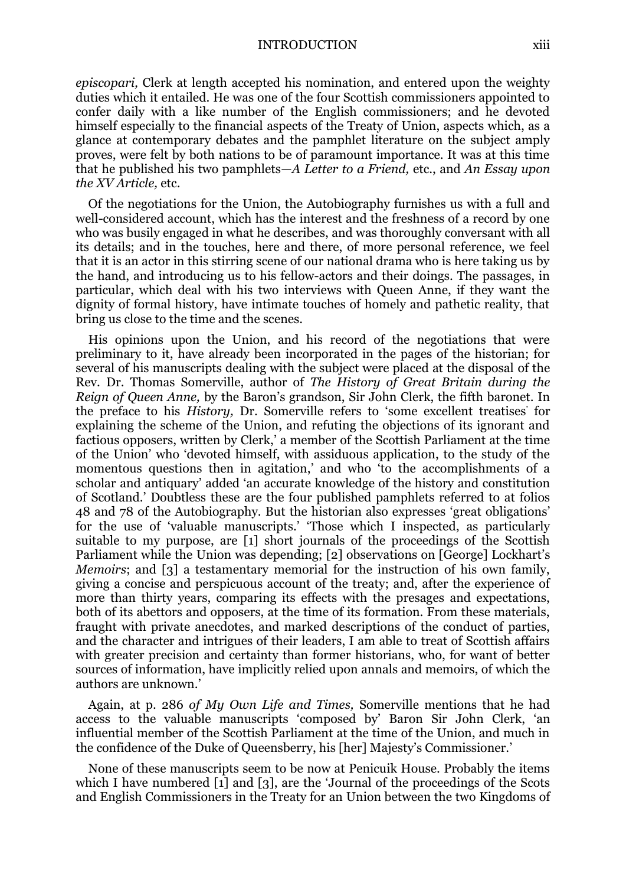*episcopari,* Clerk at length accepted his nomination, and entered upon the weighty duties which it entailed. He was one of the four Scottish commissioners appointed to confer daily with a like number of the English commissioners; and he devoted himself especially to the financial aspects of the Treaty of Union, aspects which, as a glance at contemporary debates and the pamphlet literature on the subject amply proves, were felt by both nations to be of paramount importance. It was at this time that he published his two pamphlets—*A Letter to a Friend,* etc., and *An Essay upon the XV Article,* etc.

Of the negotiations for the Union, the Autobiography furnishes us with a full and well-considered account, which has the interest and the freshness of a record by one who was busily engaged in what he describes, and was thoroughly conversant with all its details; and in the touches, here and there, of more personal reference, we feel that it is an actor in this stirring scene of our national drama who is here taking us by the hand, and introducing us to his fellow-actors and their doings. The passages, in particular, which deal with his two interviews with Queen Anne, if they want the dignity of formal history, have intimate touches of homely and pathetic reality, that bring us close to the time and the scenes.

His opinions upon the Union, and his record of the negotiations that were preliminary to it, have already been incorporated in the pages of the historian; for several of his manuscripts dealing with the subject were placed at the disposal of the Rev. Dr. Thomas Somerville, author of *The History of Great Britain during the Reign of Queen Anne,* by the Baron's grandson, Sir John Clerk, the fifth baronet. In the preface to his *History,* Dr. Somerville refers to 'some excellent treatises' for explaining the scheme of the Union, and refuting the objections of its ignorant and factious opposers, written by Clerk,' a member of the Scottish Parliament at the time of the Union' who 'devoted himself, with assiduous application, to the study of the momentous questions then in agitation,' and who 'to the accomplishments of a scholar and antiquary' added 'an accurate knowledge of the history and constitution of Scotland.' Doubtless these are the four published pamphlets referred to at folios 48 and 78 of the Autobiography. But the historian also expresses 'great obligations' for the use of 'valuable manuscripts.' 'Those which I inspected, as particularly suitable to my purpose, are [1] short journals of the proceedings of the Scottish Parliament while the Union was depending; [2] observations on [George] Lockhart's *Memoirs*; and [3] a testamentary memorial for the instruction of his own family, giving a concise and perspicuous account of the treaty; and, after the experience of more than thirty years, comparing its effects with the presages and expectations, both of its abettors and opposers, at the time of its formation. From these materials, fraught with private anecdotes, and marked descriptions of the conduct of parties, and the character and intrigues of their leaders, I am able to treat of Scottish affairs with greater precision and certainty than former historians, who, for want of better sources of information, have implicitly relied upon annals and memoirs, of which the authors are unknown.'

Again, at p. 286 *of My Own Life and Times,* Somerville mentions that he had access to the valuable manuscripts 'composed by' Baron Sir John Clerk, 'an influential member of the Scottish Parliament at the time of the Union, and much in the confidence of the Duke of Queensberry, his [her] Majesty's Commissioner.'

None of these manuscripts seem to be now at Penicuik House. Probably the items which I have numbered [1] and [3], are the 'Journal of the proceedings of the Scots and English Commissioners in the Treaty for an Union between the two Kingdoms of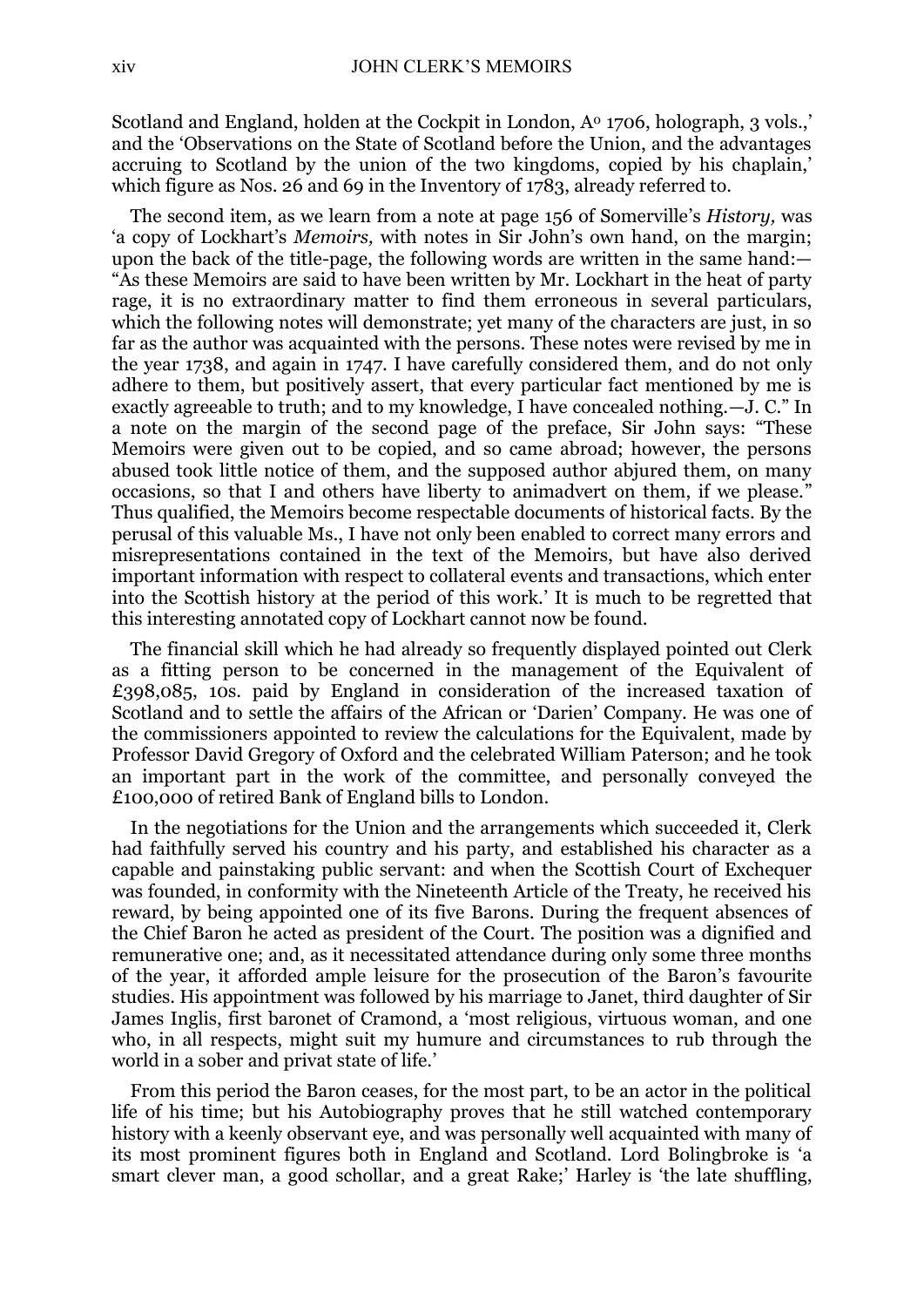Scotland and England, holden at the Cockpit in London, A° 1706, holograph, 3 vols.,' and the 'Observations on the State of Scotland before the Union, and the advantages accruing to Scotland by the union of the two kingdoms, copied by his chaplain,' which figure as Nos. 26 and 69 in the Inventory of 1783, already referred to.

The second item, as we learn from a note at page 156 of Somerville's *History,* was 'a copy of Lockhart's *Memoirs,* with notes in Sir John's own hand, on the margin; upon the back of the title-page, the following words are written in the same hand:—"As these Memoirs are said to have been written by Mr. Lockhart in the heat of party rage, it is no extraordinary matter to find them erroneous in several particulars, which the following notes will demonstrate; yet many of the characters are just, in so far as the author was acquainted with the persons. These notes were revised by me in the year 1738, and again in 1747. I have carefully considered them, and do not only adhere to them, but positively assert, that every particular fact mentioned by me is exactly agreeable to truth; and to my knowledge, I have concealed nothing.—J. C." In a note on the margin of the second page of the preface, Sir John says: "These Memoirs were given out to be copied, and so came abroad; however, the persons abused took little notice of them, and the supposed author abjured them, on many occasions, so that I and others have liberty to animadvert on them, if we please." Thus qualified, the Memoirs become respectable documents of historical facts. By the perusal of this valuable Ms., I have not only been enabled to correct many errors and misrepresentations contained in the text of the Memoirs, but have also derived important information with respect to collateral events and transactions, which enter into the Scottish history at the period of this work.' It is much to be regretted that this interesting annotated copy of Lockhart cannot now be found.

The financial skill which he had already so frequently displayed pointed out Clerk as a fitting person to be concerned in the management of the Equivalent of £398,085, 10s. paid by England in consideration of the increased taxation of Scotland and to settle the affairs of the African or 'Darien' Company. He was one of the commissioners appointed to review the calculations for the Equivalent, made by Professor David Gregory of Oxford and the celebrated William Paterson; and he took an important part in the work of the committee, and personally conveyed the £100,000 of retired Bank of England bills to London.

In the negotiations for the Union and the arrangements which succeeded it, Clerk had faithfully served his country and his party, and established his character as a capable and painstaking public servant: and when the Scottish Court of Exchequer was founded, in conformity with the Nineteenth Article of the Treaty, he received his reward, by being appointed one of its five Barons. During the frequent absences of the Chief Baron he acted as president of the Court. The position was a dignified and remunerative one; and, as it necessitated attendance during only some three months of the year, it afforded ample leisure for the prosecution of the Baron's favourite studies. His appointment was followed by his marriage to Janet, third daughter of Sir James Inglis, first baronet of Cramond, a 'most religious, virtuous woman, and one who, in all respects, might suit my humure and circumstances to rub through the world in a sober and privat state of life.'

From this period the Baron ceases, for the most part, to be an actor in the political life of his time; but his Autobiography proves that he still watched contemporary history with a keenly observant eye, and was personally well acquainted with many of its most prominent figures both in England and Scotland. Lord Bolingbroke is 'a smart clever man, a good schollar, and a great Rake;' Harley is 'the late shuffling,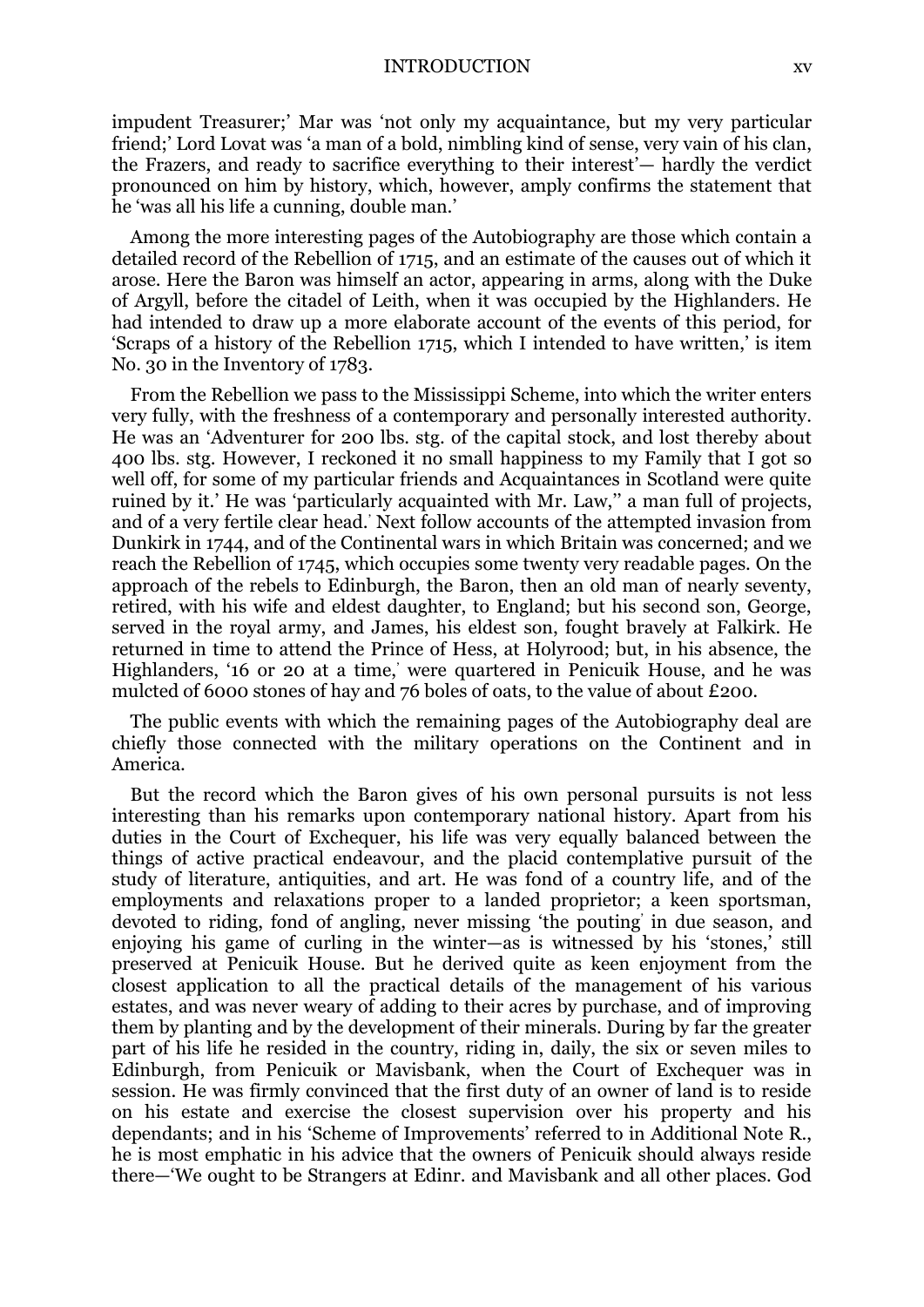impudent Treasurer;' Mar was 'not only my acquaintance, but my very particular friend;' Lord Lovat was 'a man of a bold, nimbling kind of sense, very vain of his clan, the Frazers, and ready to sacrifice everything to their interest'— hardly the verdict pronounced on him by history, which, however, amply confirms the statement that he 'was all his life a cunning, double man.'

Among the more interesting pages of the Autobiography are those which contain a detailed record of the Rebellion of 1715, and an estimate of the causes out of which it arose. Here the Baron was himself an actor, appearing in arms, along with the Duke of Argyll, before the citadel of Leith, when it was occupied by the Highlanders. He had intended to draw up a more elaborate account of the events of this period, for 'Scraps of a history of the Rebellion 1715, which I intended to have written,' is item No. 30 in the Inventory of 1783.

From the Rebellion we pass to the Mississippi Scheme, into which the writer enters very fully, with the freshness of a contemporary and personally interested authority. He was an 'Adventurer for 200 lbs. stg. of the capital stock, and lost thereby about 400 lbs. stg. However, I reckoned it no small happiness to my Family that I got so well off, for some of my particular friends and Acquaintances in Scotland were quite ruined by it.' He was 'particularly acquainted with Mr. Law,'' a man full of projects, and of a very fertile clear head.' Next follow accounts of the attempted invasion from Dunkirk in 1744, and of the Continental wars in which Britain was concerned; and we reach the Rebellion of 1745, which occupies some twenty very readable pages. On the approach of the rebels to Edinburgh, the Baron, then an old man of nearly seventy, retired, with his wife and eldest daughter, to England; but his second son, George, served in the royal army, and James, his eldest son, fought bravely at Falkirk. He returned in time to attend the Prince of Hess, at Holyrood; but, in his absence, the Highlanders, '16 or 20 at a time,' were quartered in Penicuik House, and he was mulcted of 6000 stones of hay and 76 boles of oats, to the value of about £200.

The public events with which the remaining pages of the Autobiography deal are chiefly those connected with the military operations on the Continent and in America.

But the record which the Baron gives of his own personal pursuits is not less interesting than his remarks upon contemporary national history. Apart from his duties in the Court of Exchequer, his life was very equally balanced between the things of active practical endeavour, and the placid contemplative pursuit of the study of literature, antiquities, and art. He was fond of a country life, and of the employments and relaxations proper to a landed proprietor; a keen sportsman, devoted to riding, fond of angling, never missing 'the pouting' in due season, and enjoying his game of curling in the winter—as is witnessed by his 'stones,' still preserved at Penicuik House. But he derived quite as keen enjoyment from the closest application to all the practical details of the management of his various estates, and was never weary of adding to their acres by purchase, and of improving them by planting and by the development of their minerals. During by far the greater part of his life he resided in the country, riding in, daily, the six or seven miles to Edinburgh, from Penicuik or Mavisbank, when the Court of Exchequer was in session. He was firmly convinced that the first duty of an owner of land is to reside on his estate and exercise the closest supervision over his property and his dependants; and in his 'Scheme of Improvements' referred to in Additional Note R., he is most emphatic in his advice that the owners of Penicuik should always reside there—'We ought to be Strangers at Edinr. and Mavisbank and all other places. God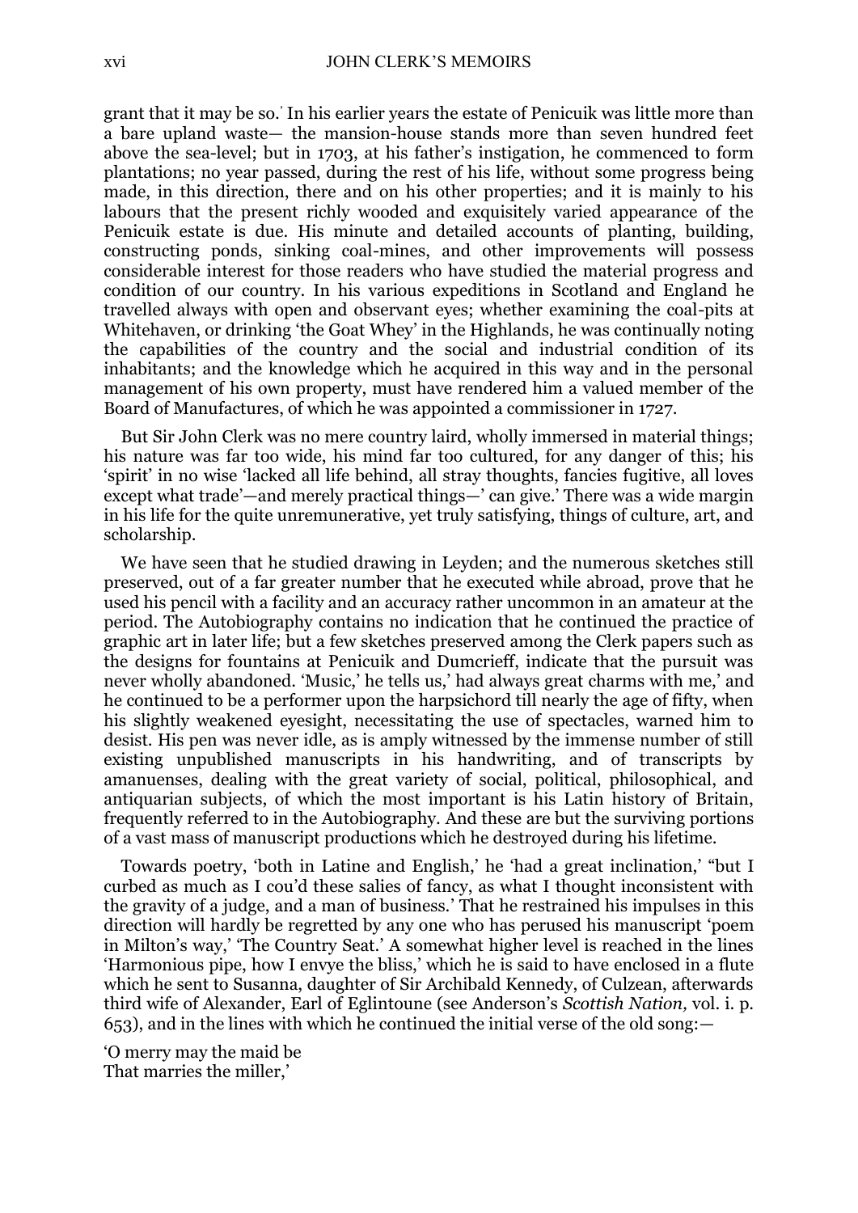grant that it may be so.' In his earlier years the estate of Penicuik was little more than a bare upland waste— the mansion-house stands more than seven hundred feet above the sea-level; but in 1703, at his father's instigation, he commenced to form plantations; no year passed, during the rest of his life, without some progress being made, in this direction, there and on his other properties; and it is mainly to his labours that the present richly wooded and exquisitely varied appearance of the Penicuik estate is due. His minute and detailed accounts of planting, building, constructing ponds, sinking coal-mines, and other improvements will possess considerable interest for those readers who have studied the material progress and condition of our country. In his various expeditions in Scotland and England he travelled always with open and observant eyes; whether examining the coal-pits at Whitehaven, or drinking 'the Goat Whey' in the Highlands, he was continually noting the capabilities of the country and the social and industrial condition of its inhabitants; and the knowledge which he acquired in this way and in the personal management of his own property, must have rendered him a valued member of the Board of Manufactures, of which he was appointed a commissioner in 1727.

But Sir John Clerk was no mere country laird, wholly immersed in material things; his nature was far too wide, his mind far too cultured, for any danger of this; his 'spirit' in no wise 'lacked all life behind, all stray thoughts, fancies fugitive, all loves except what trade'—and merely practical things—' can give.' There was a wide margin in his life for the quite unremunerative, yet truly satisfying, things of culture, art, and scholarship.

We have seen that he studied drawing in Leyden; and the numerous sketches still preserved, out of a far greater number that he executed while abroad, prove that he used his pencil with a facility and an accuracy rather uncommon in an amateur at the period. The Autobiography contains no indication that he continued the practice of graphic art in later life; but a few sketches preserved among the Clerk papers such as the designs for fountains at Penicuik and Dumcrieff, indicate that the pursuit was never wholly abandoned. 'Music,' he tells us,' had always great charms with me,' and he continued to be a performer upon the harpsichord till nearly the age of fifty, when his slightly weakened eyesight, necessitating the use of spectacles, warned him to desist. His pen was never idle, as is amply witnessed by the immense number of still existing unpublished manuscripts in his handwriting, and of transcripts by amanuenses, dealing with the great variety of social, political, philosophical, and antiquarian subjects, of which the most important is his Latin history of Britain, frequently referred to in the Autobiography. And these are but the surviving portions of a vast mass of manuscript productions which he destroyed during his lifetime.

Towards poetry, 'both in Latine and English,' he 'had a great inclination,' "but I curbed as much as I cou'd these salies of fancy, as what I thought inconsistent with the gravity of a judge, and a man of business.' That he restrained his impulses in this direction will hardly be regretted by any one who has perused his manuscript 'poem in Milton's way,' 'The Country Seat.' A somewhat higher level is reached in the lines 'Harmonious pipe, how I envye the bliss,' which he is said to have enclosed in a flute which he sent to Susanna, daughter of Sir Archibald Kennedy, of Culzean, afterwards third wife of Alexander, Earl of Eglintoune (see Anderson's *Scottish Nation,* vol. i. p. 653), and in the lines with which he continued the initial verse of the old song:—

'O merry may the maid be
That marries the miller,'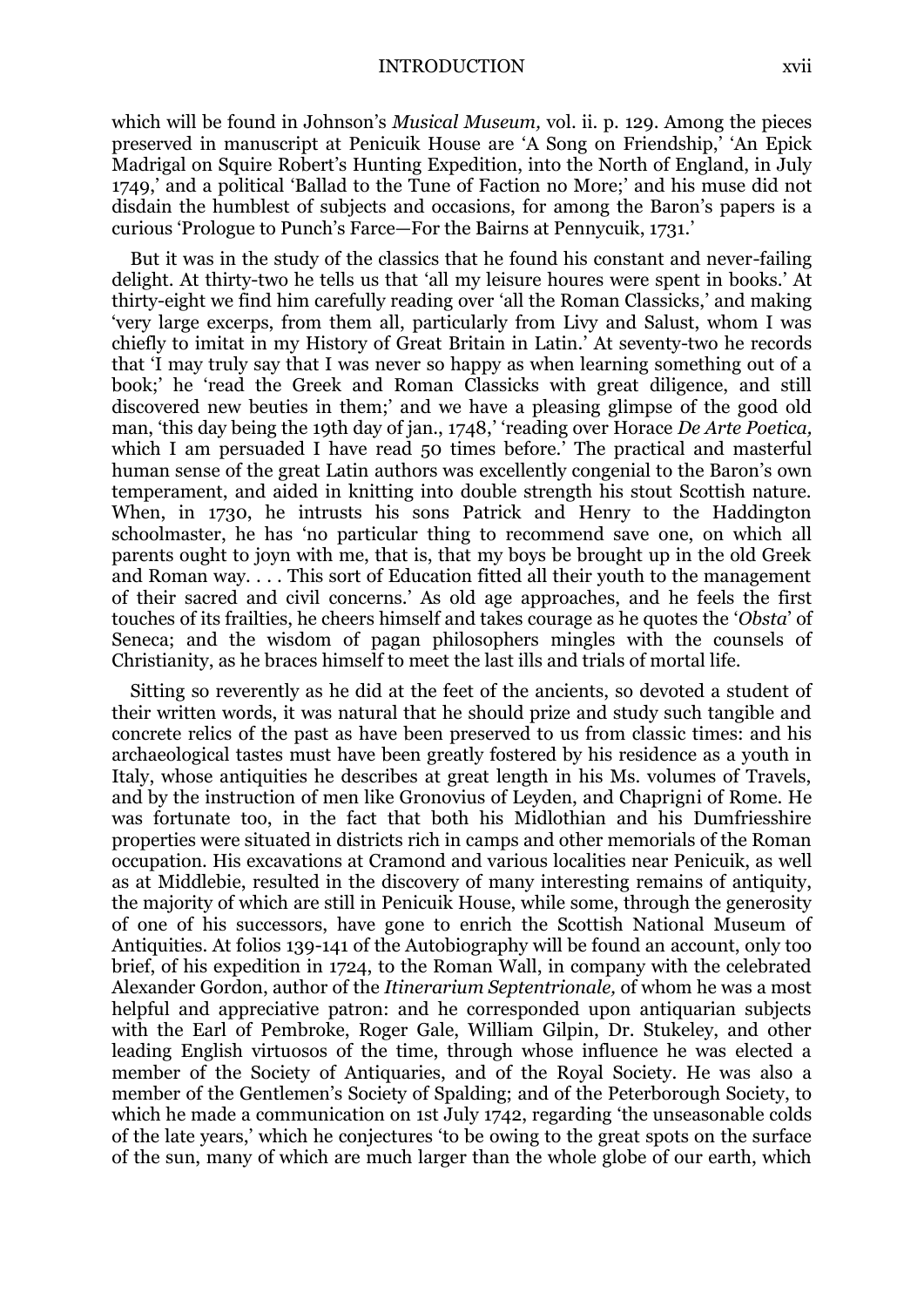which will be found in Johnson's *Musical Museum,* vol. ii. p. 129. Among the pieces preserved in manuscript at Penicuik House are 'A Song on Friendship,' 'An Epick Madrigal on Squire Robert's Hunting Expedition, into the North of England, in July 1749,' and a political 'Ballad to the Tune of Faction no More;' and his muse did not disdain the humblest of subjects and occasions, for among the Baron's papers is a curious 'Prologue to Punch's Farce—For the Bairns at Pennycuik, 1731.'

But it was in the study of the classics that he found his constant and never-failing delight. At thirty-two he tells us that 'all my leisure houres were spent in books.' At thirty-eight we find him carefully reading over 'all the Roman Classicks,' and making 'very large excerps, from them all, particularly from Livy and Salust, whom I was chiefly to imitat in my History of Great Britain in Latin.' At seventy-two he records that 'I may truly say that I was never so happy as when learning something out of a book;' he 'read the Greek and Roman Classicks with great diligence, and still discovered new beuties in them;' and we have a pleasing glimpse of the good old man, 'this day being the 19th day of jan., 1748,' 'reading over Horace *De Arte Poetica,* which I am persuaded I have read 50 times before.' The practical and masterful human sense of the great Latin authors was excellently congenial to the Baron's own temperament, and aided in knitting into double strength his stout Scottish nature. When, in 1730, he intrusts his sons Patrick and Henry to the Haddington schoolmaster, he has 'no particular thing to recommend save one, on which all parents ought to joyn with me, that is, that my boys be brought up in the old Greek and Roman way. . . . This sort of Education fitted all their youth to the management of their sacred and civil concerns.' As old age approaches, and he feels the first touches of its frailties, he cheers himself and takes courage as he quotes the '*Obsta*' of Seneca; and the wisdom of pagan philosophers mingles with the counsels of Christianity, as he braces himself to meet the last ills and trials of mortal life.

Sitting so reverently as he did at the feet of the ancients, so devoted a student of their written words, it was natural that he should prize and study such tangible and concrete relics of the past as have been preserved to us from classic times: and his archaeological tastes must have been greatly fostered by his residence as a youth in Italy, whose antiquities he describes at great length in his Ms. volumes of Travels, and by the instruction of men like Gronovius of Leyden, and Chaprigni of Rome. He was fortunate too, in the fact that both his Midlothian and his Dumfriesshire properties were situated in districts rich in camps and other memorials of the Roman occupation. His excavations at Cramond and various localities near Penicuik, as well as at Middlebie, resulted in the discovery of many interesting remains of antiquity, the majority of which are still in Penicuik House, while some, through the generosity of one of his successors, have gone to enrich the Scottish National Museum of Antiquities. At folios 139-141 of the Autobiography will be found an account, only too brief, of his expedition in 1724, to the Roman Wall, in company with the celebrated Alexander Gordon, author of the *Itinerarium Septentrionale,* of whom he was a most helpful and appreciative patron: and he corresponded upon antiquarian subjects with the Earl of Pembroke, Roger Gale, William Gilpin, Dr. Stukeley, and other leading English virtuosos of the time, through whose influence he was elected a member of the Society of Antiquaries, and of the Royal Society. He was also a member of the Gentlemen's Society of Spalding; and of the Peterborough Society, to which he made a communication on 1st July 1742, regarding 'the unseasonable colds of the late years,' which he conjectures 'to be owing to the great spots on the surface of the sun, many of which are much larger than the whole globe of our earth, which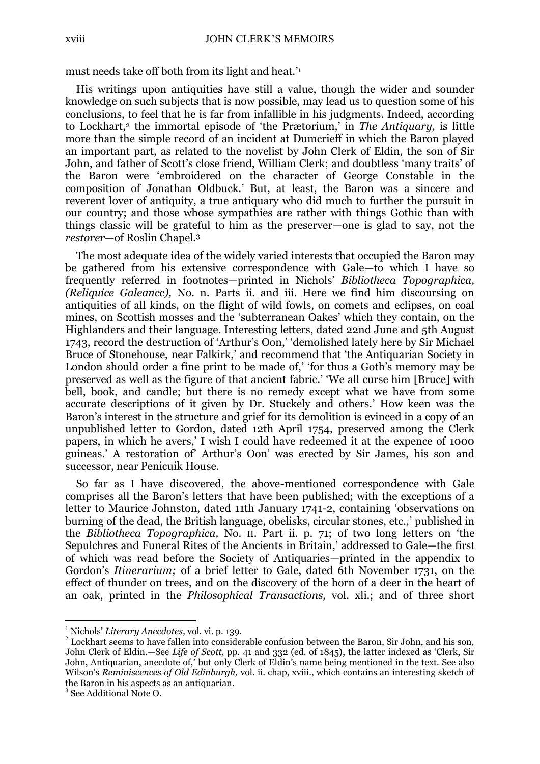must needs take off both from its light and heat.'[1]

His writings upon antiquities have still a value, though the wider and sounder knowledge on such subjects that is now possible, may lead us to question some of his conclusions, to feel that he is far from infallible in his judgments. Indeed, according to Lockhart,[2] the immortal episode of 'the Prætorium,' in *The Antiquary,* is little more than the simple record of an incident at Dumcrieff in which the Baron played an important part, as related to the novelist by John Clerk of Eldin, the son of Sir John, and father of Scott's close friend, William Clerk; and doubtless 'many traits' of the Baron were 'embroidered on the character of George Constable in the composition of Jonathan Oldbuck.' But, at least, the Baron was a sincere and reverent lover of antiquity, a true antiquary who did much to further the pursuit in our country; and those whose sympathies are rather with things Gothic than with things classic will be grateful to him as the preserver—one is glad to say, not the *restorer*—of Roslin Chapel.[3]

The most adequate idea of the widely varied interests that occupied the Baron may be gathered from his extensive correspondence with Gale—to which I have so frequently referred in footnotes—printed in Nichols' *Bibliotheca Topographica, (Reliquice Galeancc),* No. n. Parts ii. and iii. Here we find him discoursing on antiquities of all kinds, on the flight of wild fowls, on comets and eclipses, on coal mines, on Scottish mosses and the 'subterranean Oakes' which they contain, on the Highlanders and their language. Interesting letters, dated 22nd June and 5th August 1743, record the destruction of 'Arthur's Oon,' 'demolished lately here by Sir Michael Bruce of Stonehouse, near Falkirk,' and recommend that 'the Antiquarian Society in London should order a fine print to be made of,' 'for thus a Goth's memory may be preserved as well as the figure of that ancient fabric.' 'We all curse him [Bruce] with bell, book, and candle; but there is no remedy except what we have from some accurate descriptions of it given by Dr. Stuckely and others.' How keen was the Baron's interest in the structure and grief for its demolition is evinced in a copy of an unpublished letter to Gordon, dated 12th April 1754, preserved among the Clerk papers, in which he avers,' I wish I could have redeemed it at the expence of 1000 guineas.' A restoration of' Arthur's Oon' was erected by Sir James, his son and successor, near Penicuik House.

So far as I have discovered, the above-mentioned correspondence with Gale comprises all the Baron's letters that have been published; with the exceptions of a letter to Maurice Johnston, dated 11th January 1741-2, containing 'observations on burning of the dead, the British language, obelisks, circular stones, etc.,' published in the *Bibliotheca Topographica,* No. II. Part ii. p. 71; of two long letters on 'the Sepulchres and Funeral Rites of the Ancients in Britain,' addressed to Gale—the first of which was read before the Society of Antiquaries—printed in the appendix to Gordon's *Itinerarium;* of a brief letter to Gale, dated 6th November 1731, on the effect of thunder on trees, and on the discovery of the horn of a deer in the heart of an oak, printed in the *Philosophical Transactions,* vol. xli.; and of three short

[1] Nichols' *Literary Anecdotes,* vol. vi. p. 139.

[2] Lockhart seems to have fallen into considerable confusion between the Baron, Sir John, and his son, John Clerk of Eldin.—See *Life of Scott,* pp. 41 and 332 (ed. of 1845), the latter indexed as 'Clerk, Sir John, Antiquarian, anecdote of,' but only Clerk of Eldin's name being mentioned in the text. See also Wilson's *Reminiscences of Old Edinburgh,* vol. ii. chap, xviii., which contains an interesting sketch of the Baron in his aspects as an antiquarian.

[3] See Additional Note O.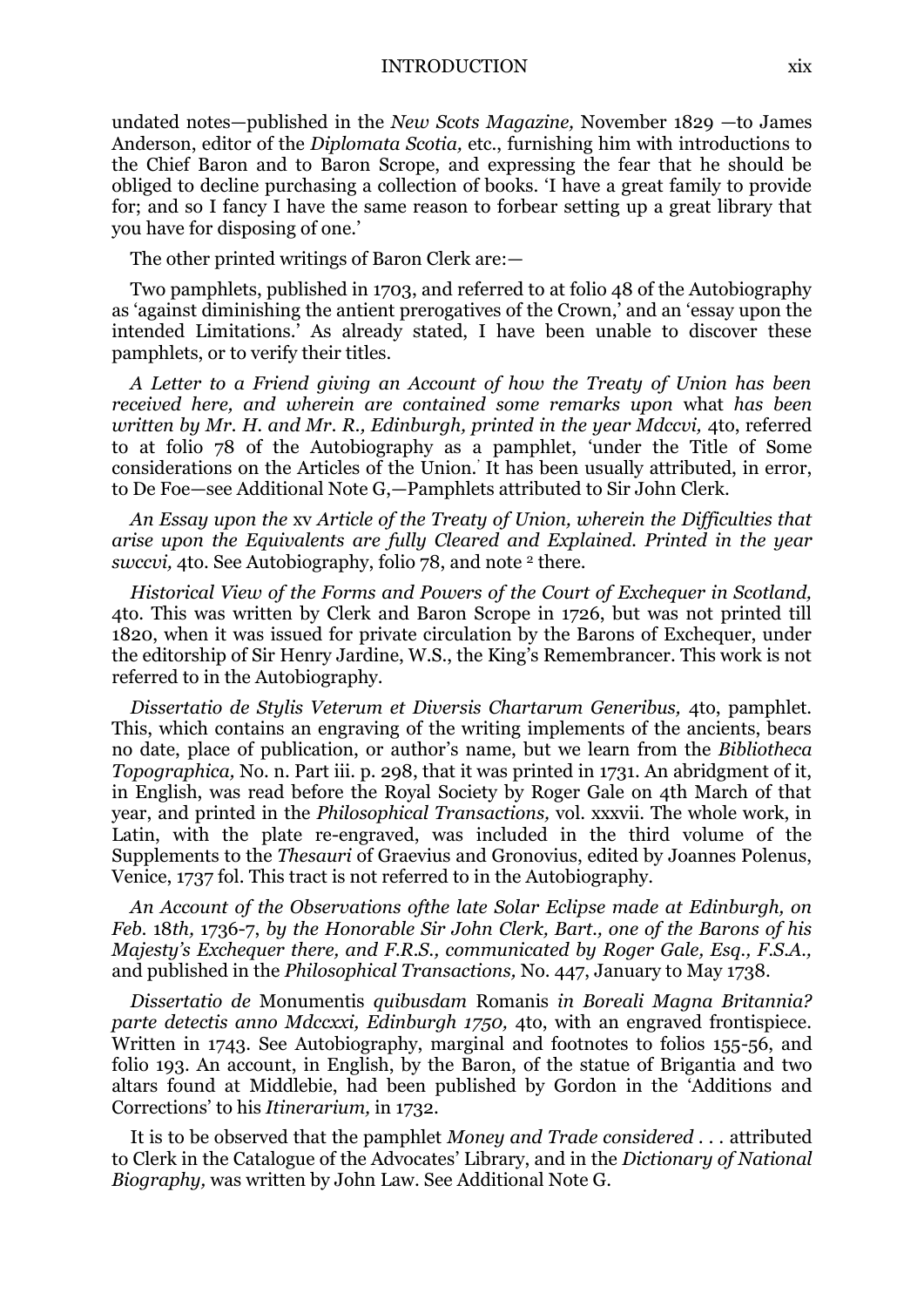undated notes—published in the *New Scots Magazine,* November 1829 —to James Anderson, editor of the *Diplomata Scotia,* etc., furnishing him with introductions to the Chief Baron and to Baron Scrope, and expressing the fear that he should be obliged to decline purchasing a collection of books. 'I have a great family to provide for; and so I fancy I have the same reason to forbear setting up a great library that you have for disposing of one.'

The other printed writings of Baron Clerk are:—

Two pamphlets, published in 1703, and referred to at folio 48 of the Autobiography as 'against diminishing the antient prerogatives of the Crown,' and an 'essay upon the intended Limitations.' As already stated, I have been unable to discover these pamphlets, or to verify their titles.

*A Letter to a Friend giving an Account of how the Treaty of Union has been received here, and wherein are contained some remarks upon* what *has been written by Mr. H. and Mr. R., Edinburgh, printed in the year Mdccvi,* 4to, referred to at folio 78 of the Autobiography as a pamphlet, 'under the Title of Some considerations on the Articles of the Union.' It has been usually attributed, in error, to De Foe—see Additional Note G,—Pamphlets attributed to Sir John Clerk.

*An Essay upon the* xv *Article of the Treaty of Union, wherein the Difficulties that arise upon the Equivalents are fully Cleared and Explained. Printed in the year swccvi,* 4to. See Autobiography, folio 78, and note [2] there.

*Historical View of the Forms and Powers of the Court of Exchequer in Scotland,* 4to. This was written by Clerk and Baron Scrope in 1726, but was not printed till 1820, when it was issued for private circulation by the Barons of Exchequer, under the editorship of Sir Henry Jardine, W.S., the King's Remembrancer. This work is not referred to in the Autobiography.

*Dissertatio de Stylis Veterum et Diversis Chartarum Generibus,* 4to, pamphlet. This, which contains an engraving of the writing implements of the ancients, bears no date, place of publication, or author's name, but we learn from the *Bibliotheca Topographica,* No. n. Part iii. p. 298, that it was printed in 1731. An abridgment of it, in English, was read before the Royal Society by Roger Gale on 4th March of that year, and printed in the *Philosophical Transactions,* vol. xxxvii. The whole work, in Latin, with the plate re-engraved, was included in the third volume of the Supplements to the *Thesauri* of Graevius and Gronovius, edited by Joannes Polenus, Venice, 1737 fol. This tract is not referred to in the Autobiography.

*An Account of the Observations ofthe late Solar Eclipse made at Edinburgh, on Feb.* 18*th,* 1736-7, *by the Honorable Sir John Clerk, Bart., one of the Barons of his Majesty's Exchequer there, and F.R.S., communicated by Roger Gale, Esq., F.S.A.,* and published in the *Philosophical Transactions,* No. 447, January to May 1738.

*Dissertatio de* Monumentis *quibusdam* Romanis *in Boreali Magna Britannia? parte detectis anno Mdccxxi, Edinburgh 1750,* 4to, with an engraved frontispiece. Written in 1743. See Autobiography, marginal and footnotes to folios 155-56, and folio 193. An account, in English, by the Baron, of the statue of Brigantia and two altars found at Middlebie, had been published by Gordon in the 'Additions and Corrections' to his *Itinerarium,* in 1732.

It is to be observed that the pamphlet *Money and Trade considered* . . . attributed to Clerk in the Catalogue of the Advocates' Library, and in the *Dictionary of National Biography,* was written by John Law. See Additional Note G.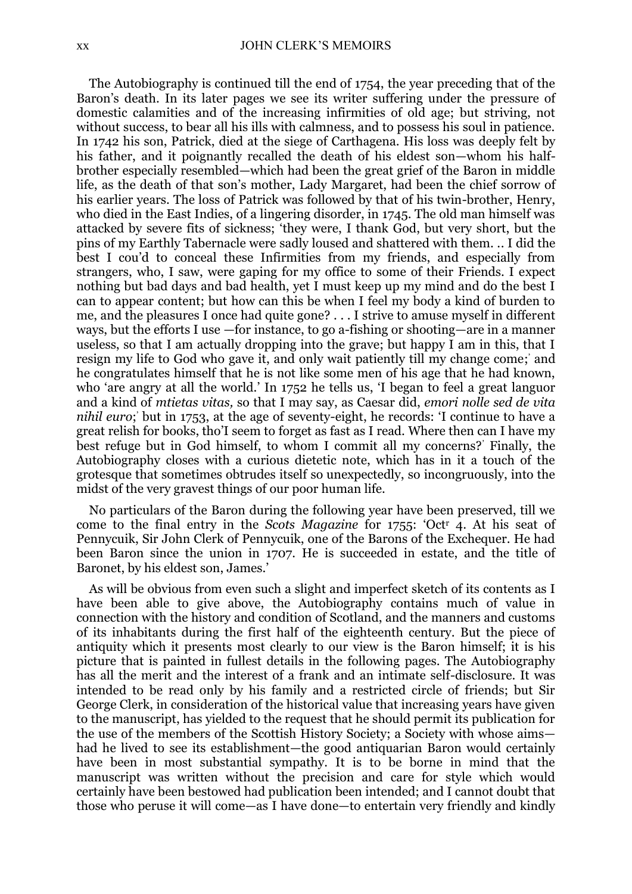The Autobiography is continued till the end of 1754, the year preceding that of the Baron's death. In its later pages we see its writer suffering under the pressure of domestic calamities and of the increasing infirmities of old age; but striving, not without success, to bear all his ills with calmness, and to possess his soul in patience. In 1742 his son, Patrick, died at the siege of Carthagena. His loss was deeply felt by his father, and it poignantly recalled the death of his eldest son—whom his half-brother especially resembled—which had been the great grief of the Baron in middle life, as the death of that son's mother, Lady Margaret, had been the chief sorrow of his earlier years. The loss of Patrick was followed by that of his twin-brother, Henry, who died in the East Indies, of a lingering disorder, in 1745. The old man himself was attacked by severe fits of sickness; 'they were, I thank God, but very short, but the pins of my Earthly Tabernacle were sadly loused and shattered with them. .. I did the best I cou'd to conceal these Infirmities from my friends, and especially from strangers, who, I saw, were gaping for my office to some of their Friends. I expect nothing but bad days and bad health, yet I must keep up my mind and do the best I can to appear content; but how can this be when I feel my body a kind of burden to me, and the pleasures I once had quite gone? . . . I strive to amuse myself in different ways, but the efforts I use —for instance, to go a-fishing or shooting—are in a manner useless, so that I am actually dropping into the grave; but happy I am in this, that I resign my life to God who gave it, and only wait patiently till my change come;' and he congratulates himself that he is not like some men of his age that he had known, who 'are angry at all the world.' In 1752 he tells us, 'I began to feel a great languor and a kind of *mtietas vitas,* so that I may say, as Caesar did, *emori nolle sed de vita nihil euro*;' but in 1753, at the age of seventy-eight, he records: 'I continue to have a great relish for books, tho'I seem to forget as fast as I read. Where then can I have my best refuge but in God himself, to whom I commit all my concerns?' Finally, the Autobiography closes with a curious dietetic note, which has in it a touch of the grotesque that sometimes obtrudes itself so unexpectedly, so incongruously, into the midst of the very gravest things of our poor human life.

No particulars of the Baron during the following year have been preserved, till we come to the final entry in the *Scots Magazine* for 1755: 'Oct^r 4. At his seat of Pennycuik, Sir John Clerk of Pennycuik, one of the Barons of the Exchequer. He had been Baron since the union in 1707. He is succeeded in estate, and the title of Baronet, by his eldest son, James.'

As will be obvious from even such a slight and imperfect sketch of its contents as I have been able to give above, the Autobiography contains much of value in connection with the history and condition of Scotland, and the manners and customs of its inhabitants during the first half of the eighteenth century. But the piece of antiquity which it presents most clearly to our view is the Baron himself; it is his picture that is painted in fullest details in the following pages. The Autobiography has all the merit and the interest of a frank and an intimate self-disclosure. It was intended to be read only by his family and a restricted circle of friends; but Sir George Clerk, in consideration of the historical value that increasing years have given to the manuscript, has yielded to the request that he should permit its publication for the use of the members of the Scottish History Society; a Society with whose aims—had he lived to see its establishment—the good antiquarian Baron would certainly have been in most substantial sympathy. It is to be borne in mind that the manuscript was written without the precision and care for style which would certainly have been bestowed had publication been intended; and I cannot doubt that those who peruse it will come—as I have done—to entertain very friendly and kindly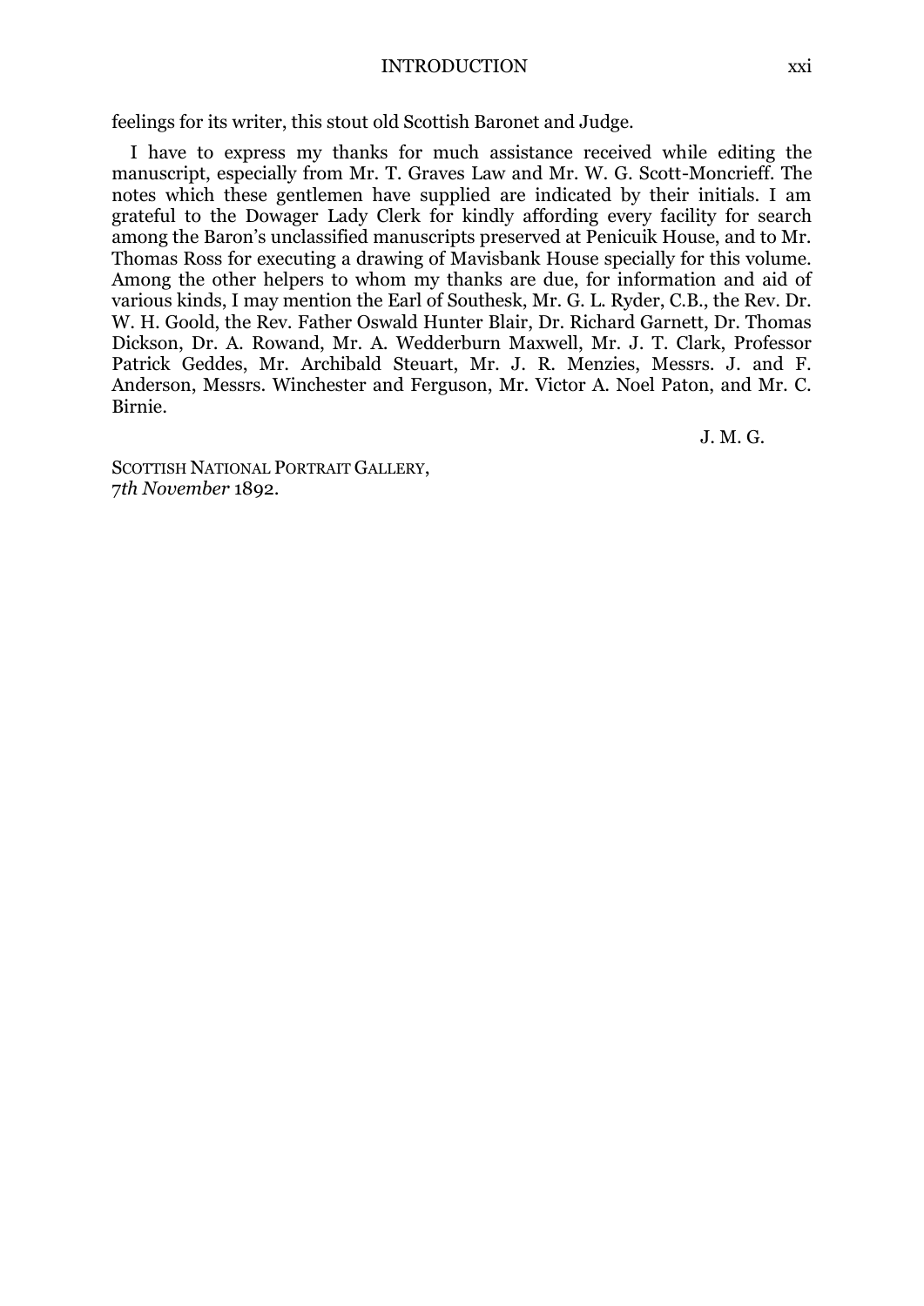feelings for its writer, this stout old Scottish Baronet and Judge.

I have to express my thanks for much assistance received while editing the manuscript, especially from Mr. T. Graves Law and Mr. W. G. Scott-Moncrieff. The notes which these gentlemen have supplied are indicated by their initials. I am grateful to the Dowager Lady Clerk for kindly affording every facility for search among the Baron's unclassified manuscripts preserved at Penicuik House, and to Mr. Thomas Ross for executing a drawing of Mavisbank House specially for this volume. Among the other helpers to whom my thanks are due, for information and aid of various kinds, I may mention the Earl of Southesk, Mr. G. L. Ryder, C.B., the Rev. Dr. W. H. Goold, the Rev. Father Oswald Hunter Blair, Dr. Richard Garnett, Dr. Thomas Dickson, Dr. A. Rowand, Mr. A. Wedderburn Maxwell, Mr. J. T. Clark, Professor Patrick Geddes, Mr. Archibald Steuart, Mr. J. R. Menzies, Messrs. J. and F. Anderson, Messrs. Winchester and Ferguson, Mr. Victor A. Noel Paton, and Mr. C. Birnie.

J. M. G.

SCOTTISH NATIONAL PORTRAIT GALLERY,
*7th November* 1892.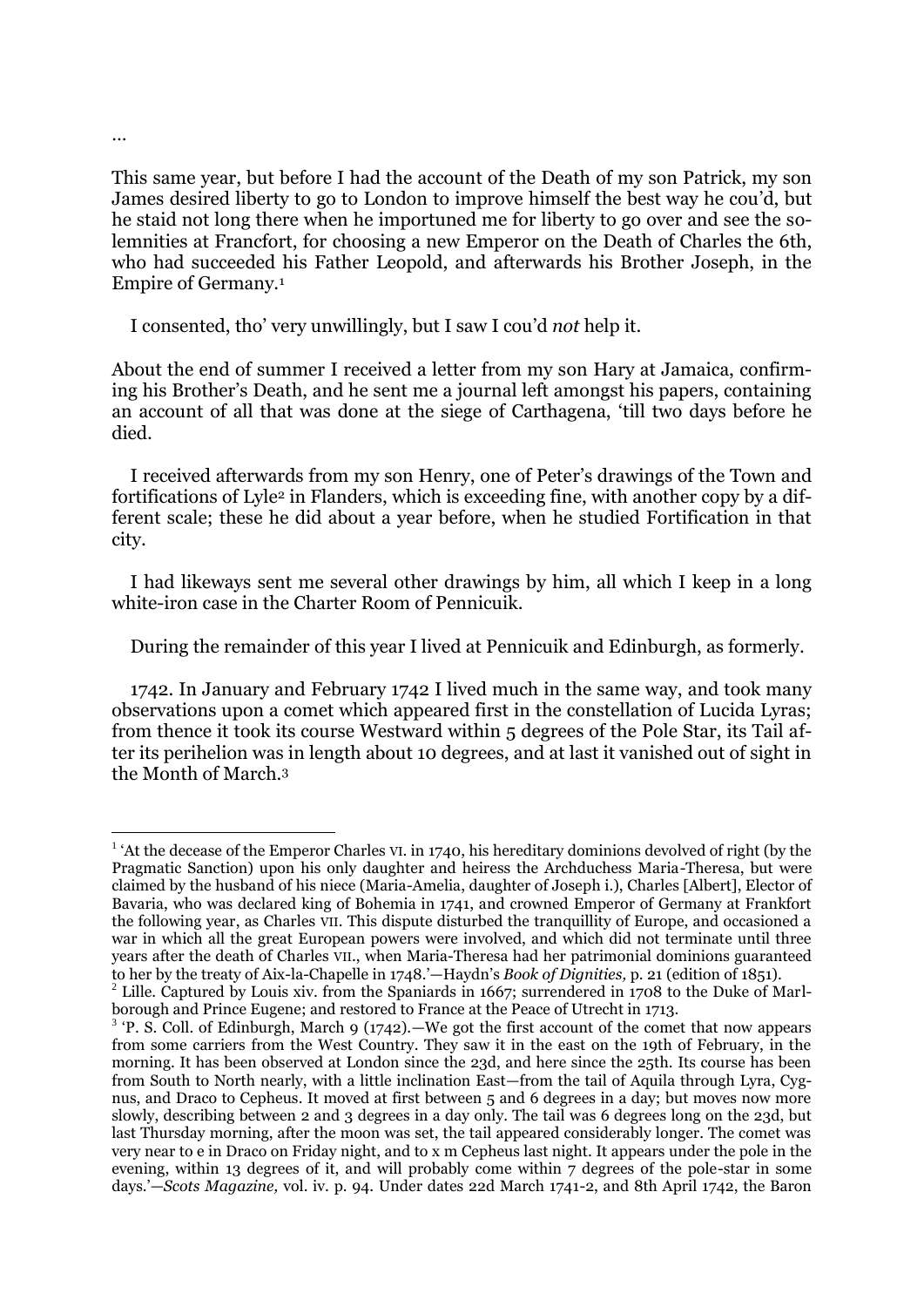...

This same year, but before I had the account of the Death of my son Patrick, my son James desired liberty to go to London to improve himself the best way he cou'd, but he staid not long there when he importuned me for liberty to go over and see the solemnities at Francfort, for choosing a new Emperor on the Death of Charles the 6th, who had succeeded his Father Leopold, and afterwards his Brother Joseph, in the Empire of Germany.[1]

I consented, tho' very unwillingly, but I saw I cou'd *not* help it.

About the end of summer I received a letter from my son Hary at Jamaica, confirming his Brother's Death, and he sent me a journal left amongst his papers, containing an account of all that was done at the siege of Carthagena, 'till two days before he died.

I received afterwards from my son Henry, one of Peter's drawings of the Town and fortifications of Lyle[2] in Flanders, which is exceeding fine, with another copy by a different scale; these he did about a year before, when he studied Fortification in that city.

I had likeways sent me several other drawings by him, all which I keep in a long white-iron case in the Charter Room of Pennicuik.

During the remainder of this year I lived at Pennicuik and Edinburgh, as formerly.

1742. In January and February 1742 I lived much in the same way, and took many observations upon a comet which appeared first in the constellation of Lucida Lyras; from thence it took its course Westward within 5 degrees of the Pole Star, its Tail after its perihelion was in length about 10 degrees, and at last it vanished out of sight in the Month of March.[3]

---

[1] 'At the decease of the Emperor Charles VI. in 1740, his hereditary dominions devolved of right (by the Pragmatic Sanction) upon his only daughter and heiress the Archduchess Maria-Theresa, but were claimed by the husband of his niece (Maria-Amelia, daughter of Joseph i.), Charles [Albert], Elector of Bavaria, who was declared king of Bohemia in 1741, and crowned Emperor of Germany at Frankfort the following year, as Charles VII. This dispute disturbed the tranquillity of Europe, and occasioned a war in which all the great European powers were involved, and which did not terminate until three years after the death of Charles VII., when Maria-Theresa had her patrimonial dominions guaranteed to her by the treaty of Aix-la-Chapelle in 1748.'—Haydn's *Book of Dignities,* p. 21 (edition of 1851).

[2] Lille. Captured by Louis xiv. from the Spaniards in 1667; surrendered in 1708 to the Duke of Marlborough and Prince Eugene; and restored to France at the Peace of Utrecht in 1713.

[3] 'P. S. Coll. of Edinburgh, March 9 (1742).—We got the first account of the comet that now appears from some carriers from the West Country. They saw it in the east on the 19th of February, in the morning. It has been observed at London since the 23d, and here since the 25th. Its course has been from South to North nearly, with a little inclination East—from the tail of Aquila through Lyra, Cygnus, and Draco to Cepheus. It moved at first between 5 and 6 degrees in a day; but moves now more slowly, describing between 2 and 3 degrees in a day only. The tail was 6 degrees long on the 23d, but last Thursday morning, after the moon was set, the tail appeared considerably longer. The comet was very near to e in Draco on Friday night, and to x m Cepheus last night. It appears under the pole in the evening, within 13 degrees of it, and will probably come within 7 degrees of the pole-star in some days.'—*Scots Magazine,* vol. iv. p. 94. Under dates 22d March 1741-2, and 8th April 1742, the Baron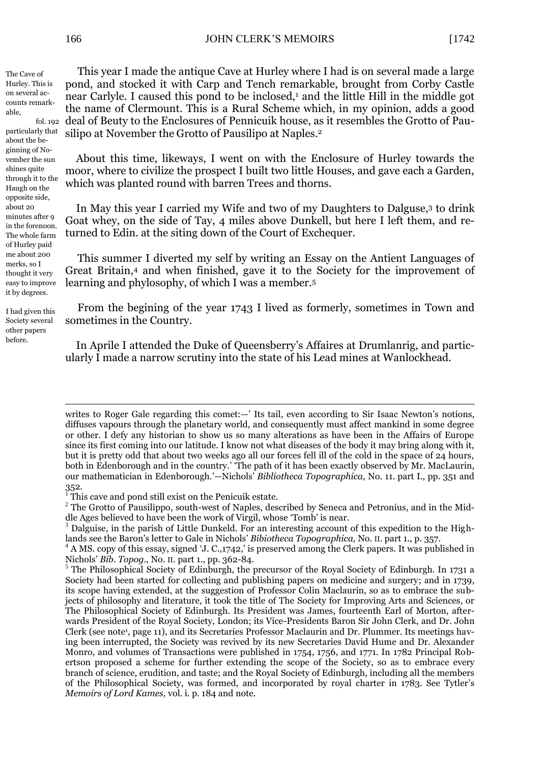The Cave of Hurley. This is on several accounts remarkable, particularly that about the beginning of November the sun shines quite through it to the Haugh on the opposite side, about 20 minutes after 9 in the forenoon. The whole farm of Hurley paid me about 200 merks, so I thought it very easy to improve it by degrees.

This year I made the antique Cave at Hurley where I had is on several made a large pond, and stocked it with Carp and Tench remarkable, brought from Corby Castle near Carlyle. I caused this pond to be inclosed,[1] and the little Hill in the middle got the name of Clermount. This is a Rural Scheme which, in my opinion, adds a good fol. 192 deal of Beuty to the Enclosures of Pennicuik house, as it resembles the Grotto of Pausilipo at November the Grotto of Pausilipo at Naples.[2]

About this time, likeways, I went on with the Enclosure of Hurley towards the moor, where to civilize the prospect I built two little Houses, and gave each a Garden, which was planted round with barren Trees and thorns.

In May this year I carried my Wife and two of my Daughters to Dalguse,[3] to drink Goat whey, on the side of Tay, 4 miles above Dunkell, but here I left them, and returned to Edin. at the siting down of the Court of Exchequer.

I had given this Society several other papers before.

This summer I diverted my self by writing an Essay on the Antient Languages of Great Britain,[4] and when finished, gave it to the Society for the improvement of learning and phylosophy, of which I was a member.[5]

From the begining of the year 1743 I lived as formerly, sometimes in Town and sometimes in the Country.

In Aprile I attended the Duke of Queensberry's Affaires at Drumlanrig, and particularly I made a narrow scrutiny into the state of his Lead mines at Wanlockhead.

---

writes to Roger Gale regarding this comet:—' Its tail, even according to Sir Isaac Newton's notions, diffuses vapours through the planetary world, and consequently must affect mankind in some degree or other. I defy any historian to show us so many alterations as have been in the Affairs of Europe since its first coming into our latitude. I know not what diseases of the body it may bring along with it, but it is pretty odd that about two weeks ago all our forces fell ill of the cold in the space of 24 hours, both in Edenborough and in the country.' 'The path of it has been exactly observed by Mr. MacLaurin, our mathematician in Edenborough.'—Nichols' *Bibliotheca Topographica,* No. 11. part I., pp. 351 and 352.

[1] This cave and pond still exist on the Penicuik estate.

[2] The Grotto of Pausilippo, south-west of Naples, described by Seneca and Petronius, and in the Middle Ages believed to have been the work of Virgil, whose 'Tomb' is near.

[3] Dalguise, in the parish of Little Dunkeld. For an interesting account of this expedition to the Highlands see the Baron's letter to Gale in Nichols' *Bibiotheca Topographica,* No. II. part 1., p. 357.

[4] A MS. copy of this essay, signed 'J. C.,1742,' is preserved among the Clerk papers. It was published in Nichols' *Bib. Topog.,* No. II. part 1., pp. 362-84.

[5] The Philosophical Society of Edinburgh, the precursor of the Royal Society of Edinburgh. In 1731 a Society had been started for collecting and publishing papers on medicine and surgery; and in 1739, its scope having extended, at the suggestion of Professor Colin Maclaurin, so as to embrace the subjects of philosophy and literature, it took the title of The Society for Improving Arts and Sciences, or The Philosophical Society of Edinburgh. Its President was James, fourteenth Earl of Morton, afterwards President of the Royal Society, London; its Vice-Presidents Baron Sir John Clerk, and Dr. John Clerk (see note[1], page 11), and its Secretaries Professor Maclaurin and Dr. Plummer. Its meetings having been interrupted, the Society was revived by its new Secretaries David Hume and Dr. Alexander Monro, and volumes of Transactions were published in 1754, 1756, and 1771. In 1782 Principal Robertson proposed a scheme for further extending the scope of the Society, so as to embrace every branch of science, erudition, and taste; and the Royal Society of Edinburgh, including all the members of the Philosophical Society, was formed, and incorporated by royal charter in 1783. See Tytler's *Memoirs of Lord Kames,* vol. i. p. 184 and note.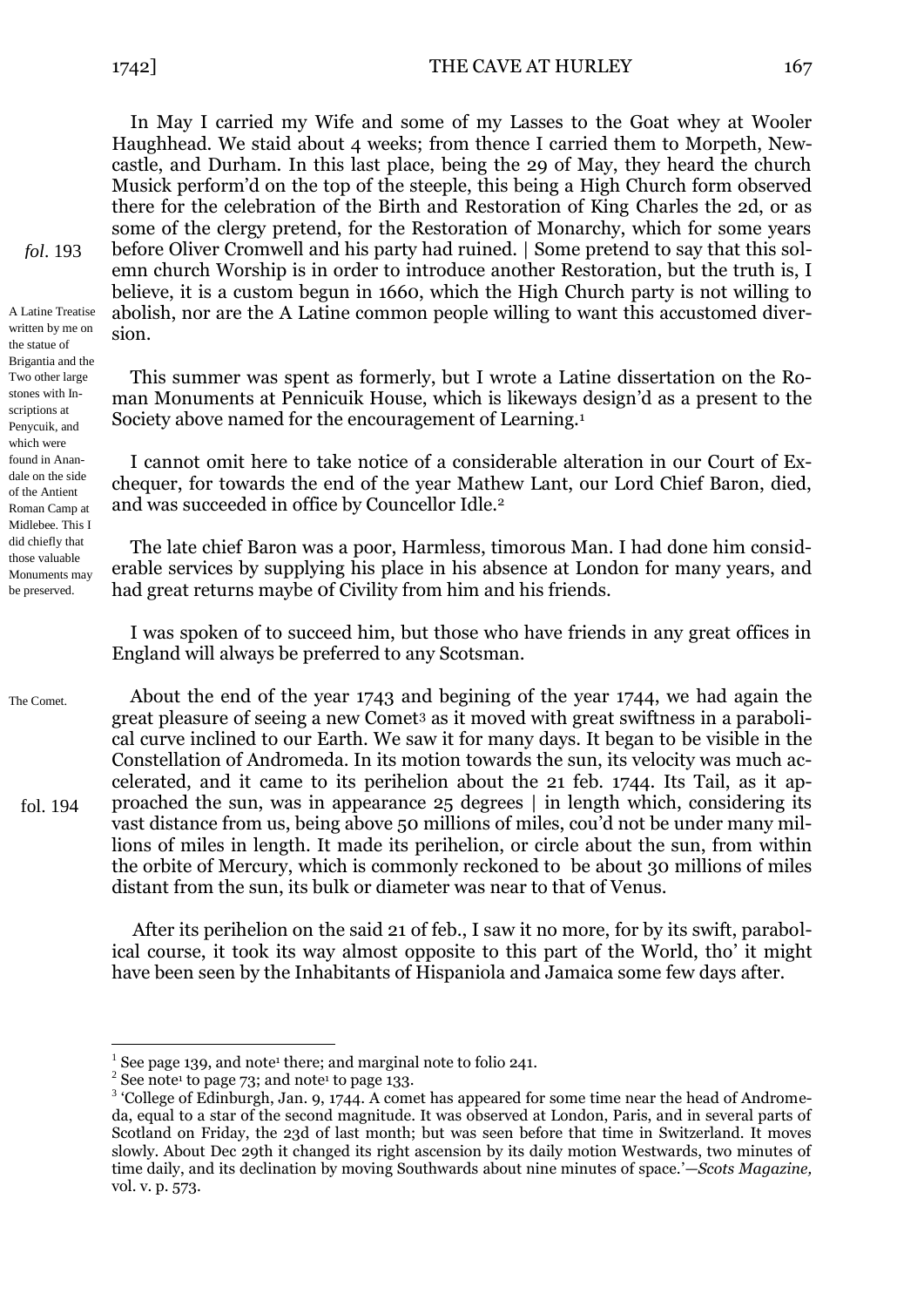In May I carried my Wife and some of my Lasses to the Goat whey at Wooler Haughhead. We staid about 4 weeks; from thence I carried them to Morpeth, Newcastle, and Durham. In this last place, being the 29 of May, they heard the church Musick perform'd on the top of the steeple, this being a High Church form observed there for the celebration of the Birth and Restoration of King Charles the 2d, or as some of the clergy pretend, for the Restoration of Monarchy, which for some years before Oliver Cromwell and his party had ruined. | Some pretend to say that this solemn church Worship is in order to introduce another Restoration, but the truth is, I believe, it is a custom begun in 1660, which the High Church party is not willing to abolish, nor are the A Latine common people willing to want this accustomed diversion.

*fol.* 193

A Latine Treatise written by me on the statue of Brigantia and the Two other large stones with Inscriptions at Penycuik, and which were found in Anandale on the side of the Antient Roman Camp at Midlebee. This I did chiefly that those valuable Monuments may be preserved.

This summer was spent as formerly, but I wrote a Latine dissertation on the Roman Monuments at Pennicuik House, which is likeways design'd as a present to the Society above named for the encouragement of Learning.[1]

I cannot omit here to take notice of a considerable alteration in our Court of Exchequer, for towards the end of the year Mathew Lant, our Lord Chief Baron, died, and was succeeded in office by Councellor Idle.[2]

The late chief Baron was a poor, Harmless, timorous Man. I had done him considerable services by supplying his place in his absence at London for many years, and had great returns maybe of Civility from him and his friends.

I was spoken of to succeed him, but those who have friends in any great offices in England will always be preferred to any Scotsman.

The Comet.

About the end of the year 1743 and begining of the year 1744, we had again the great pleasure of seeing a new Comet[3] as it moved with great swiftness in a parabolical curve inclined to our Earth. We saw it for many days. It began to be visible in the Constellation of Andromeda. In its motion towards the sun, its velocity was much accelerated, and it came to its perihelion about the 21 feb. 1744. Its Tail, as it approached the sun, was in appearance 25 degrees | in length which, considering its vast distance from us, being above 50 millions of miles, cou'd not be under many millions of miles in length. It made its perihelion, or circle about the sun, from within the orbite of Mercury, which is commonly reckoned to be about 30 millions of miles distant from the sun, its bulk or diameter was near to that of Venus.

fol. 194

After its perihelion on the said 21 of feb., I saw it no more, for by its swift, parabolical course, it took its way almost opposite to this part of the World, tho' it might have been seen by the Inhabitants of Hispaniola and Jamaica some few days after.

---

[1] See page 139, and note[1] there; and marginal note to folio 241.

[2] See note[1] to page 73; and note[1] to page 133.

[3] 'College of Edinburgh, Jan. 9, 1744. A comet has appeared for some time near the head of Andromeda, equal to a star of the second magnitude. It was observed at London, Paris, and in several parts of Scotland on Friday, the 23d of last month; but was seen before that time in Switzerland. It moves slowly. About Dec 29th it changed its right ascension by its daily motion Westwards, two minutes of time daily, and its declination by moving Southwards about nine minutes of space.'—*Scots Magazine,* vol. v. p. 573.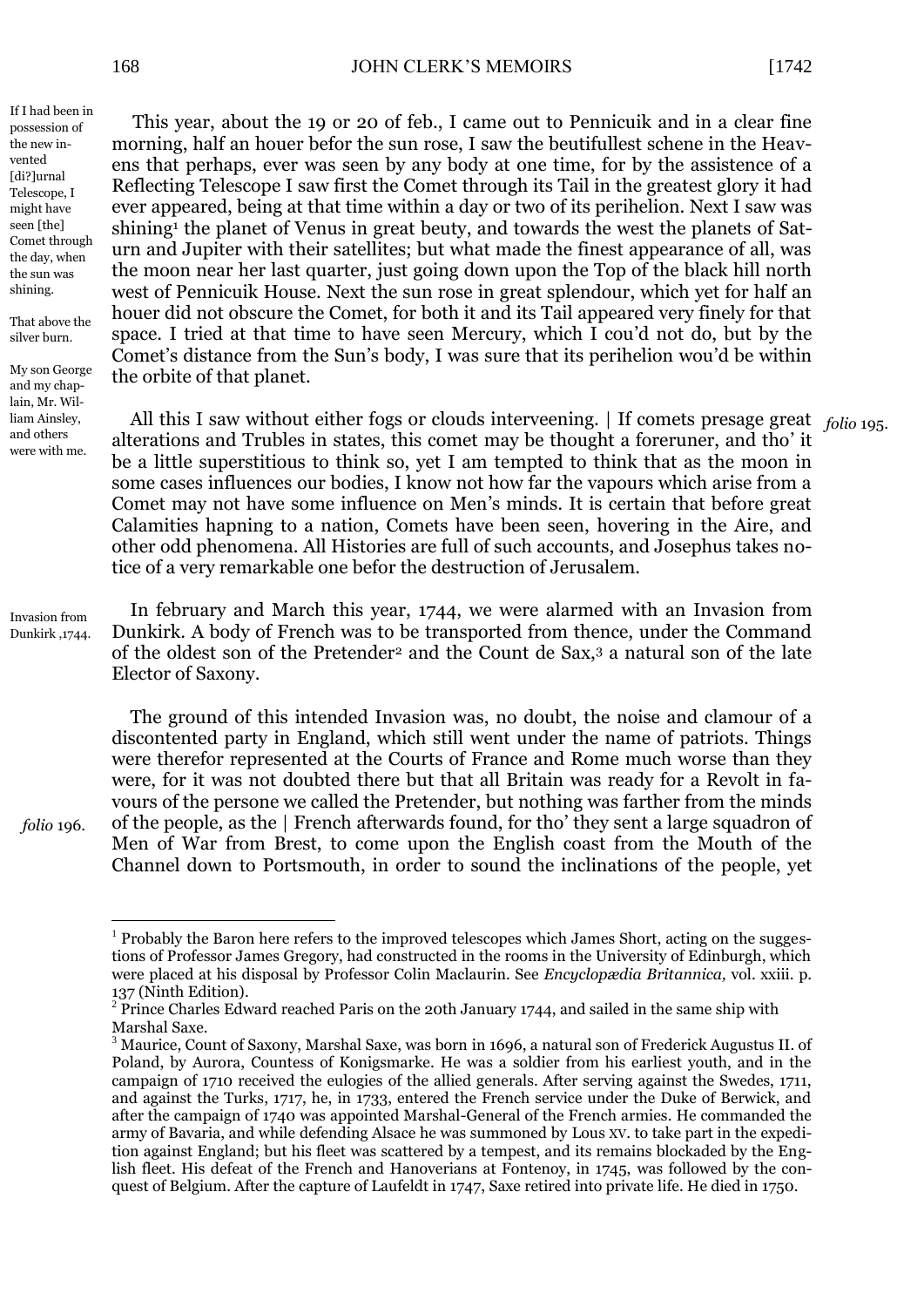If I had been in possession of the new invented [di?]urnal Telescope, I might have seen [the] Comet through the day, when the sun was shining.

That above the silver burn.

My son George and my chaplain, Mr. William Ainsley, and others were with me.

This year, about the 19 or 20 of feb., I came out to Pennicuik and in a clear fine morning, half an houer befor the sun rose, I saw the beutifullest schene in the Heavens that perhaps, ever was seen by any body at one time, for by the assistence of a Reflecting Telescope I saw first the Comet through its Tail in the greatest glory it had ever appeared, being at that time within a day or two of its perihelion. Next I saw was shining[1] the planet of Venus in great beuty, and towards the west the planets of Saturn and Jupiter with their satellites; but what made the finest appearance of all, was the moon near her last quarter, just going down upon the Top of the black hill north west of Pennicuik House. Next the sun rose in great splendour, which yet for half an houer did not obscure the Comet, for both it and its Tail appeared very finely for that space. I tried at that time to have seen Mercury, which I cou'd not do, but by the Comet's distance from the Sun's body, I was sure that its perihelion wou'd be within the orbite of that planet.

All this I saw without either fogs or clouds interveening. | If comets presage great alterations and Trubles in states, this comet may be thought a foreruner, and tho' it be a little superstitious to think so, yet I am tempted to think that as the moon in some cases influences our bodies, I know not how far the vapours which arise from a Comet may not have some influence on Men's minds. It is certain that before great Calamities hapning to a nation, Comets have been seen, hovering in the Aire, and other odd phenomena. All Histories are full of such accounts, and Josephus takes notice of a very remarkable one befor the destruction of Jerusalem.

*folio* 195.

Invasion from Dunkirk ,1744.

In february and March this year, 1744, we were alarmed with an Invasion from Dunkirk. A body of French was to be transported from thence, under the Command of the oldest son of the Pretender[2] and the Count de Sax,[3] a natural son of the late Elector of Saxony.

The ground of this intended Invasion was, no doubt, the noise and clamour of a discontented party in England, which still went under the name of patriots. Things were therefor represented at the Courts of France and Rome much worse than they were, for it was not doubted there but that all Britain was ready for a Revolt in favours of the persone we called the Pretender, but nothing was farther from the minds of the people, as the | French afterwards found, for tho' they sent a large squadron of Men of War from Brest, to come upon the English coast from the Mouth of the Channel down to Portsmouth, in order to sound the inclinations of the people, yet

*folio* 196.

---

[1] Probably the Baron here refers to the improved telescopes which James Short, acting on the suggestions of Professor James Gregory, had constructed in the rooms in the University of Edinburgh, which were placed at his disposal by Professor Colin Maclaurin. See *Encyclopædia Britannica,* vol. xxiii. p. 137 (Ninth Edition).

[2] Prince Charles Edward reached Paris on the 20th January 1744, and sailed in the same ship with Marshal Saxe.

[3] Maurice, Count of Saxony, Marshal Saxe, was born in 1696, a natural son of Frederick Augustus II. of Poland, by Aurora, Countess of Konigsmarke. He was a soldier from his earliest youth, and in the campaign of 1710 received the eulogies of the allied generals. After serving against the Swedes, 1711, and against the Turks, 1717, he, in 1733, entered the French service under the Duke of Berwick, and after the campaign of 1740 was appointed Marshal-General of the French armies. He commanded the army of Bavaria, and while defending Alsace he was summoned by Lous XV. to take part in the expedition against England; but his fleet was scattered by a tempest, and its remains blockaded by the English fleet. His defeat of the French and Hanoverians at Fontenoy, in 1745, was followed by the conquest of Belgium. After the capture of Laufeldt in 1747, Saxe retired into private life. He died in 1750.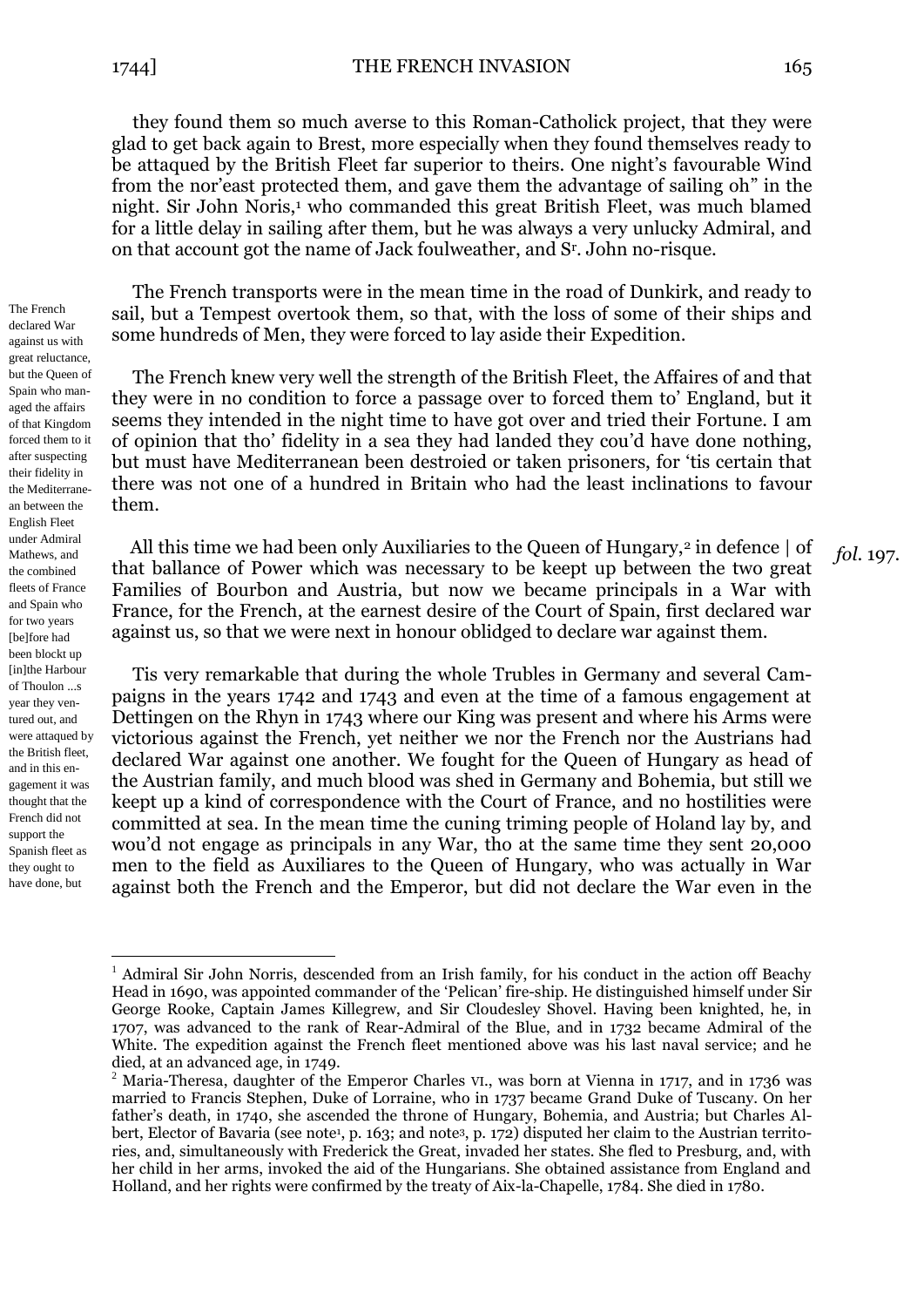they found them so much averse to this Roman-Catholick project, that they were glad to get back again to Brest, more especially when they found themselves ready to be attaqued by the British Fleet far superior to theirs. One night's favourable Wind from the nor'east protected them, and gave them the advantage of sailing oh" in the night. Sir John Noris,[1] who commanded this great British Fleet, was much blamed for a little delay in sailing after them, but he was always a very unlucky Admiral, and on that account got the name of Jack foulweather, and S[r]. John no-risque.

The French transports were in the mean time in the road of Dunkirk, and ready to sail, but a Tempest overtook them, so that, with the loss of some of their ships and some hundreds of Men, they were forced to lay aside their Expedition.

The French knew very well the strength of the British Fleet, the Affaires of and that they were in no condition to force a passage over to forced them to' England, but it seems they intended in the night time to have got over and tried their Fortune. I am of opinion that tho' fidelity in a sea they had landed they cou'd have done nothing, but must have Mediterranean been destroied or taken prisoners, for 'tis certain that there was not one of a hundred in Britain who had the least inclinations to favour them.

The French declared War against us with great reluctance, but the Queen of Spain who managed the affairs of that Kingdom forced them to it after suspecting their fidelity in the Mediterranean between the English Fleet under Admiral Mathews, and the combined fleets of France and Spain who for two years [be]fore had been blockt up [in]the Harbour of Thoulon ...s year they ventured out, and were attaqued by the British fleet, and in this engagement it was thought that the French did not support the Spanish fleet as they ought to have done, but

All this time we had been only Auxiliaries to the Queen of Hungary,[2] in defence | of that ballance of Power which was necessary to be keept up between the two great Families of Bourbon and Austria, but now we became principals in a War with France, for the French, at the earnest desire of the Court of Spain, first declared war against us, so that we were next in honour oblidged to declare war against them.

*fol.* 197.

Tis very remarkable that during the whole Trubles in Germany and several Campaigns in the years 1742 and 1743 and even at the time of a famous engagement at Dettingen on the Rhyn in 1743 where our King was present and where his Arms were victorious against the French, yet neither we nor the French nor the Austrians had declared War against one another. We fought for the Queen of Hungary as head of the Austrian family, and much blood was shed in Germany and Bohemia, but still we keept up a kind of correspondence with the Court of France, and no hostilities were committed at sea. In the mean time the cuning triming people of Holand lay by, and wou'd not engage as principals in any War, tho at the same time they sent 20,000 men to the field as Auxiliares to the Queen of Hungary, who was actually in War against both the French and the Emperor, but did not declare the War even in the

---

[1] Admiral Sir John Norris, descended from an Irish family, for his conduct in the action off Beachy Head in 1690, was appointed commander of the 'Pelican' fire-ship. He distinguished himself under Sir George Rooke, Captain James Killegrew, and Sir Cloudesley Shovel. Having been knighted, he, in 1707, was advanced to the rank of Rear-Admiral of the Blue, and in 1732 became Admiral of the White. The expedition against the French fleet mentioned above was his last naval service; and he died, at an advanced age, in 1749.

[2] Maria-Theresa, daughter of the Emperor Charles VI., was born at Vienna in 1717, and in 1736 was married to Francis Stephen, Duke of Lorraine, who in 1737 became Grand Duke of Tuscany. On her father's death, in 1740, she ascended the throne of Hungary, Bohemia, and Austria; but Charles Albert, Elector of Bavaria (see note[1], p. 163; and note[3], p. 172) disputed her claim to the Austrian territories, and, simultaneously with Frederick the Great, invaded her states. She fled to Presburg, and, with her child in her arms, invoked the aid of the Hungarians. She obtained assistance from England and Holland, and her rights were confirmed by the treaty of Aix-la-Chapelle, 1784. She died in 1780.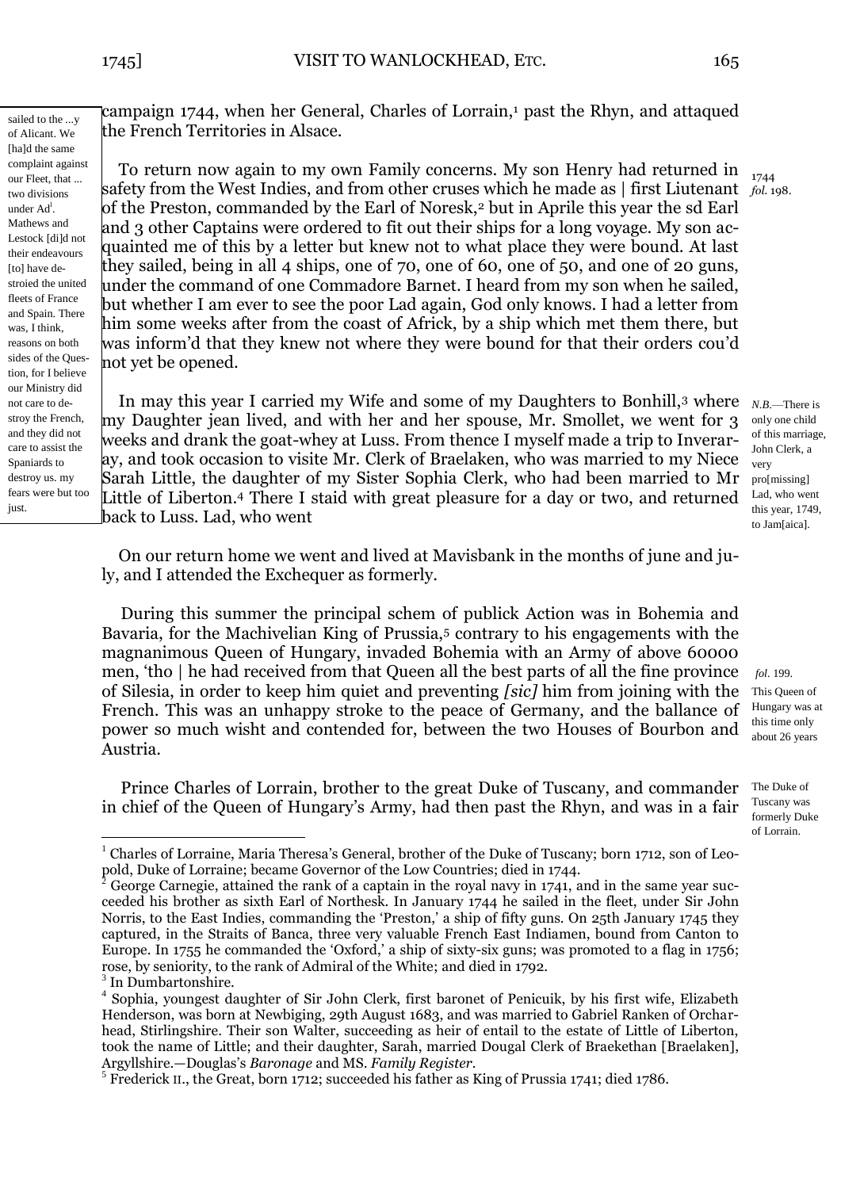sailed to the ...y of Alicant. We [ha]d the same complaint against our Fleet, that ... two divisions under Ad[l]. Mathews and Lestock [di]d not their endeavours [to] have destroied the united fleets of France and Spain. There was, I think, reasons on both sides of the Question, for I believe our Ministry did not care to destroy the French, and they did not care to assist the Spaniards to destroy us. my fears were but too just.

campaign 1744, when her General, Charles of Lorrain,[1] past the Rhyn, and attaqued the French Territories in Alsace.

1744 *fol.* 198.

To return now again to my own Family concerns. My son Henry had returned in safety from the West Indies, and from other cruses which he made as | first Liutenant of the Preston, commanded by the Earl of Noresk,[2] but in Aprile this year the sd Earl and 3 other Captains were ordered to fit out their ships for a long voyage. My son acquainted me of this by a letter but knew not to what place they were bound. At last they sailed, being in all 4 ships, one of 70, one of 60, one of 50, and one of 20 guns, under the command of one Commadore Barnet. I heard from my son when he sailed, but whether I am ever to see the poor Lad again, God only knows. I had a letter from him some weeks after from the coast of Africk, by a ship which met them there, but was inform'd that they knew not where they were bound for that their orders cou'd not yet be opened.

*N.B.*—There is only one child of this marriage, John Clerk, a very pro[missing] Lad, who went this year, 1749, to Jam[aica].

In may this year I carried my Wife and some of my Daughters to Bonhill,[3] where my Daughter jean lived, and with her and her spouse, Mr. Smollet, we went for 3 weeks and drank the goat-whey at Luss. From thence I myself made a trip to Inveraray, and took occasion to visite Mr. Clerk of Braelaken, who was married to my Niece Sarah Little, the daughter of my Sister Sophia Clerk, who had been married to Mr Little of Liberton.[4] There I staid with great pleasure for a day or two, and returned back to Luss. Lad, who went

On our return home we went and lived at Mavisbank in the months of june and july, and I attended the Exchequer as formerly.

*fol.* 199.

During this summer the principal schem of publick Action was in Bohemia and Bavaria, for the Machivelian King of Prussia,[5] contrary to his engagements with the magnanimous Queen of Hungary, invaded Bohemia with an Army of above 60000 men, 'tho | he had received from that Queen all the best parts of all the fine province of Silesia, in order to keep him quiet and preventing *[sic]* him from joining with the French. This was an unhappy stroke to the peace of Germany, and the ballance of power so much wisht and contended for, between the two Houses of Bourbon and Austria.

This Queen of Hungary was at this time only about 26 years

The Duke of Tuscany was formerly Duke of Lorrain.

Prince Charles of Lorrain, brother to the great Duke of Tuscany, and commander in chief of the Queen of Hungary's Army, had then past the Rhyn, and was in a fair

---

[1] Charles of Lorraine, Maria Theresa's General, brother of the Duke of Tuscany; born 1712, son of Leopold, Duke of Lorraine; became Governor of the Low Countries; died in 1744.

[2] George Carnegie, attained the rank of a captain in the royal navy in 1741, and in the same year succeeded his brother as sixth Earl of Northesk. In January 1744 he sailed in the fleet, under Sir John Norris, to the East Indies, commanding the 'Preston,' a ship of fifty guns. On 25th January 1745 they captured, in the Straits of Banca, three very valuable French East Indiamen, bound from Canton to Europe. In 1755 he commanded the 'Oxford,' a ship of sixty-six guns; was promoted to a flag in 1756; rose, by seniority, to the rank of Admiral of the White; and died in 1792.

[3] In Dumbartonshire.

[4] Sophia, youngest daughter of Sir John Clerk, first baronet of Penicuik, by his first wife, Elizabeth Henderson, was born at Newbiging, 29th August 1683, and was married to Gabriel Ranken of Orcharhead, Stirlingshire. Their son Walter, succeeding as heir of entail to the estate of Little of Liberton, took the name of Little; and their daughter, Sarah, married Dougal Clerk of Braekethan [Braelaken], Argyllshire.—Douglas's *Baronage* and MS. *Family Register*.

[5] Frederick II., the Great, born 1712; succeeded his father as King of Prussia 1741; died 1786.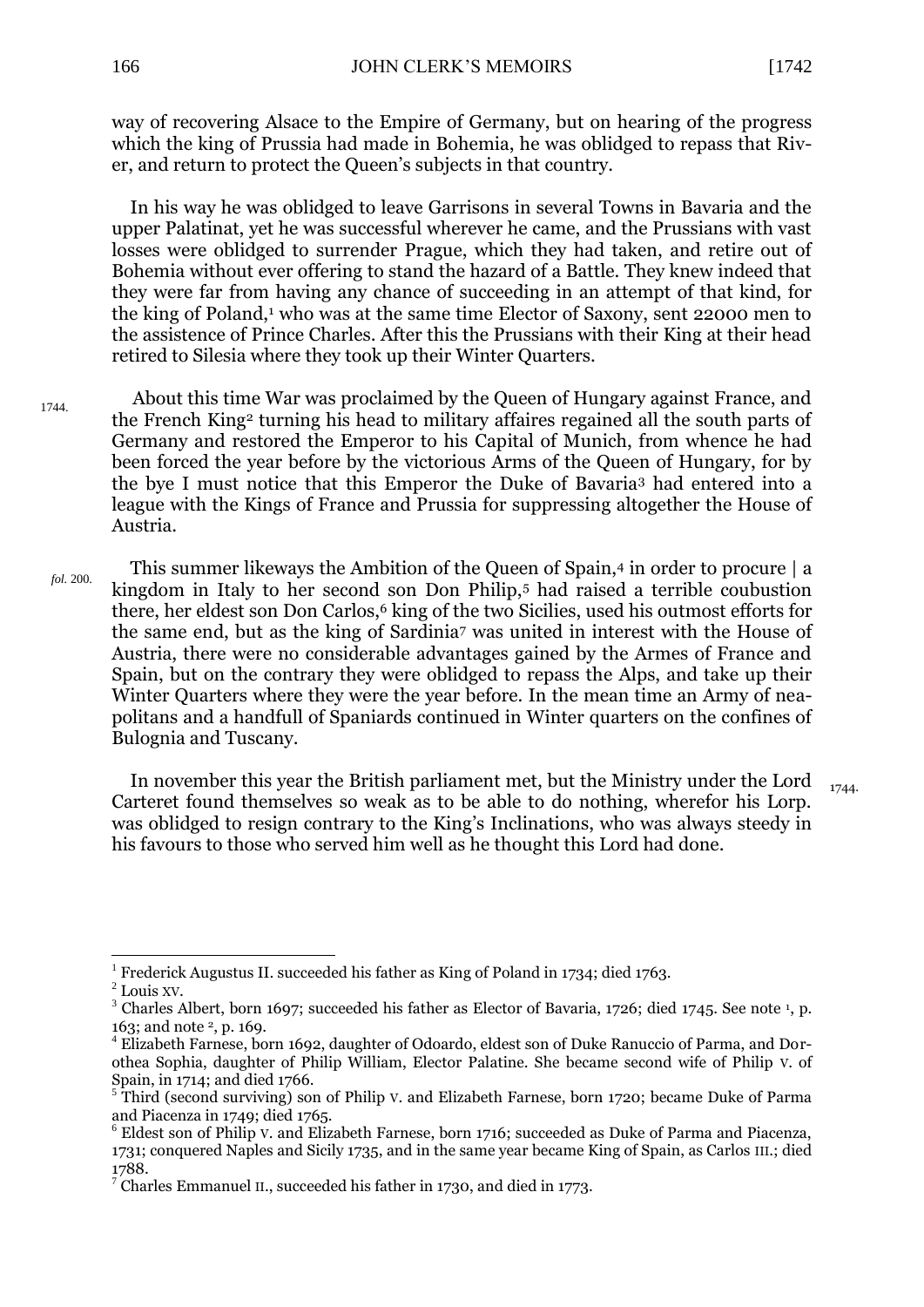way of recovering Alsace to the Empire of Germany, but on hearing of the progress which the king of Prussia had made in Bohemia, he was oblidged to repass that River, and return to protect the Queen's subjects in that country.

In his way he was oblidged to leave Garrisons in several Towns in Bavaria and the upper Palatinat, yet he was successful wherever he came, and the Prussians with vast losses were oblidged to surrender Prague, which they had taken, and retire out of Bohemia without ever offering to stand the hazard of a Battle. They knew indeed that they were far from having any chance of succeeding in an attempt of that kind, for the king of Poland,[1] who was at the same time Elector of Saxony, sent 22000 men to the assistence of Prince Charles. After this the Prussians with their King at their head retired to Silesia where they took up their Winter Quarters.

1744. About this time War was proclaimed by the Queen of Hungary against France, and the French King[2] turning his head to military affaires regained all the south parts of Germany and restored the Emperor to his Capital of Munich, from whence he had been forced the year before by the victorious Arms of the Queen of Hungary, for by the bye I must notice that this Emperor the Duke of Bavaria[3] had entered into a league with the Kings of France and Prussia for suppressing altogether the House of Austria.

*fol.* 200. This summer likeways the Ambition of the Queen of Spain,[4] in order to procure | a kingdom in Italy to her second son Don Philip,[5] had raised a terrible coubustion there, her eldest son Don Carlos,[6] king of the two Sicilies, used his outmost efforts for the same end, but as the king of Sardinia[7] was united in interest with the House of Austria, there were no considerable advantages gained by the Armes of France and Spain, but on the contrary they were oblidged to repass the Alps, and take up their Winter Quarters where they were the year before. In the mean time an Army of neapolitans and a handfull of Spaniards continued in Winter quarters on the confines of Bulognia and Tuscany.

In november this year the British parliament met, but the Ministry under the Lord Carteret found themselves so weak as to be able to do nothing, wherefor his Lorp. was oblidged to resign contrary to the King's Inclinations, who was always steedy in his favours to those who served him well as he thought this Lord had done. 1744.

---

[1] Frederick Augustus II. succeeded his father as King of Poland in 1734; died 1763.

[2] Louis XV.

[3] Charles Albert, born 1697; succeeded his father as Elector of Bavaria, 1726; died 1745. See note [1], p. 163; and note [2], p. 169.

[4] Elizabeth Farnese, born 1692, daughter of Odoardo, eldest son of Duke Ranuccio of Parma, and Dorothea Sophia, daughter of Philip William, Elector Palatine. She became second wife of Philip V. of Spain, in 1714; and died 1766.

[5] Third (second surviving) son of Philip V. and Elizabeth Farnese, born 1720; became Duke of Parma and Piacenza in 1749; died 1765.

[6] Eldest son of Philip V. and Elizabeth Farnese, born 1716; succeeded as Duke of Parma and Piacenza, 1731; conquered Naples and Sicily 1735, and in the same year became King of Spain, as Carlos III.; died 1788.

[7] Charles Emmanuel II., succeeded his father in 1730, and died in 1773.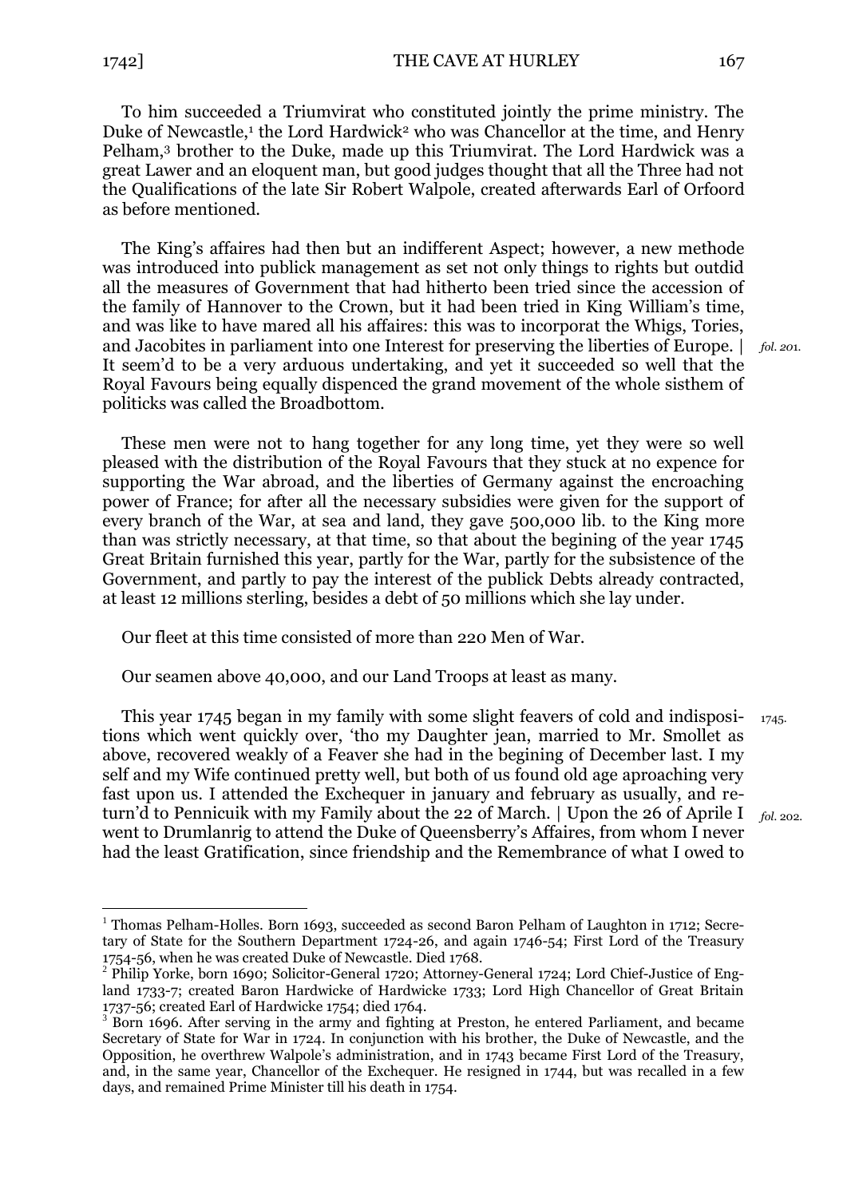To him succeeded a Triumvirat who constituted jointly the prime ministry. The Duke of Newcastle,[1] the Lord Hardwick[2] who was Chancellor at the time, and Henry Pelham,[3] brother to the Duke, made up this Triumvirat. The Lord Hardwick was a great Lawer and an eloquent man, but good judges thought that all the Three had not the Qualifications of the late Sir Robert Walpole, created afterwards Earl of Orfoord as before mentioned.

The King's affaires had then but an indifferent Aspect; however, a new methode was introduced into publick management as set not only things to rights but outdid all the measures of Government that had hitherto been tried since the accession of the family of Hannover to the Crown, but it had been tried in King William's time, and was like to have mared all his affaires: this was to incorporat the Whigs, Tories, and Jacobites in parliament into one Interest for preserving the liberties of Europe. | It seem'd to be a very arduous undertaking, and yet it succeeded so well that the Royal Favours being equally dispenced the grand movement of the whole sisthem of politicks was called the Broadbottom.

*fol. 201.*

These men were not to hang together for any long time, yet they were so well pleased with the distribution of the Royal Favours that they stuck at no expence for supporting the War abroad, and the liberties of Germany against the encroaching power of France; for after all the necessary subsidies were given for the support of every branch of the War, at sea and land, they gave 500,000 lib. to the King more than was strictly necessary, at that time, so that about the begining of the year 1745 Great Britain furnished this year, partly for the War, partly for the subsistence of the Government, and partly to pay the interest of the publick Debts already contracted, at least 12 millions sterling, besides a debt of 50 millions which she lay under.

Our fleet at this time consisted of more than 220 Men of War.

Our seamen above 40,000, and our Land Troops at least as many.

*1745.*

This year 1745 began in my family with some slight feavers of cold and indispositions which went quickly over, 'tho my Daughter jean, married to Mr. Smollet as above, recovered weakly of a Feaver she had in the begining of December last. I my self and my Wife continued pretty well, but both of us found old age aproaching very fast upon us. I attended the Exchequer in january and february as usually, and return'd to Pennicuik with my Family about the 22 of March. | Upon the 26 of Aprile I went to Drumlanrig to attend the Duke of Queensberry's Affaires, from whom I never had the least Gratification, since friendship and the Remembrance of what I owed to

*fol. 202.*

---

[1] Thomas Pelham-Holles. Born 1693, succeeded as second Baron Pelham of Laughton in 1712; Secretary of State for the Southern Department 1724-26, and again 1746-54; First Lord of the Treasury 1754-56, when he was created Duke of Newcastle. Died 1768.

[2] Philip Yorke, born 1690; Solicitor-General 1720; Attorney-General 1724; Lord Chief-Justice of England 1733-7; created Baron Hardwicke of Hardwicke 1733; Lord High Chancellor of Great Britain 1737-56; created Earl of Hardwicke 1754; died 1764.

[3] Born 1696. After serving in the army and fighting at Preston, he entered Parliament, and became Secretary of State for War in 1724. In conjunction with his brother, the Duke of Newcastle, and the Opposition, he overthrew Walpole's administration, and in 1743 became First Lord of the Treasury, and, in the same year, Chancellor of the Exchequer. He resigned in 1744, but was recalled in a few days, and remained Prime Minister till his death in 1754.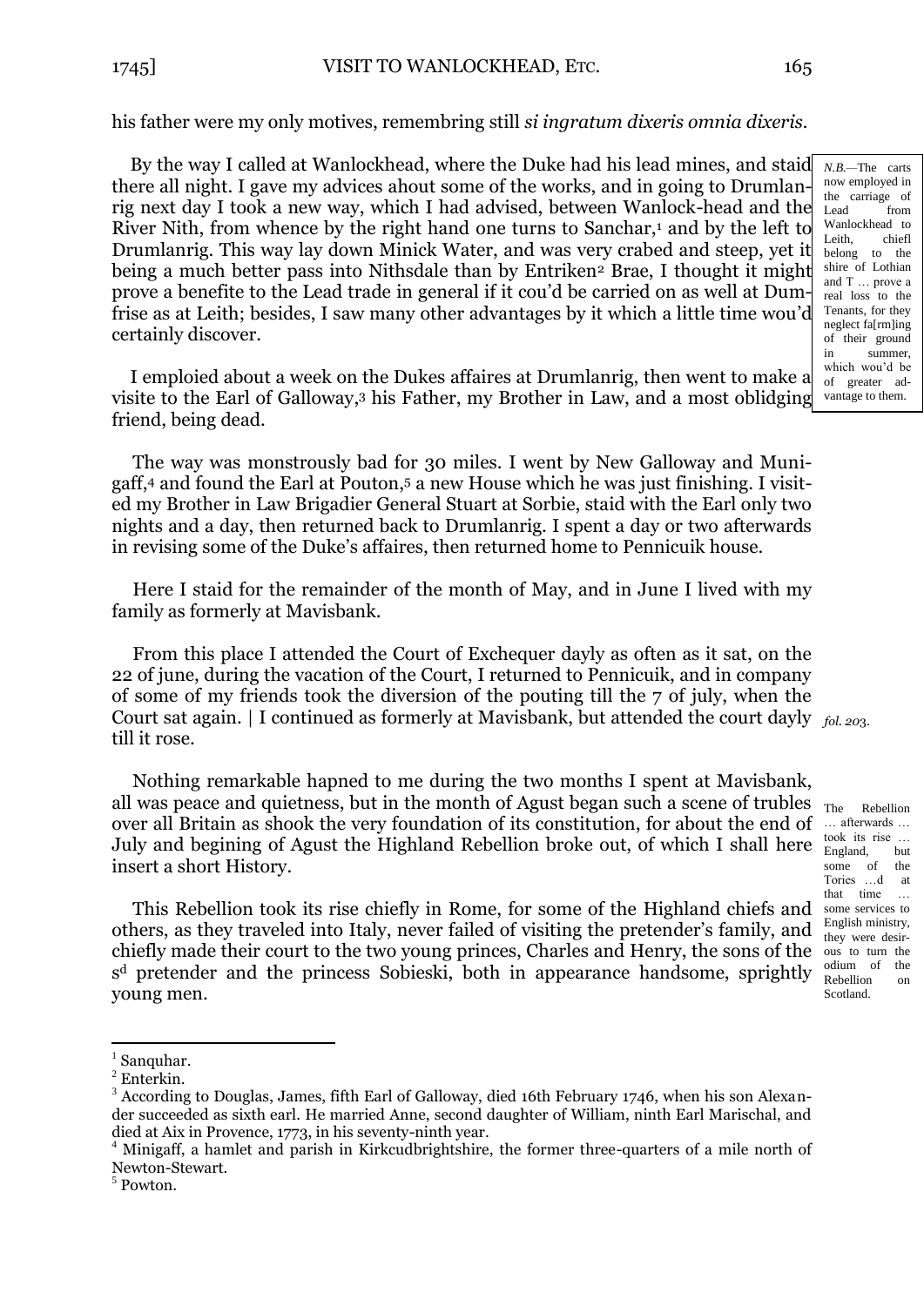his father were my only motives, remembring still *si ingratum dixeris omnia dixeris*.

By the way I called at Wanlockhead, where the Duke had his lead mines, and staid there all night. I gave my advices ahout some of the works, and in going to Drumlanrig next day I took a new way, which I had advised, between Wanlock-head and the River Nith, from whence by the right hand one turns to Sanchar,[1] and by the left to Drumlanrig. This way lay down Minick Water, and was very crabed and steep, yet it being a much better pass into Nithsdale than by Entriken[2] Brae, I thought it might prove a benefite to the Lead trade in general if it cou'd be carried on as well at Dumfrise as at Leith; besides, I saw many other advantages by it which a little time wou'd certainly discover.

*N.B.*—The carts now employed in the carriage of Lead from Wanlockhead to Leith, chiefl belong to the shire of Lothian and T … prove a real loss to the Tenants, for they neglect fa[rm]ing of their ground in summer, which wou'd be of greater advantage to them.

I emploied about a week on the Dukes affaires at Drumlanrig, then went to make a visite to the Earl of Galloway,[3] his Father, my Brother in Law, and a most oblidging friend, being dead.

The way was monstrously bad for 30 miles. I went by New Galloway and Munigaff,[4] and found the Earl at Pouton,[5] a new House which he was just finishing. I visited my Brother in Law Brigadier General Stuart at Sorbie, staid with the Earl only two nights and a day, then returned back to Drumlanrig. I spent a day or two afterwards in revising some of the Duke's affaires, then returned home to Pennicuik house.

Here I staid for the remainder of the month of May, and in June I lived with my family as formerly at Mavisbank.

From this place I attended the Court of Exchequer dayly as often as it sat, on the 22 of june, during the vacation of the Court, I returned to Pennicuik, and in company of some of my friends took the diversion of the pouting till the 7 of july, when the Court sat again. | I continued as formerly at Mavisbank, but attended the court dayly till it rose.

*fol. 203.*

Nothing remarkable hapned to me during the two months I spent at Mavisbank, all was peace and quietness, but in the month of Agust began such a scene of trubles over all Britain as shook the very foundation of its constitution, for about the end of July and begining of Agust the Highland Rebellion broke out, of which I shall here insert a short History.

This Rebellion took its rise chiefly in Rome, for some of the Highland chiefs and others, as they traveled into Italy, never failed of visiting the pretender's family, and chiefly made their court to the two young princes, Charles and Henry, the sons of the s[d] pretender and the princess Sobieski, both in appearance handsome, sprightly young men.

The Rebellion … afterwards … took its rise … England, but some of the Tories …d at that time … some services to English ministry, they were desirous to turn the odium of the Rebellion on Scotland.

---

[1] Sanquhar.

[2] Enterkin.

[3] According to Douglas, James, fifth Earl of Galloway, died 16th February 1746, when his son Alexander succeeded as sixth earl. He married Anne, second daughter of William, ninth Earl Marischal, and died at Aix in Provence, 1773, in his seventy-ninth year.

[4] Minigaff, a hamlet and parish in Kirkcudbrightshire, the former three-quarters of a mile north of Newton-Stewart.

[5] Powton.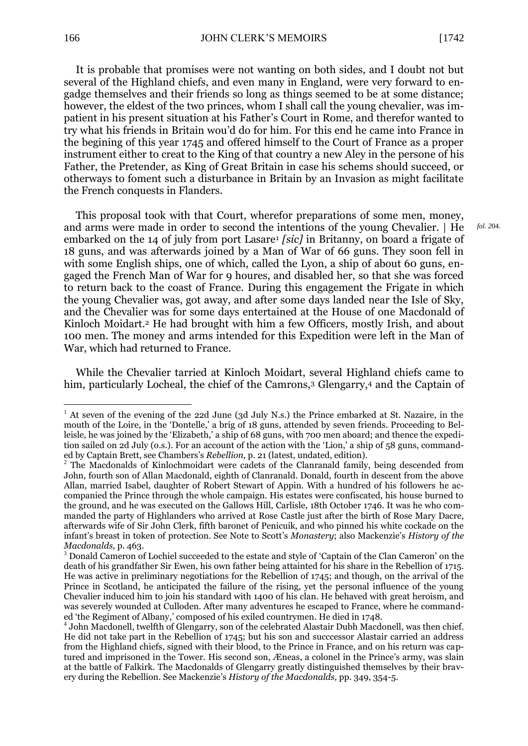It is probable that promises were not wanting on both sides, and I doubt not but several of the Highland chiefs, and even many in England, were very forward to engadge themselves and their friends so long as things seemed to be at some distance; however, the eldest of the two princes, whom I shall call the young chevalier, was impatient in his present situation at his Father's Court in Rome, and therefor wanted to try what his friends in Britain wou'd do for him. For this end he came into France in the begining of this year 1745 and offered himself to the Court of France as a proper instrument either to creat to the King of that country a new Aley in the persone of his Father, the Pretender, as King of Great Britain in case his schems should succeed, or otherways to foment such a disturbance in Britain by an Invasion as might facilitate the French conquests in Flanders.

This proposal took with that Court, wherefor preparations of some men, money, and arms were made in order to second the intentions of the young Chevalier. | He embarked on the 14 of july from port Lasare[1] *[sic]* in Britanny, on board a frigate of 18 guns, and was afterwards joined by a Man of War of 66 guns. They soon fell in with some English ships, one of which, called the Lyon, a ship of about 60 guns, engaged the French Man of War for 9 houres, and disabled her, so that she was forced to return back to the coast of France. During this engagement the Frigate in which the young Chevalier was, got away, and after some days landed near the Isle of Sky, and the Chevalier was for some days entertained at the House of one Macdonald of Kinloch Moidart.[2] He had brought with him a few Officers, mostly Irish, and about 100 men. The money and arms intended for this Expedition were left in the Man of War, which had returned to France.

*fol. 204.*

While the Chevalier tarried at Kinloch Moidart, several Highland chiefs came to him, particularly Locheal, the chief of the Camrons,[3] Glengarry,[4] and the Captain of

---

[1] At seven of the evening of the 22d June (3d July N.s.) the Prince embarked at St. Nazaire, in the mouth of the Loire, in the 'Dontelle,' a brig of 18 guns, attended by seven friends. Proceeding to Belleisle, he was joined by the 'Elizabeth,' a ship of 68 guns, with 700 men aboard; and thence the expedition sailed on 2d July (o.s.). For an account of the action with the 'Lion,' a ship of 58 guns, commanded by Captain Brett, see Chambers's *Rebellion,* p. 21 (latest, undated, edition).

[2] The Macdonalds of Kinlochmoidart were cadets of the Clanranald family, being descended from John, fourth son of Allan Macdonald, eighth of Clanranald. Donald, fourth in descent from the above Allan, married Isabel, daughter of Robert Stewart of Appin. With a hundred of his followers he accompanied the Prince through the whole campaign. His estates were confiscated, his house burned to the ground, and he was executed on the Gallows Hill, Carlisle, 18th October 1746. It was he who commanded the party of Highlanders who arrived at Rose Castle just after the birth of Rose Mary Dacre, afterwards wife of Sir John Clerk, fifth baronet of Penicuik, and who pinned his white cockade on the infant's breast in token of protection. See Note to Scott's *Monastery*; also Mackenzie's *History of the Macdonalds,* p. 463.

[3] Donald Cameron of Lochiel succeeded to the estate and style of 'Captain of the Clan Cameron' on the death of his grandfather Sir Ewen, his own father being attainted for his share in the Rebellion of 1715. He was active in preliminary negotiations for the Rebellion of 1745; and though, on the arrival of the Prince in Scotland, he anticipated the failure of the rising, yet the personal influence of the young Chevalier induced him to join his standard with 1400 of his clan. He behaved with great heroism, and was severely wounded at Culloden. After many adventures he escaped to France, where he commanded 'the Regiment of Albany,' composed of his exiled countrymen. He died in 1748.

[4] John Macdonell, twelfth of Glengarry, son of the celebrated Alastair Dubh Macdonell, was then chief. He did not take part in the Rebellion of 1745; but his son and succcessor Alastair carried an address from the Highland chiefs, signed with their blood, to the Prince in France, and on his return was captured and imprisoned in the Tower. His second son, Æneas, a colonel in the Prince's army, was slain at the battle of Falkirk. The Macdonalds of Glengarry greatly distinguished themselves by their bravery during the Rebellion. See Mackenzie's *History of the Macdonalds,* pp. 349, 354-5.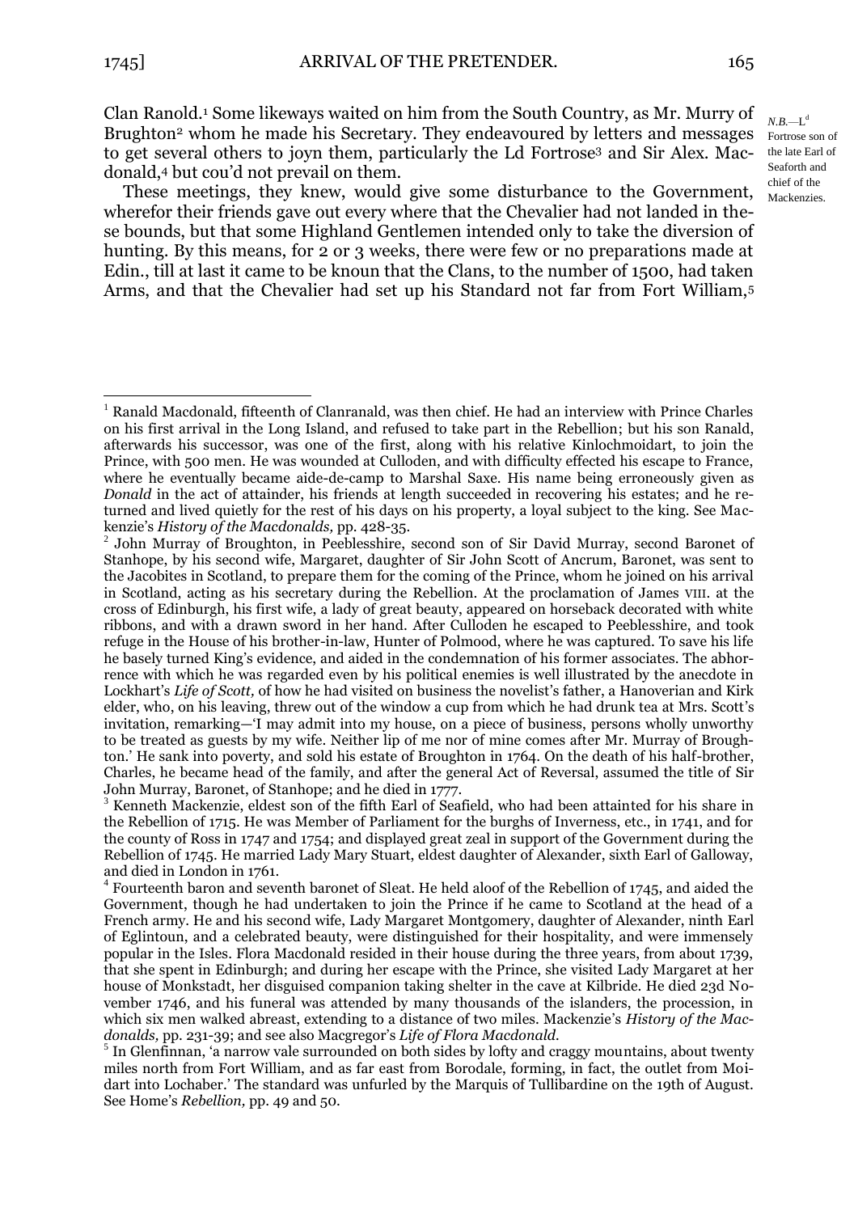Clan Ranold.[1] Some likeways waited on him from the South Country, as Mr. Murry of Brughton[2] whom he made his Secretary. They endeavoured by letters and messages to get several others to joyn them, particularly the Ld Fortrose[3] and Sir Alex. Macdonald,[4] but cou'd not prevail on them.

*N.B.*—L[d] Fortrose son of the late Earl of Seaforth and chief of the Mackenzies.

These meetings, they knew, would give some disturbance to the Government, wherefor their friends gave out every where that the Chevalier had not landed in these bounds, but that some Highland Gentlemen intended only to take the diversion of hunting. By this means, for 2 or 3 weeks, there were few or no preparations made at Edin., till at last it came to be knoun that the Clans, to the number of 1500, had taken Arms, and that the Chevalier had set up his Standard not far from Fort William,[5]

---

[1] Ranald Macdonald, fifteenth of Clanranald, was then chief. He had an interview with Prince Charles on his first arrival in the Long Island, and refused to take part in the Rebellion; but his son Ranald, afterwards his successor, was one of the first, along with his relative Kinlochmoidart, to join the Prince, with 500 men. He was wounded at Culloden, and with difficulty effected his escape to France, where he eventually became aide-de-camp to Marshal Saxe. His name being erroneously given as *Donald* in the act of attainder, his friends at length succeeded in recovering his estates; and he returned and lived quietly for the rest of his days on his property, a loyal subject to the king. See Mackenzie's *History of the Macdonalds,* pp. 428-35.

[2] John Murray of Broughton, in Peeblesshire, second son of Sir David Murray, second Baronet of Stanhope, by his second wife, Margaret, daughter of Sir John Scott of Ancrum, Baronet, was sent to the Jacobites in Scotland, to prepare them for the coming of the Prince, whom he joined on his arrival in Scotland, acting as his secretary during the Rebellion. At the proclamation of James VIII. at the cross of Edinburgh, his first wife, a lady of great beauty, appeared on horseback decorated with white ribbons, and with a drawn sword in her hand. After Culloden he escaped to Peeblesshire, and took refuge in the House of his brother-in-law, Hunter of Polmood, where he was captured. To save his life he basely turned King's evidence, and aided in the condemnation of his former associates. The abhorrence with which he was regarded even by his political enemies is well illustrated by the anecdote in Lockhart's *Life of Scott,* of how he had visited on business the novelist's father, a Hanoverian and Kirk elder, who, on his leaving, threw out of the window a cup from which he had drunk tea at Mrs. Scott's invitation, remarking—'I may admit into my house, on a piece of business, persons wholly unworthy to be treated as guests by my wife. Neither lip of me nor of mine comes after Mr. Murray of Broughton.' He sank into poverty, and sold his estate of Broughton in 1764. On the death of his half-brother, Charles, he became head of the family, and after the general Act of Reversal, assumed the title of Sir John Murray, Baronet, of Stanhope; and he died in 1777.

[3] Kenneth Mackenzie, eldest son of the fifth Earl of Seafield, who had been attainted for his share in the Rebellion of 1715. He was Member of Parliament for the burghs of Inverness, etc., in 1741, and for the county of Ross in 1747 and 1754; and displayed great zeal in support of the Government during the Rebellion of 1745. He married Lady Mary Stuart, eldest daughter of Alexander, sixth Earl of Galloway, and died in London in 1761.

[4] Fourteenth baron and seventh baronet of Sleat. He held aloof of the Rebellion of 1745, and aided the Government, though he had undertaken to join the Prince if he came to Scotland at the head of a French army. He and his second wife, Lady Margaret Montgomery, daughter of Alexander, ninth Earl of Eglintoun, and a celebrated beauty, were distinguished for their hospitality, and were immensely popular in the Isles. Flora Macdonald resided in their house during the three years, from about 1739, that she spent in Edinburgh; and during her escape with the Prince, she visited Lady Margaret at her house of Monkstadt, her disguised companion taking shelter in the cave at Kilbride. He died 23d November 1746, and his funeral was attended by many thousands of the islanders, the procession, in which six men walked abreast, extending to a distance of two miles. Mackenzie's *History of the Macdonalds,* pp. 231-39; and see also Macgregor's *Life of Flora Macdonald.*

[5] In Glenfinnan, 'a narrow vale surrounded on both sides by lofty and craggy mountains, about twenty miles north from Fort William, and as far east from Borodale, forming, in fact, the outlet from Moidart into Lochaber.' The standard was unfurled by the Marquis of Tullibardine on the 19th of August. See Home's *Rebellion,* pp. 49 and 50.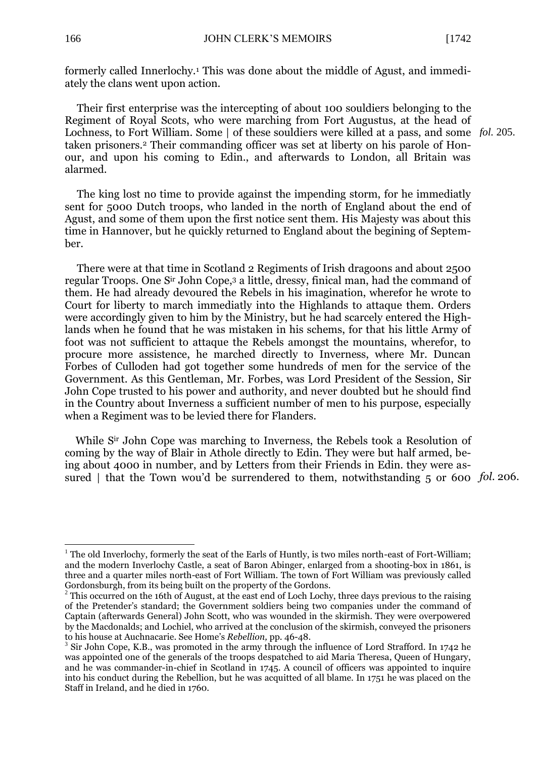formerly called Innerlochy.[1] This was done about the middle of Agust, and immediately the clans went upon action.

Their first enterprise was the intercepting of about 100 souldiers belonging to the Regiment of Royal Scots, who were marching from Fort Augustus, at the head of Lochness, to Fort William. Some | of these souldiers were killed at a pass, and some taken prisoners.[2] Their commanding officer was set at liberty on his parole of Honour, and upon his coming to Edin., and afterwards to London, all Britain was alarmed. *fol.* 205.

The king lost no time to provide against the impending storm, for he immediatly sent for 5000 Dutch troops, who landed in the north of England about the end of Agust, and some of them upon the first notice sent them. His Majesty was about this time in Hannover, but he quickly returned to England about the begining of September.

There were at that time in Scotland 2 Regiments of Irish dragoons and about 2500 regular Troops. One S[ir] John Cope,[3] a little, dressy, finical man, had the command of them. He had already devoured the Rebels in his imagination, wherefor he wrote to Court for liberty to march immediatly into the Highlands to attaque them. Orders were accordingly given to him by the Ministry, but he had scarcely entered the Highlands when he found that he was mistaken in his schems, for that his little Army of foot was not sufficient to attaque the Rebels amongst the mountains, wherefor, to procure more assistence, he marched directly to Inverness, where Mr. Duncan Forbes of Culloden had got together some hundreds of men for the service of the Government. As this Gentleman, Mr. Forbes, was Lord President of the Session, Sir John Cope trusted to his power and authority, and never doubted but he should find in the Country about Inverness a sufficient number of men to his purpose, especially when a Regiment was to be levied there for Flanders.

While S[ir] John Cope was marching to Inverness, the Rebels took a Resolution of coming by the way of Blair in Athole directly to Edin. They were but half armed, being about 4000 in number, and by Letters from their Friends in Edin. they were assured | that the Town wou'd be surrendered to them, notwithstanding 5 or 600 *fol.* 206.

---

[1] The old Inverlochy, formerly the seat of the Earls of Huntly, is two miles north-east of Fort-William; and the modern Inverlochy Castle, a seat of Baron Abinger, enlarged from a shooting-box in 1861, is three and a quarter miles north-east of Fort William. The town of Fort William was previously called Gordonsburgh, from its being built on the property of the Gordons.

[2] This occurred on the 16th of August, at the east end of Loch Lochy, three days previous to the raising of the Pretender's standard; the Government soldiers being two companies under the command of Captain (afterwards General) John Scott, who was wounded in the skirmish. They were overpowered by the Macdonalds; and Lochiel, who arrived at the conclusion of the skirmish, conveyed the prisoners to his house at Auchnacarie. See Home's *Rebellion,* pp. 46-48.

[3] Sir John Cope, K.B., was promoted in the army through the influence of Lord Strafford. In 1742 he was appointed one of the generals of the troops despatched to aid Maria Theresa, Queen of Hungary, and he was commander-in-chief in Scotland in 1745. A council of officers was appointed to inquire into his conduct during the Rebellion, but he was acquitted of all blame. In 1751 he was placed on the Staff in Ireland, and he died in 1760.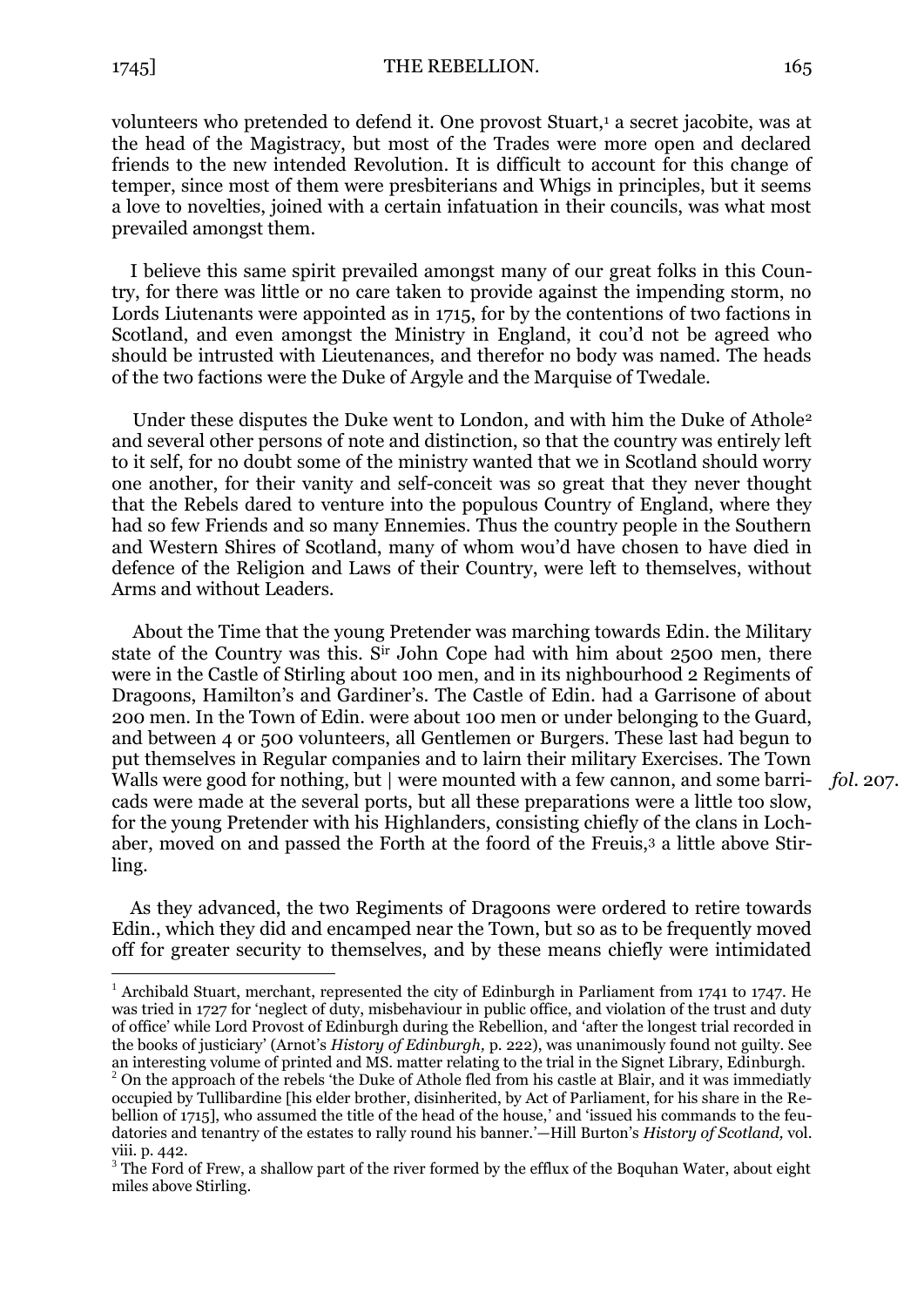volunteers who pretended to defend it. One provost Stuart,[1] a secret jacobite, was at the head of the Magistracy, but most of the Trades were more open and declared friends to the new intended Revolution. It is difficult to account for this change of temper, since most of them were presbiterians and Whigs in principles, but it seems a love to novelties, joined with a certain infatuation in their councils, was what most prevailed amongst them.

I believe this same spirit prevailed amongst many of our great folks in this Country, for there was little or no care taken to provide against the impending storm, no Lords Liutenants were appointed as in 1715, for by the contentions of two factions in Scotland, and even amongst the Ministry in England, it cou'd not be agreed who should be intrusted with Lieutenances, and therefor no body was named. The heads of the two factions were the Duke of Argyle and the Marquise of Twedale.

Under these disputes the Duke went to London, and with him the Duke of Athole[2] and several other persons of note and distinction, so that the country was entirely left to it self, for no doubt some of the ministry wanted that we in Scotland should worry one another, for their vanity and self-conceit was so great that they never thought that the Rebels dared to venture into the populous Country of England, where they had so few Friends and so many Ennemies. Thus the country people in the Southern and Western Shires of Scotland, many of whom wou'd have chosen to have died in defence of the Religion and Laws of their Country, were left to themselves, without Arms and without Leaders.

About the Time that the young Pretender was marching towards Edin. the Military state of the Country was this. Sir John Cope had with him about 2500 men, there were in the Castle of Stirling about 100 men, and in its nighbourhood 2 Regiments of Dragoons, Hamilton's and Gardiner's. The Castle of Edin. had a Garrisone of about 200 men. In the Town of Edin. were about 100 men or under belonging to the Guard, and between 4 or 500 volunteers, all Gentlemen or Burgers. These last had begun to put themselves in Regular companies and to lairn their military Exercises. The Town Walls were good for nothing, but | were mounted with a few cannon, and some barricads were made at the several ports, but all these preparations were a little too slow, for the young Pretender with his Highlanders, consisting chiefly of the clans in Lochaber, moved on and passed the Forth at the foord of the Freuis,[3] a little above Stirling. *fol.* 207.

As they advanced, the two Regiments of Dragoons were ordered to retire towards Edin., which they did and encamped near the Town, but so as to be frequently moved off for greater security to themselves, and by these means chiefly were intimidated

---

[1] Archibald Stuart, merchant, represented the city of Edinburgh in Parliament from 1741 to 1747. He was tried in 1727 for 'neglect of duty, misbehaviour in public office, and violation of the trust and duty of office' while Lord Provost of Edinburgh during the Rebellion, and 'after the longest trial recorded in the books of justiciary' (Arnot's *History of Edinburgh,* p. 222), was unanimously found not guilty. See an interesting volume of printed and MS. matter relating to the trial in the Signet Library, Edinburgh.

[2] On the approach of the rebels 'the Duke of Athole fled from his castle at Blair, and it was immediatly occupied by Tullibardine [his elder brother, disinherited, by Act of Parliament, for his share in the Rebellion of 1715], who assumed the title of the head of the house,' and 'issued his commands to the feudatories and tenantry of the estates to rally round his banner.'—Hill Burton's *History of Scotland,* vol. viii. p. 442.

[3] The Ford of Frew, a shallow part of the river formed by the efflux of the Boquhan Water, about eight miles above Stirling.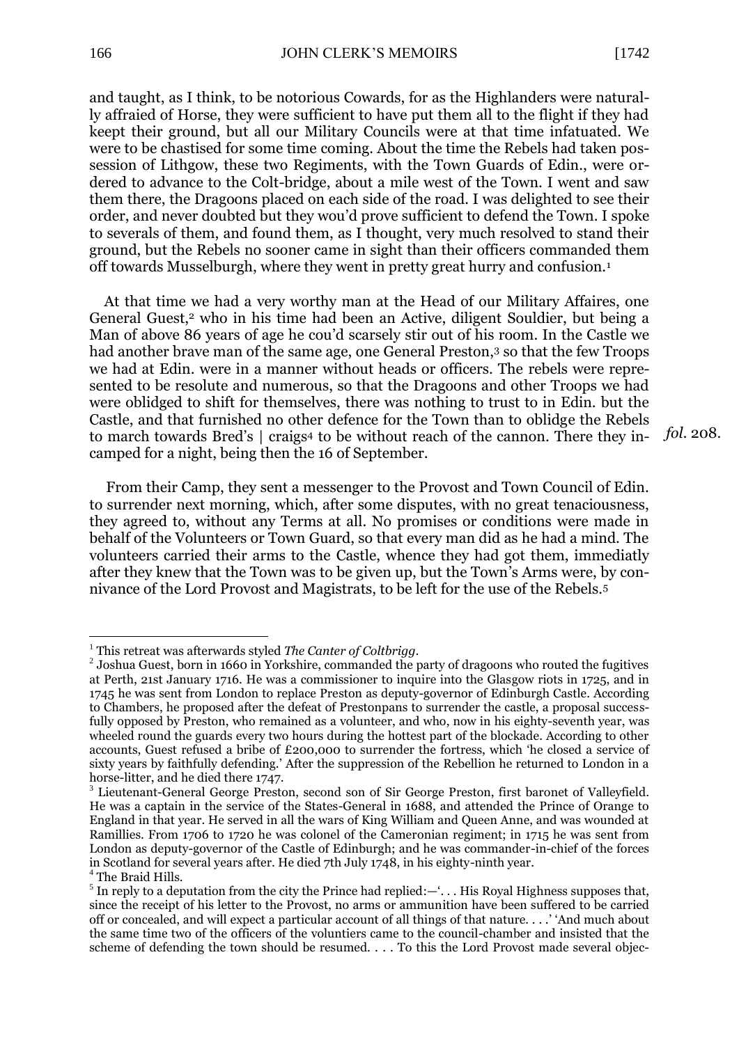and taught, as I think, to be notorious Cowards, for as the Highlanders were naturally affraied of Horse, they were sufficient to have put them all to the flight if they had keept their ground, but all our Military Councils were at that time infatuated. We were to be chastised for some time coming. About the time the Rebels had taken possession of Lithgow, these two Regiments, with the Town Guards of Edin., were ordered to advance to the Colt-bridge, about a mile west of the Town. I went and saw them there, the Dragoons placed on each side of the road. I was delighted to see their order, and never doubted but they wou'd prove sufficient to defend the Town. I spoke to severals of them, and found them, as I thought, very much resolved to stand their ground, but the Rebels no sooner came in sight than their officers commanded them off towards Musselburgh, where they went in pretty great hurry and confusion.[1]

At that time we had a very worthy man at the Head of our Military Affaires, one General Guest,[2] who in his time had been an Active, diligent Souldier, but being a Man of above 86 years of age he cou'd scarsely stir out of his room. In the Castle we had another brave man of the same age, one General Preston,[3] so that the few Troops we had at Edin. were in a manner without heads or officers. The rebels were represented to be resolute and numerous, so that the Dragoons and other Troops we had were oblidged to shift for themselves, there was nothing to trust to in Edin. but the Castle, and that furnished no other defence for the Town than to oblidge the Rebels to march towards Bred's | craigs[4] to be without reach of the cannon. There they incamped for a night, being then the 16 of September. *fol.* 208.

From their Camp, they sent a messenger to the Provost and Town Council of Edin. to surrender next morning, which, after some disputes, with no great tenaciousness, they agreed to, without any Terms at all. No promises or conditions were made in behalf of the Volunteers or Town Guard, so that every man did as he had a mind. The volunteers carried their arms to the Castle, whence they had got them, immediatly after they knew that the Town was to be given up, but the Town's Arms were, by connivance of the Lord Provost and Magistrats, to be left for the use of the Rebels.[5]

---

[1] This retreat was afterwards styled *The Canter of Coltbrigg*.

[2] Joshua Guest, born in 1660 in Yorkshire, commanded the party of dragoons who routed the fugitives at Perth, 21st January 1716. He was a commissioner to inquire into the Glasgow riots in 1725, and in 1745 he was sent from London to replace Preston as deputy-governor of Edinburgh Castle. According to Chambers, he proposed after the defeat of Prestonpans to surrender the castle, a proposal successfully opposed by Preston, who remained as a volunteer, and who, now in his eighty-seventh year, was wheeled round the guards every two hours during the hottest part of the blockade. According to other accounts, Guest refused a bribe of £200,000 to surrender the fortress, which 'he closed a service of sixty years by faithfully defending.' After the suppression of the Rebellion he returned to London in a horse-litter, and he died there 1747.

[3] Lieutenant-General George Preston, second son of Sir George Preston, first baronet of Valleyfield. He was a captain in the service of the States-General in 1688, and attended the Prince of Orange to England in that year. He served in all the wars of King William and Queen Anne, and was wounded at Ramillies. From 1706 to 1720 he was colonel of the Cameronian regiment; in 1715 he was sent from London as deputy-governor of the Castle of Edinburgh; and he was commander-in-chief of the forces in Scotland for several years after. He died 7th July 1748, in his eighty-ninth year.

[4] The Braid Hills.

[5] In reply to a deputation from the city the Prince had replied:—'. . . His Royal Highness supposes that, since the receipt of his letter to the Provost, no arms or ammunition have been suffered to be carried off or concealed, and will expect a particular account of all things of that nature. . . .' 'And much about the same time two of the officers of the voluntiers came to the council-chamber and insisted that the scheme of defending the town should be resumed. . . . To this the Lord Provost made several objec-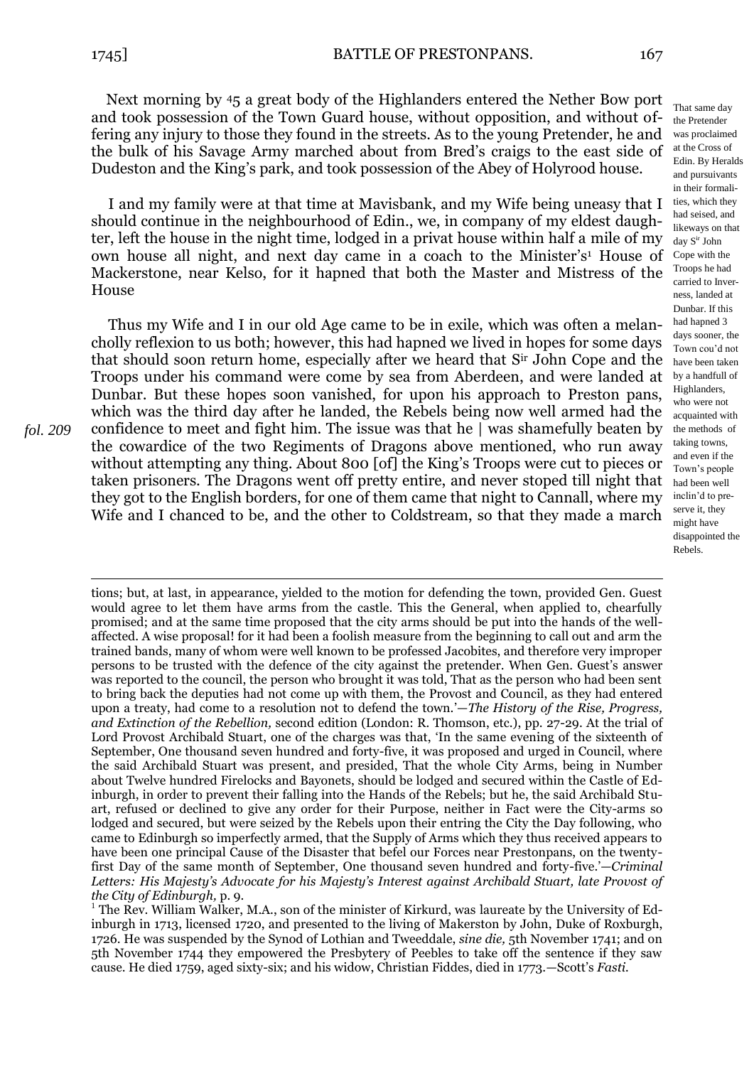Next morning by 45 a great body of the Highlanders entered the Nether Bow port and took possession of the Town Guard house, without opposition, and without offering any injury to those they found in the streets. As to the young Pretender, he and the bulk of his Savage Army marched about from Bred's craigs to the east side of Dudeston and the King's park, and took possession of the Abey of Holyrood house.

That same day the Pretender was proclaimed at the Cross of Edin. By Heralds and pursuivants in their formalities, which they had seised, and likeways on that day S[ir] John Cope with the Troops he had carried to Inverness, landed at Dunbar. If this had hapned 3 days sooner, the Town cou'd not have been taken by a handfull of Highlanders, who were not acquainted with the methods of taking towns, and even if the Town's people had been well inclin'd to preserve it, they might have disappointed the Rebels.

I and my family were at that time at Mavisbank, and my Wife being uneasy that I should continue in the neighbourhood of Edin., we, in company of my eldest daughter, left the house in the night time, lodged in a privat house within half a mile of my own house all night, and next day came in a coach to the Minister's[1] House of Mackerstone, near Kelso, for it hapned that both the Master and Mistress of the House

Thus my Wife and I in our old Age came to be in exile, which was often a melancholly reflexion to us both; however, this had hapned we lived in hopes for some days that should soon return home, especially after we heard that S[ir] John Cope and the Troops under his command were come by sea from Aberdeen, and were landed at Dunbar. But these hopes soon vanished, for upon his approach to Preston pans, which was the third day after he landed, the Rebels being now well armed had the confidence to meet and fight him. The issue was that he | was shamefully beaten by the cowardice of the two Regiments of Dragons above mentioned, who run away without attempting any thing. About 800 [of] the King's Troops were cut to pieces or taken prisoners. The Dragons went off pretty entire, and never stoped till night that they got to the English borders, for one of them came that night to Cannall, where my Wife and I chanced to be, and the other to Coldstream, so that they made a march

*fol. 209*

---

tions; but, at last, in appearance, yielded to the motion for defending the town, provided Gen. Guest would agree to let them have arms from the castle. This the General, when applied to, chearfully promised; and at the same time proposed that the city arms should be put into the hands of the well-affected. A wise proposal! for it had been a foolish measure from the beginning to call out and arm the trained bands, many of whom were well known to be professed Jacobites, and therefore very improper persons to be trusted with the defence of the city against the pretender. When Gen. Guest's answer was reported to the council, the person who brought it was told, That as the person who had been sent to bring back the deputies had not come up with them, the Provost and Council, as they had entered upon a treaty, had come to a resolution not to defend the town.'—*The History of the Rise, Progress, and Extinction of the Rebellion,* second edition (London: R. Thomson, etc.), pp. 27-29. At the trial of Lord Provost Archibald Stuart, one of the charges was that, 'In the same evening of the sixteenth of September, One thousand seven hundred and forty-five, it was proposed and urged in Council, where the said Archibald Stuart was present, and presided, That the whole City Arms, being in Number about Twelve hundred Firelocks and Bayonets, should be lodged and secured within the Castle of Edinburgh, in order to prevent their falling into the Hands of the Rebels; but he, the said Archibald Stuart, refused or declined to give any order for their Purpose, neither in Fact were the City-arms so lodged and secured, but were seized by the Rebels upon their entring the City the Day following, who came to Edinburgh so imperfectly armed, that the Supply of Arms which they thus received appears to have been one principal Cause of the Disaster that befel our Forces near Prestonpans, on the twenty-first Day of the same month of September, One thousand seven hundred and forty-five.'—*Criminal Letters: His Majesty's Advocate for his Majesty's Interest against Archibald Stuart, late Provost of the City of Edinburgh,* p. 9.

[1] The Rev. William Walker, M.A., son of the minister of Kirkurd, was laureate by the University of Edinburgh in 1713, licensed 1720, and presented to the living of Makerston by John, Duke of Roxburgh, 1726. He was suspended by the Synod of Lothian and Tweeddale, *sine die,* 5th November 1741; and on 5th November 1744 they empowered the Presbytery of Peebles to take off the sentence if they saw cause. He died 1759, aged sixty-six; and his widow, Christian Fiddes, died in 1773.—Scott's *Fasti.*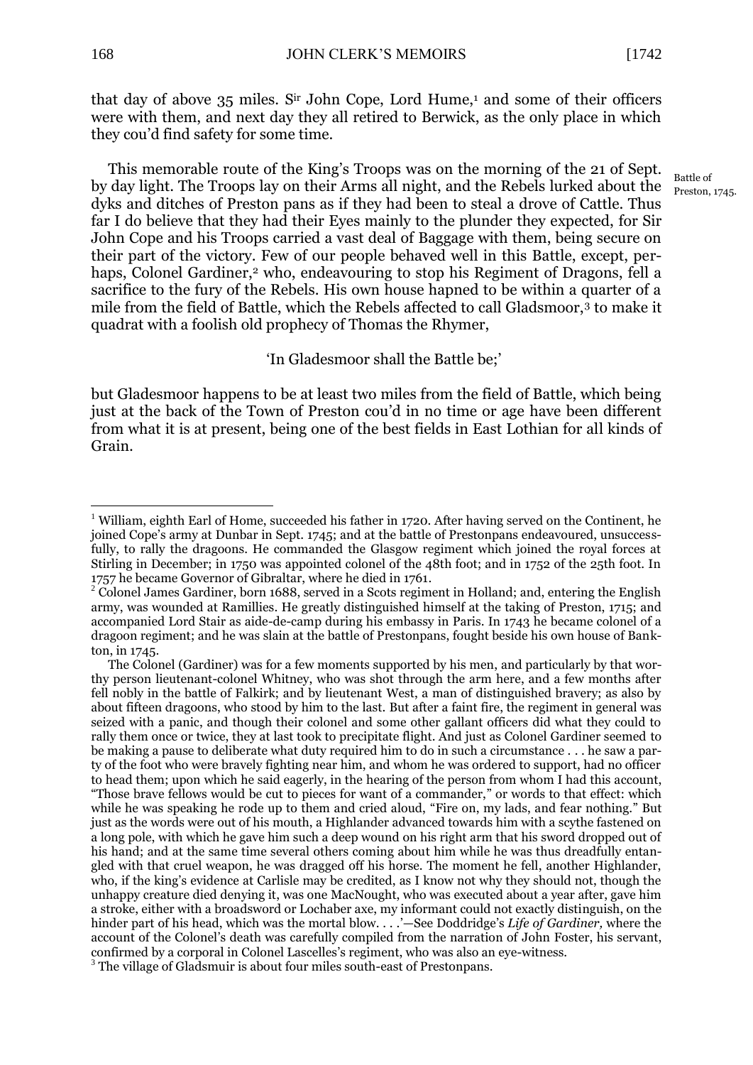that day of above 35 miles. S[ir] John Cope, Lord Hume,[1] and some of their officers were with them, and next day they all retired to Berwick, as the only place in which they cou'd find safety for some time.

Battle of Preston, 1745.

This memorable route of the King's Troops was on the morning of the 21 of Sept. by day light. The Troops lay on their Arms all night, and the Rebels lurked about the dyks and ditches of Preston pans as if they had been to steal a drove of Cattle. Thus far I do believe that they had their Eyes mainly to the plunder they expected, for Sir John Cope and his Troops carried a vast deal of Baggage with them, being secure on their part of the victory. Few of our people behaved well in this Battle, except, perhaps, Colonel Gardiner,[2] who, endeavouring to stop his Regiment of Dragons, fell a sacrifice to the fury of the Rebels. His own house hapned to be within a quarter of a mile from the field of Battle, which the Rebels affected to call Gladsmoor,[3] to make it quadrat with a foolish old prophecy of Thomas the Rhymer,

'In Gladesmoor shall the Battle be;'

but Gladesmoor happens to be at least two miles from the field of Battle, which being just at the back of the Town of Preston cou'd in no time or age have been different from what it is at present, being one of the best fields in East Lothian for all kinds of Grain.

---

[1] William, eighth Earl of Home, succeeded his father in 1720. After having served on the Continent, he joined Cope's army at Dunbar in Sept. 1745; and at the battle of Prestonpans endeavoured, unsuccessfully, to rally the dragoons. He commanded the Glasgow regiment which joined the royal forces at Stirling in December; in 1750 was appointed colonel of the 48th foot; and in 1752 of the 25th foot. In 1757 he became Governor of Gibraltar, where he died in 1761.

[2] Colonel James Gardiner, born 1688, served in a Scots regiment in Holland; and, entering the English army, was wounded at Ramillies. He greatly distinguished himself at the taking of Preston, 1715; and accompanied Lord Stair as aide-de-camp during his embassy in Paris. In 1743 he became colonel of a dragoon regiment; and he was slain at the battle of Prestonpans, fought beside his own house of Bankton, in 1745.

The Colonel (Gardiner) was for a few moments supported by his men, and particularly by that worthy person lieutenant-colonel Whitney, who was shot through the arm here, and a few months after fell nobly in the battle of Falkirk; and by lieutenant West, a man of distinguished bravery; as also by about fifteen dragoons, who stood by him to the last. But after a faint fire, the regiment in general was seized with a panic, and though their colonel and some other gallant officers did what they could to rally them once or twice, they at last took to precipitate flight. And just as Colonel Gardiner seemed to be making a pause to deliberate what duty required him to do in such a circumstance . . . he saw a party of the foot who were bravely fighting near him, and whom he was ordered to support, had no officer to head them; upon which he said eagerly, in the hearing of the person from whom I had this account, "Those brave fellows would be cut to pieces for want of a commander," or words to that effect: which while he was speaking he rode up to them and cried aloud, "Fire on, my lads, and fear nothing." But just as the words were out of his mouth, a Highlander advanced towards him with a scythe fastened on a long pole, with which he gave him such a deep wound on his right arm that his sword dropped out of his hand; and at the same time several others coming about him while he was thus dreadfully entangled with that cruel weapon, he was dragged off his horse. The moment he fell, another Highlander, who, if the king's evidence at Carlisle may be credited, as I know not why they should not, though the unhappy creature died denying it, was one MacNought, who was executed about a year after, gave him a stroke, either with a broadsword or Lochaber axe, my informant could not exactly distinguish, on the hinder part of his head, which was the mortal blow. . . .'—See Doddridge's *Life of Gardiner,* where the account of the Colonel's death was carefully compiled from the narration of John Foster, his servant, confirmed by a corporal in Colonel Lascelles's regiment, who was also an eye-witness.

[3] The village of Gladsmuir is about four miles south-east of Prestonpans.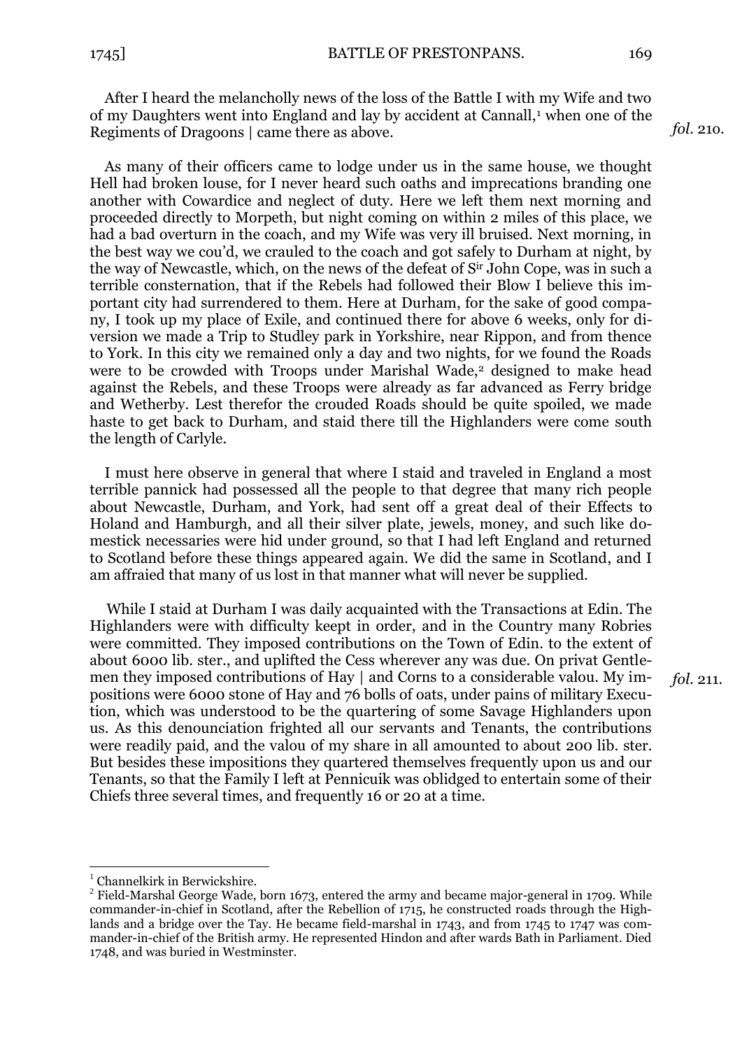After I heard the melancholly news of the loss of the Battle I with my Wife and two of my Daughters went into England and lay by accident at Cannall,[1] when one of the Regiments of Dragoons | came there as above. *fol.* 210.

As many of their officers came to lodge under us in the same house, we thought Hell had broken louse, for I never heard such oaths and imprecations branding one another with Cowardice and neglect of duty. Here we left them next morning and proceeded directly to Morpeth, but night coming on within 2 miles of this place, we had a bad overturn in the coach, and my Wife was very ill bruised. Next morning, in the best way we cou'd, we crauled to the coach and got safely to Durham at night, by the way of Newcastle, which, on the news of the defeat of Sir John Cope, was in such a terrible consternation, that if the Rebels had followed their Blow I believe this important city had surrendered to them. Here at Durham, for the sake of good company, I took up my place of Exile, and continued there for above 6 weeks, only for diversion we made a Trip to Studley park in Yorkshire, near Rippon, and from thence to York. In this city we remained only a day and two nights, for we found the Roads were to be crowded with Troops under Marishal Wade,[2] designed to make head against the Rebels, and these Troops were already as far advanced as Ferry bridge and Wetherby. Lest therefor the crouded Roads should be quite spoiled, we made haste to get back to Durham, and staid there till the Highlanders were come south the length of Carlyle.

I must here observe in general that where I staid and traveled in England a most terrible pannick had possessed all the people to that degree that many rich people about Newcastle, Durham, and York, had sent off a great deal of their Effects to Holand and Hamburgh, and all their silver plate, jewels, money, and such like domestick necessaries were hid under ground, so that I had left England and returned to Scotland before these things appeared again. We did the same in Scotland, and I am affraied that many of us lost in that manner what will never be supplied.

While I staid at Durham I was daily acquainted with the Transactions at Edin. The Highlanders were with difficulty keept in order, and in the Country many Robries were committed. They imposed contributions on the Town of Edin. to the extent of about 6000 lib. ster., and uplifted the Cess wherever any was due. On privat Gentlemen they imposed contributions of Hay | and Corns to a considerable valou. My impositions were 6000 stone of Hay and 76 bolls of oats, under pains of military Execution, which was understood to be the quartering of some Savage Highlanders upon us. As this denounciation frighted all our servants and Tenants, the contributions were readily paid, and the valou of my share in all amounted to about 200 lib. ster. But besides these impositions they quartered themselves frequently upon us and our Tenants, so that the Family I left at Pennicuik was oblidged to entertain some of their Chiefs three several times, and frequently 16 or 20 at a time. *fol.* 211.

---

[1] Channelkirk in Berwickshire.

[2] Field-Marshal George Wade, born 1673, entered the army and became major-general in 1709. While commander-in-chief in Scotland, after the Rebellion of 1715, he constructed roads through the Highlands and a bridge over the Tay. He became field-marshal in 1743, and from 1745 to 1747 was commander-in-chief of the British army. He represented Hindon and after wards Bath in Parliament. Died 1748, and was buried in Westminster.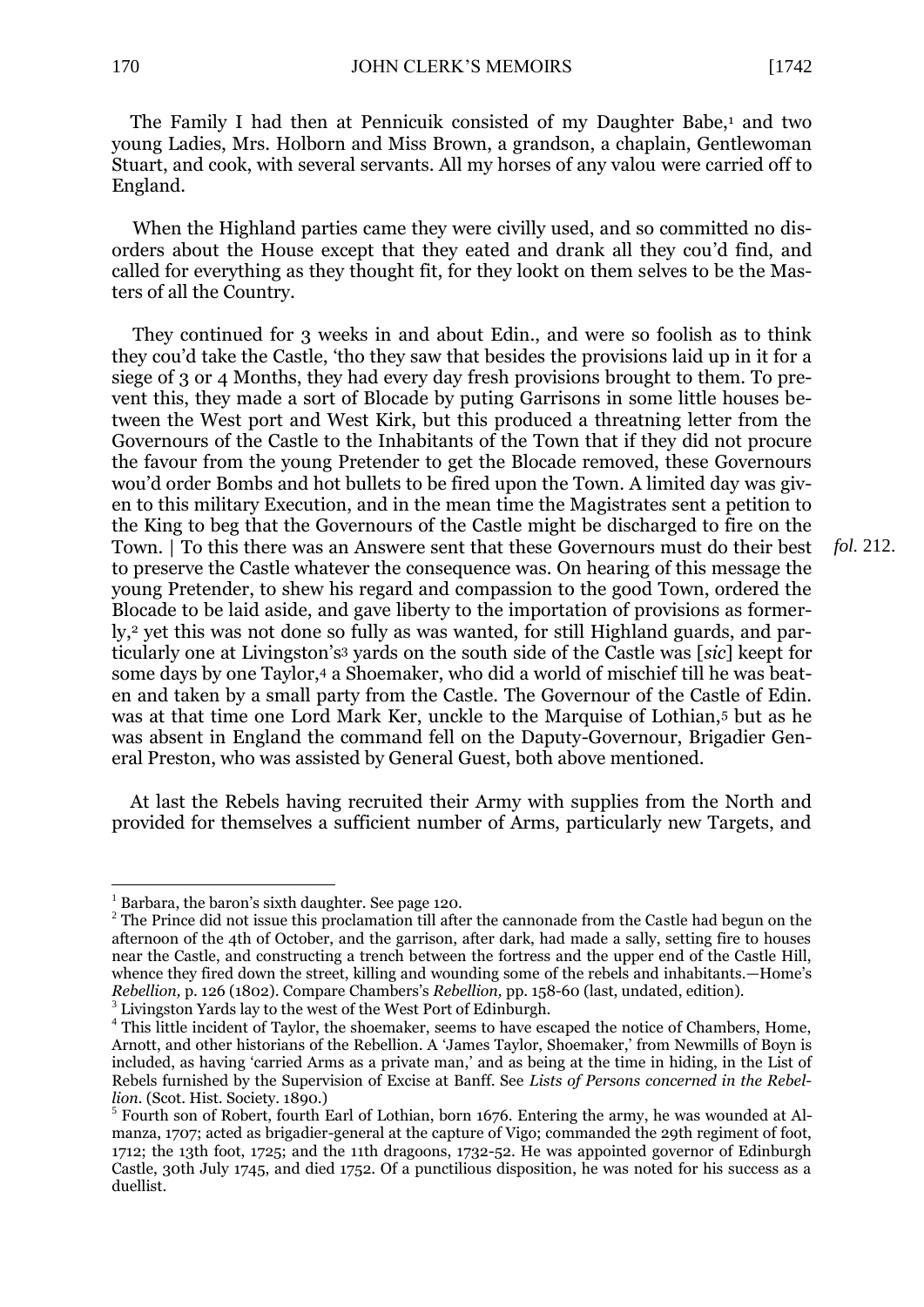The Family I had then at Pennicuik consisted of my Daughter Babe,[1] and two young Ladies, Mrs. Holborn and Miss Brown, a grandson, a chaplain, Gentlewoman Stuart, and cook, with several servants. All my horses of any valou were carried off to England.

When the Highland parties came they were civilly used, and so committed no disorders about the House except that they eated and drank all they cou'd find, and called for everything as they thought fit, for they lookt on them selves to be the Masters of all the Country.

They continued for 3 weeks in and about Edin., and were so foolish as to think they cou'd take the Castle, 'tho they saw that besides the provisions laid up in it for a siege of 3 or 4 Months, they had every day fresh provisions brought to them. To prevent this, they made a sort of Blocade by puting Garrisons in some little houses between the West port and West Kirk, but this produced a threatning letter from the Governours of the Castle to the Inhabitants of the Town that if they did not procure the favour from the young Pretender to get the Blocade removed, these Governours wou'd order Bombs and hot bullets to be fired upon the Town. A limited day was given to this military Execution, and in the mean time the Magistrates sent a petition to the King to beg that the Governours of the Castle might be discharged to fire on the Town. | To this there was an Answere sent that these Governours must do their best to preserve the Castle whatever the consequence was. On hearing of this message the young Pretender, to shew his regard and compassion to the good Town, ordered the Blocade to be laid aside, and gave liberty to the importation of provisions as formerly,[2] yet this was not done so fully as was wanted, for still Highland guards, and particularly one at Livingston's[3] yards on the south side of the Castle was [*sic*] keept for some days by one Taylor,[4] a Shoemaker, who did a world of mischief till he was beaten and taken by a small party from the Castle. The Governour of the Castle of Edin. was at that time one Lord Mark Ker, unckle to the Marquise of Lothian,[5] but as he was absent in England the command fell on the Daputy-Governour, Brigadier General Preston, who was assisted by General Guest, both above mentioned. *fol.* 212.

At last the Rebels having recruited their Army with supplies from the North and provided for themselves a sufficient number of Arms, particularly new Targets, and

---

[1] Barbara, the baron's sixth daughter. See page 120.

[2] The Prince did not issue this proclamation till after the cannonade from the Castle had begun on the afternoon of the 4th of October, and the garrison, after dark, had made a sally, setting fire to houses near the Castle, and constructing a trench between the fortress and the upper end of the Castle Hill, whence they fired down the street, killing and wounding some of the rebels and inhabitants.—Home's *Rebellion,* p. 126 (1802). Compare Chambers's *Rebellion,* pp. 158-60 (last, undated, edition).

[3] Livingston Yards lay to the west of the West Port of Edinburgh.

[4] This little incident of Taylor, the shoemaker, seems to have escaped the notice of Chambers, Home, Arnott, and other historians of the Rebellion. A 'James Taylor, Shoemaker,' from Newmills of Boyn is included, as having 'carried Arms as a private man,' and as being at the time in hiding, in the List of Rebels furnished by the Supervision of Excise at Banff. See *Lists of Persons concerned in the Rebellion.* (Scot. Hist. Society. 1890.)

[5] Fourth son of Robert, fourth Earl of Lothian, born 1676. Entering the army, he was wounded at Almanza, 1707; acted as brigadier-general at the capture of Vigo; commanded the 29th regiment of foot, 1712; the 13th foot, 1725; and the 11th dragoons, 1732-52. He was appointed governor of Edinburgh Castle, 30th July 1745, and died 1752. Of a punctilious disposition, he was noted for his success as a duellist.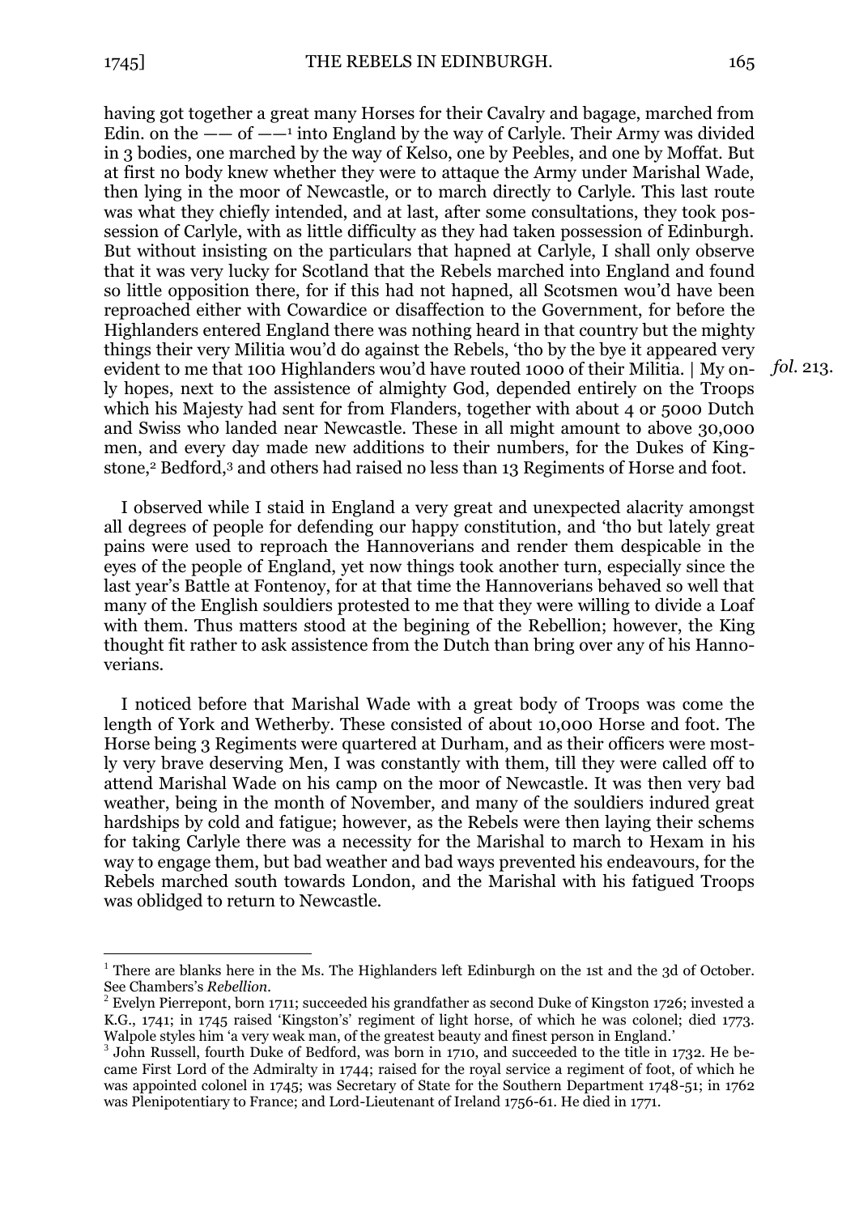having got together a great many Horses for their Cavalry and bagage, marched from Edin. on the —— of ——[1] into England by the way of Carlyle. Their Army was divided in 3 bodies, one marched by the way of Kelso, one by Peebles, and one by Moffat. But at first no body knew whether they were to attaque the Army under Marishal Wade, then lying in the moor of Newcastle, or to march directly to Carlyle. This last route was what they chiefly intended, and at last, after some consultations, they took possession of Carlyle, with as little difficulty as they had taken possession of Edinburgh. But without insisting on the particulars that hapned at Carlyle, I shall only observe that it was very lucky for Scotland that the Rebels marched into England and found so little opposition there, for if this had not hapned, all Scotsmen wou'd have been reproached either with Cowardice or disaffection to the Government, for before the Highlanders entered England there was nothing heard in that country but the mighty things their very Militia wou'd do against the Rebels, 'tho by the bye it appeared very evident to me that 100 Highlanders wou'd have routed 1000 of their Militia. | My only hopes, next to the assistence of almighty God, depended entirely on the Troops which his Majesty had sent for from Flanders, together with about 4 or 5000 Dutch and Swiss who landed near Newcastle. These in all might amount to above 30,000 men, and every day made new additions to their numbers, for the Dukes of Kingstone,[2] Bedford,[3] and others had raised no less than 13 Regiments of Horse and foot. *fol.* 213.

I observed while I staid in England a very great and unexpected alacrity amongst all degrees of people for defending our happy constitution, and 'tho but lately great pains were used to reproach the Hannoverians and render them despicable in the eyes of the people of England, yet now things took another turn, especially since the last year's Battle at Fontenoy, for at that time the Hannoverians behaved so well that many of the English souldiers protested to me that they were willing to divide a Loaf with them. Thus matters stood at the begining of the Rebellion; however, the King thought fit rather to ask assistence from the Dutch than bring over any of his Hannoverians.

I noticed before that Marishal Wade with a great body of Troops was come the length of York and Wetherby. These consisted of about 10,000 Horse and foot. The Horse being 3 Regiments were quartered at Durham, and as their officers were mostly very brave deserving Men, I was constantly with them, till they were called off to attend Marishal Wade on his camp on the moor of Newcastle. It was then very bad weather, being in the month of November, and many of the souldiers indured great hardships by cold and fatigue; however, as the Rebels were then laying their schems for taking Carlyle there was a necessity for the Marishal to march to Hexam in his way to engage them, but bad weather and bad ways prevented his endeavours, for the Rebels marched south towards London, and the Marishal with his fatigued Troops was oblidged to return to Newcastle.

---

[1] There are blanks here in the Ms. The Highlanders left Edinburgh on the 1st and the 3d of October. See Chambers's *Rebellion*.

[2] Evelyn Pierrepont, born 1711; succeeded his grandfather as second Duke of Kingston 1726; invested a K.G., 1741; in 1745 raised 'Kingston's' regiment of light horse, of which he was colonel; died 1773. Walpole styles him 'a very weak man, of the greatest beauty and finest person in England.'

[3] John Russell, fourth Duke of Bedford, was born in 1710, and succeeded to the title in 1732. He became First Lord of the Admiralty in 1744; raised for the royal service a regiment of foot, of which he was appointed colonel in 1745; was Secretary of State for the Southern Department 1748-51; in 1762 was Plenipotentiary to France; and Lord-Lieutenant of Ireland 1756-61. He died in 1771.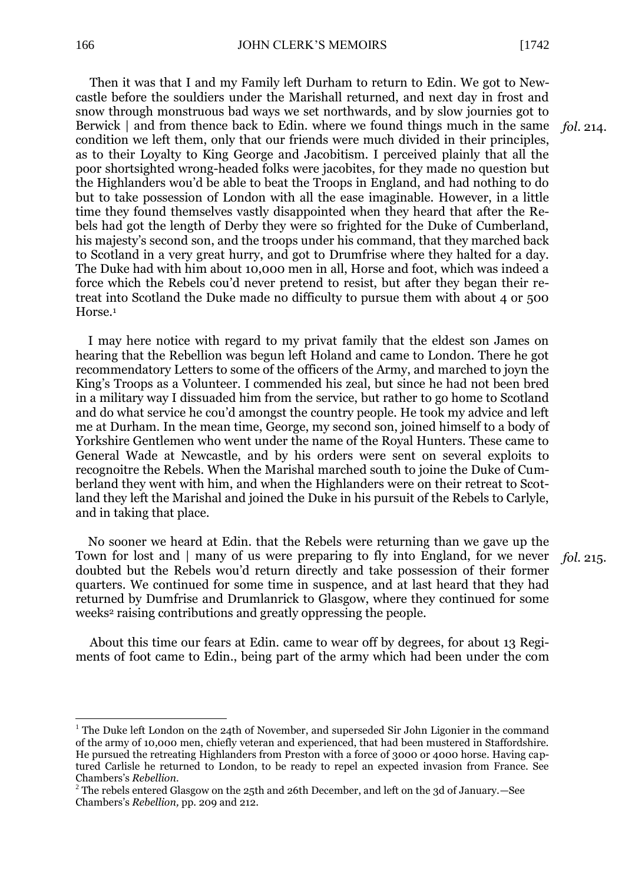Then it was that I and my Family left Durham to return to Edin. We got to Newcastle before the souldiers under the Marishall returned, and next day in frost and snow through monstruous bad ways we set northwards, and by slow journies got to Berwick | and from thence back to Edin. where we found things much in the same condition we left them, only that our friends were much divided in their principles, as to their Loyalty to King George and Jacobitism. I perceived plainly that all the poor shortsighted wrong-headed folks were jacobites, for they made no question but the Highlanders wou'd be able to beat the Troops in England, and had nothing to do but to take possession of London with all the ease imaginable. However, in a little time they found themselves vastly disappointed when they heard that after the Rebels had got the length of Derby they were so frighted for the Duke of Cumberland, his majesty's second son, and the troops under his command, that they marched back to Scotland in a very great hurry, and got to Drumfrise where they halted for a day. The Duke had with him about 10,000 men in all, Horse and foot, which was indeed a force which the Rebels cou'd never pretend to resist, but after they began their retreat into Scotland the Duke made no difficulty to pursue them with about 4 or 500 Horse.[1]

*fol.* 214.

I may here notice with regard to my privat family that the eldest son James on hearing that the Rebellion was begun left Holand and came to London. There he got recommendatory Letters to some of the officers of the Army, and marched to joyn the King's Troops as a Volunteer. I commended his zeal, but since he had not been bred in a military way I dissuaded him from the service, but rather to go home to Scotland and do what service he cou'd amongst the country people. He took my advice and left me at Durham. In the mean time, George, my second son, joined himself to a body of Yorkshire Gentlemen who went under the name of the Royal Hunters. These came to General Wade at Newcastle, and by his orders were sent on several exploits to recognoitre the Rebels. When the Marishal marched south to joine the Duke of Cumberland they went with him, and when the Highlanders were on their retreat to Scotland they left the Marishal and joined the Duke in his pursuit of the Rebels to Carlyle, and in taking that place.

No sooner we heard at Edin. that the Rebels were returning than we gave up the Town for lost and | many of us were preparing to fly into England, for we never doubted but the Rebels wou'd return directly and take possession of their former quarters. We continued for some time in suspence, and at last heard that they had returned by Dumfrise and Drumlanrick to Glasgow, where they continued for some weeks[2] raising contributions and greatly oppressing the people.

*fol.* 215.

About this time our fears at Edin. came to wear off by degrees, for about 13 Regiments of foot came to Edin., being part of the army which had been under the com

---

[1] The Duke left London on the 24th of November, and superseded Sir John Ligonier in the command of the army of 10,000 men, chiefly veteran and experienced, that had been mustered in Staffordshire. He pursued the retreating Highlanders from Preston with a force of 3000 or 4000 horse. Having captured Carlisle he returned to London, to be ready to repel an expected invasion from France. See Chambers's *Rebellion*.

[2] The rebels entered Glasgow on the 25th and 26th December, and left on the 3d of January.—See Chambers's *Rebellion,* pp. 209 and 212.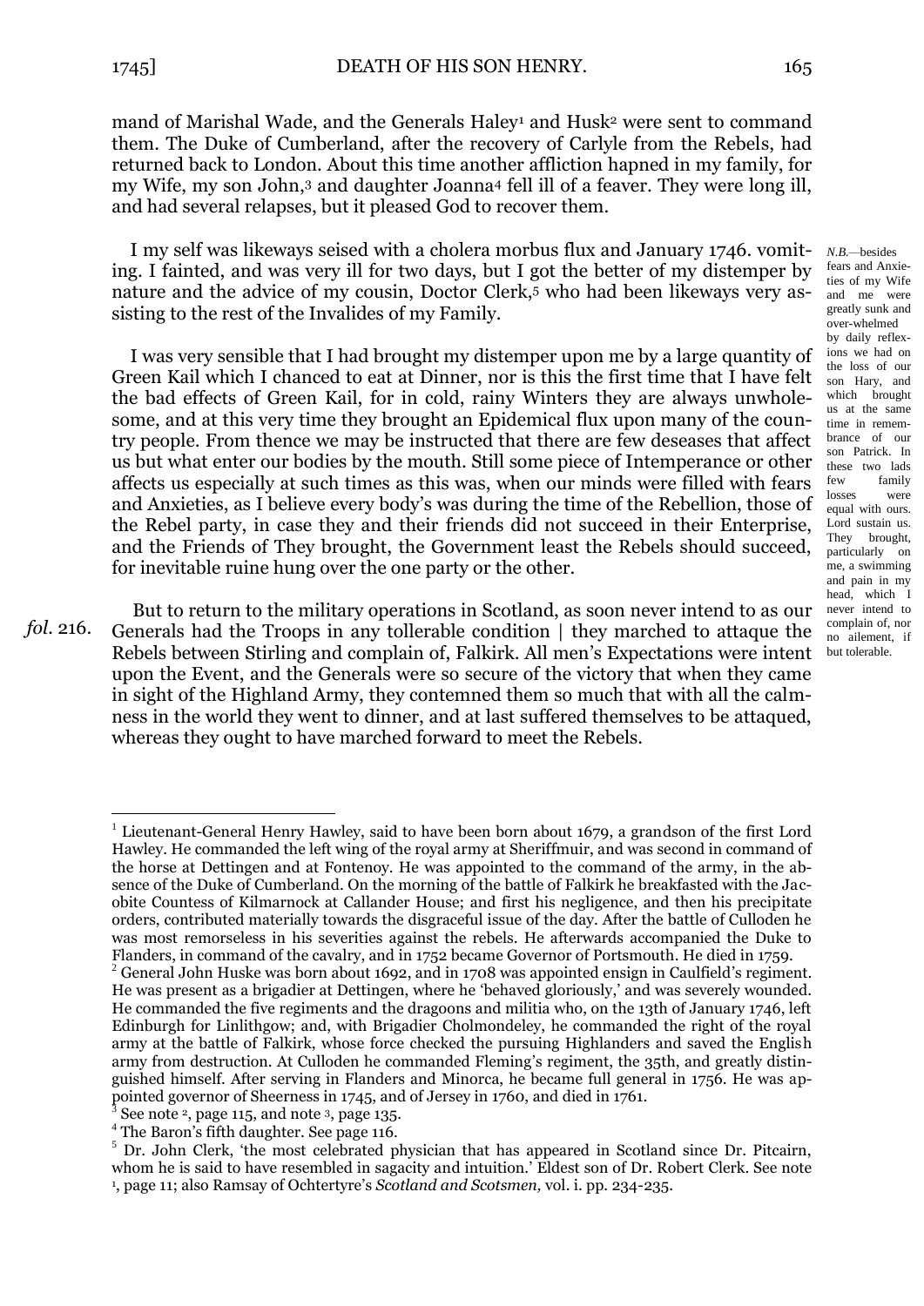mand of Marishal Wade, and the Generals Haley[1] and Husk[2] were sent to command them. The Duke of Cumberland, after the recovery of Carlyle from the Rebels, had returned back to London. About this time another affliction hapned in my family, for my Wife, my son John,[3] and daughter Joanna[4] fell ill of a feaver. They were long ill, and had several relapses, but it pleased God to recover them.

I my self was likeways seised with a cholera morbus flux and January 1746. vomiting. I fainted, and was very ill for two days, but I got the better of my distemper by nature and the advice of my cousin, Doctor Clerk,[5] who had been likeways very assisting to the rest of the Invalides of my Family.

*N.B.*—besides fears and Anxieties of my Wife and me were greatly sunk and over-whelmed by daily reflexions we had on the loss of our son Hary, and which brought us at the same time in remembrance of our son Patrick. In these two lads few family losses were equal with ours. Lord sustain us. They brought, particularly on me, a swimming and pain in my head, which I never intend to complain of, nor no ailement, if but tolerable.

I was very sensible that I had brought my distemper upon me by a large quantity of Green Kail which I chanced to eat at Dinner, nor is this the first time that I have felt the bad effects of Green Kail, for in cold, rainy Winters they are always unwholesome, and at this very time they brought an Epidemical flux upon many of the country people. From thence we may be instructed that there are few deseases that affect us but what enter our bodies by the mouth. Still some piece of Intemperance or other affects us especially at such times as this was, when our minds were filled with fears and Anxieties, as I believe every body's was during the time of the Rebellion, those of the Rebel party, in case they and their friends did not succeed in their Enterprise, and the Friends of They brought, the Government least the Rebels should succeed, for inevitable ruine hung over the one party or the other.

*fol.* 216.

But to return to the military operations in Scotland, as soon never intend to as our Generals had the Troops in any tollerable condition | they marched to attaque the Rebels between Stirling and complain of, Falkirk. All men's Expectations were intent upon the Event, and the Generals were so secure of the victory that when they came in sight of the Highland Army, they contemned them so much that with all the calmness in the world they went to dinner, and at last suffered themselves to be attaqued, whereas they ought to have marched forward to meet the Rebels.

---

[1] Lieutenant-General Henry Hawley, said to have been born about 1679, a grandson of the first Lord Hawley. He commanded the left wing of the royal army at Sheriffmuir, and was second in command of the horse at Dettingen and at Fontenoy. He was appointed to the command of the army, in the absence of the Duke of Cumberland. On the morning of the battle of Falkirk he breakfasted with the Jacobite Countess of Kilmarnock at Callander House; and first his negligence, and then his precipitate orders, contributed materially towards the disgraceful issue of the day. After the battle of Culloden he was most remorseless in his severities against the rebels. He afterwards accompanied the Duke to Flanders, in command of the cavalry, and in 1752 became Governor of Portsmouth. He died in 1759.

[2] General John Huske was born about 1692, and in 1708 was appointed ensign in Caulfield's regiment. He was present as a brigadier at Dettingen, where he 'behaved gloriously,' and was severely wounded. He commanded the five regiments and the dragoons and militia who, on the 13th of January 1746, left Edinburgh for Linlithgow; and, with Brigadier Cholmondeley, he commanded the right of the royal army at the battle of Falkirk, whose force checked the pursuing Highlanders and saved the English army from destruction. At Culloden he commanded Fleming's regiment, the 35th, and greatly distinguished himself. After serving in Flanders and Minorca, he became full general in 1756. He was appointed governor of Sheerness in 1745, and of Jersey in 1760, and died in 1761.

[3] See note [2], page 115, and note [3], page 135.

[4] The Baron's fifth daughter. See page 116.

[5] Dr. John Clerk, 'the most celebrated physician that has appeared in Scotland since Dr. Pitcairn, whom he is said to have resembled in sagacity and intuition.' Eldest son of Dr. Robert Clerk. See note [1], page 11; also Ramsay of Ochtertyre's *Scotland and Scotsmen,* vol. i. pp. 234-235.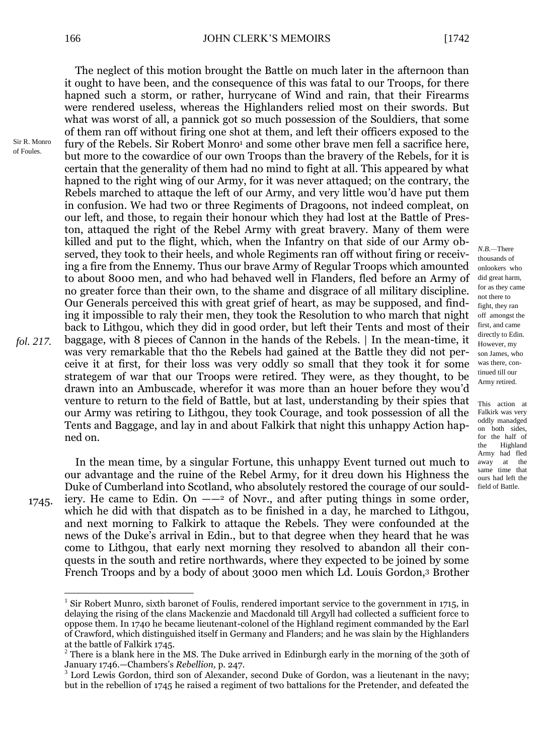The neglect of this motion brought the Battle on much later in the afternoon than it ought to have been, and the consequence of this was fatal to our Troops, for there hapned such a storm, or rather, hurrycane of Wind and rain, that their Firearms were rendered useless, whereas the Highlanders relied most on their swords. But what was worst of all, a pannick got so much possession of the Souldiers, that some of them ran off without firing one shot at them, and left their officers exposed to the fury of the Rebels. Sir Robert Monro[1] and some other brave men fell a sacrifice here, but more to the cowardice of our own Troops than the bravery of the Rebels, for it is certain that the generality of them had no mind to fight at all. This appeared by what hapned to the right wing of our Army, for it was never attaqued; on the contrary, the Rebels marched to attaque the left of our Army, and very little wou'd have put them in confusion. We had two or three Regiments of Dragoons, not indeed compleat, on our left, and those, to regain their honour which they had lost at the Battle of Preston, attaqued the right of the Rebel Army with great bravery. Many of them were killed and put to the flight, which, when the Infantry on that side of our Army observed, they took to their heels, and whole Regiments ran off without firing or receiving a fire from the Ennemy. Thus our brave Army of Regular Troops which amounted to about 8000 men, and who had behaved well in Flanders, fled before an Army of no greater force than their own, to the shame and disgrace of all military discipline. Our Generals perceived this with great grief of heart, as may be supposed, and finding it impossible to raly their men, they took the Resolution to who march that night back to Lithgou, which they did in good order, but left their Tents and most of their baggage, with 8 pieces of Cannon in the hands of the Rebels. | In the mean-time, it was very remarkable that tho the Rebels had gained at the Battle they did not perceive it at first, for their loss was very oddly so small that they took it for some strategem of war that our Troops were retired. They were, as they thought, to be drawn into an Ambuscade, wherefor it was more than an houer before they wou'd venture to return to the field of Battle, but at last, understanding by their spies that our Army was retiring to Lithgou, they took Courage, and took possession of all the Tents and Baggage, and lay in and about Falkirk that night this unhappy Action hapned on.

*Sir R. Monro of Foules.*

*fol. 217.*

*N.B.*—There thousands of onlookers who did great harm, for as they came not there to fight, they ran off amongst the first, and came directly to Edin. However, my son James, who was there, continued till our Army retired.

This action at Falkirk was very oddly manadged on both sides, for the half of the Highland Army had fled away at the same time that ours had left the field of Battle.

In the mean time, by a singular Fortune, this unhappy Event turned out much to our advantage and the ruine of the Rebel Army, for it dreu down his Highness the Duke of Cumberland into Scotland, who absolutely restored the courage of our souldiery. He came to Edin. On ——[2] of Novr., and after puting things in some order, which he did with that dispatch as to be finished in a day, he marched to Lithgou, and next morning to Falkirk to attaque the Rebels. They were confounded at the news of the Duke's arrival in Edin., but to that degree when they heard that he was come to Lithgou, that early next morning they resolved to abandon all their conquests in the south and retire northwards, where they expected to be joined by some French Troops and by a body of about 3000 men which Ld. Louis Gordon,[3] Brother

*1745.*

---

[1] Sir Robert Munro, sixth baronet of Foulis, rendered important service to the government in 1715, in delaying the rising of the clans Mackenzie and Macdonald till Argyll had collected a sufficient force to oppose them. In 1740 he became lieutenant-colonel of the Highland regiment commanded by the Earl of Crawford, which distinguished itself in Germany and Flanders; and he was slain by the Highlanders at the battle of Falkirk 1745.

[2] There is a blank here in the MS. The Duke arrived in Edinburgh early in the morning of the 30th of January 1746.—Chambers's *Rebellion,* p. 247.

[3] Lord Lewis Gordon, third son of Alexander, second Duke of Gordon, was a lieutenant in the navy; but in the rebellion of 1745 he raised a regiment of two battalions for the Pretender, and defeated the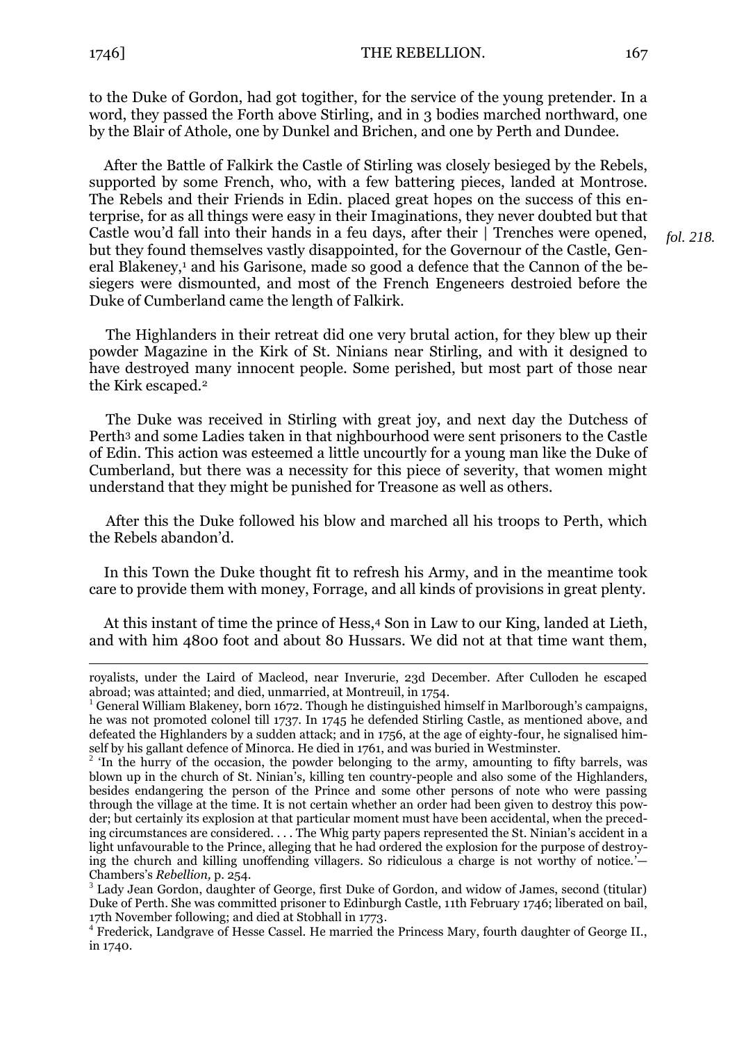to the Duke of Gordon, had got togither, for the service of the young pretender. In a word, they passed the Forth above Stirling, and in 3 bodies marched northward, one by the Blair of Athole, one by Dunkel and Brichen, and one by Perth and Dundee.

After the Battle of Falkirk the Castle of Stirling was closely besieged by the Rebels, supported by some French, who, with a few battering pieces, landed at Montrose. The Rebels and their Friends in Edin. placed great hopes on the success of this enterprise, for as all things were easy in their Imaginations, they never doubted but that Castle wou'd fall into their hands in a feu days, after their | Trenches were opened, *fol. 218.* but they found themselves vastly disappointed, for the Governour of the Castle, General Blakeney,[1] and his Garisone, made so good a defence that the Cannon of the besiegers were dismounted, and most of the French Engeneers destroied before the Duke of Cumberland came the length of Falkirk.

The Highlanders in their retreat did one very brutal action, for they blew up their powder Magazine in the Kirk of St. Ninians near Stirling, and with it designed to have destroyed many innocent people. Some perished, but most part of those near the Kirk escaped.[2]

The Duke was received in Stirling with great joy, and next day the Dutchess of Perth[3] and some Ladies taken in that nighbourhood were sent prisoners to the Castle of Edin. This action was esteemed a little uncourtly for a young man like the Duke of Cumberland, but there was a necessity for this piece of severity, that women might understand that they might be punished for Treasone as well as others.

After this the Duke followed his blow and marched all his troops to Perth, which the Rebels abandon'd.

In this Town the Duke thought fit to refresh his Army, and in the meantime took care to provide them with money, Forrage, and all kinds of provisions in great plenty.

At this instant of time the prince of Hess,[4] Son in Law to our King, landed at Lieth, and with him 4800 foot and about 80 Hussars. We did not at that time want them,

---

royalists, under the Laird of Macleod, near Inverurie, 23d December. After Culloden he escaped abroad; was attainted; and died, unmarried, at Montreuil, in 1754.

[1] General William Blakeney, born 1672. Though he distinguished himself in Marlborough's campaigns, he was not promoted colonel till 1737. In 1745 he defended Stirling Castle, as mentioned above, and defeated the Highlanders by a sudden attack; and in 1756, at the age of eighty-four, he signalised himself by his gallant defence of Minorca. He died in 1761, and was buried in Westminster.

[2] 'In the hurry of the occasion, the powder belonging to the army, amounting to fifty barrels, was blown up in the church of St. Ninian's, killing ten country-people and also some of the Highlanders, besides endangering the person of the Prince and some other persons of note who were passing through the village at the time. It is not certain whether an order had been given to destroy this powder; but certainly its explosion at that particular moment must have been accidental, when the preceding circumstances are considered. . . . The Whig party papers represented the St. Ninian's accident in a light unfavourable to the Prince, alleging that he had ordered the explosion for the purpose of destroying the church and killing unoffending villagers. So ridiculous a charge is not worthy of notice.'—Chambers's *Rebellion,* p. 254.

[3] Lady Jean Gordon, daughter of George, first Duke of Gordon, and widow of James, second (titular) Duke of Perth. She was committed prisoner to Edinburgh Castle, 11th February 1746; liberated on bail, 17th November following; and died at Stobhall in 1773.

[4] Frederick, Landgrave of Hesse Cassel. He married the Princess Mary, fourth daughter of George II., in 1740.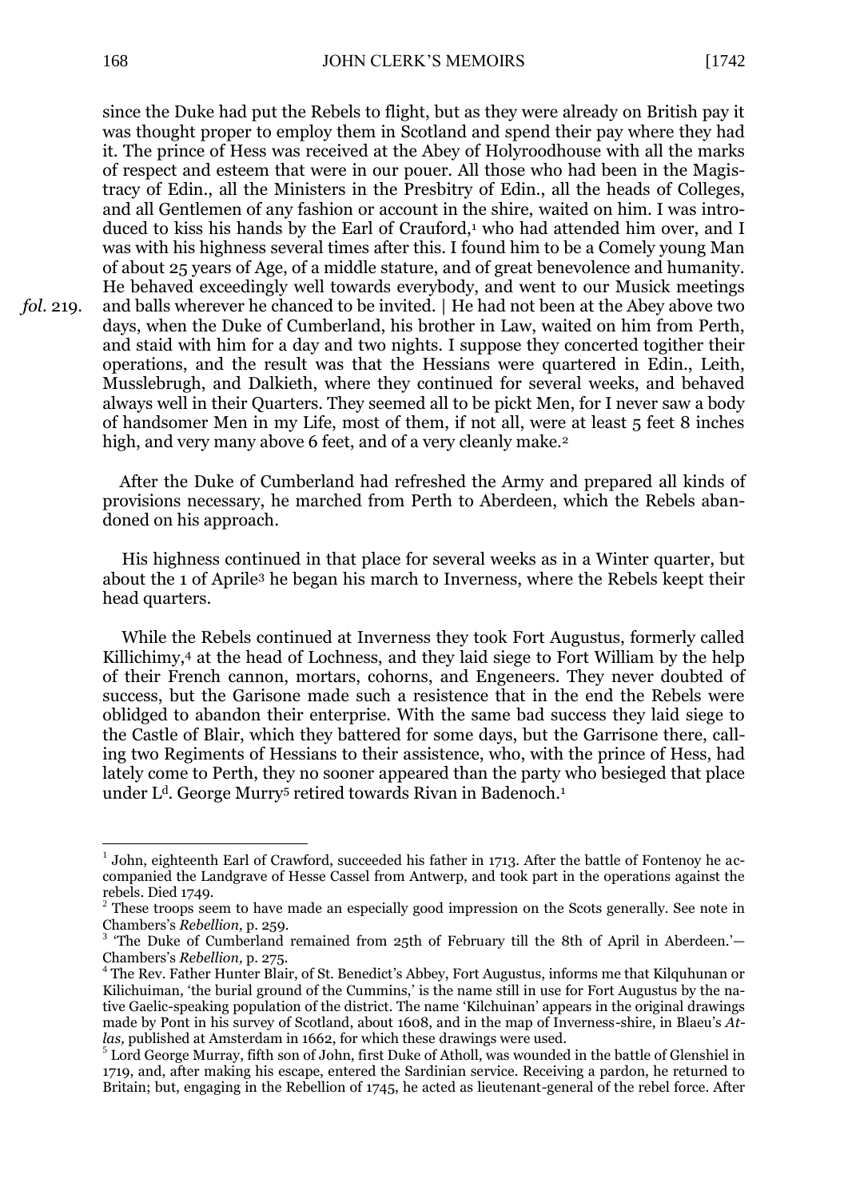since the Duke had put the Rebels to flight, but as they were already on British pay it was thought proper to employ them in Scotland and spend their pay where they had it. The prince of Hess was received at the Abey of Holyroodhouse with all the marks of respect and esteem that were in our pouer. All those who had been in the Magistracy of Edin., all the Ministers in the Presbitry of Edin., all the heads of Colleges, and all Gentlemen of any fashion or account in the shire, waited on him. I was introduced to kiss his hands by the Earl of Crauford,[1] who had attended him over, and I was with his highness several times after this. I found him to be a Comely young Man of about 25 years of Age, of a middle stature, and of great benevolence and humanity. He behaved exceedingly well towards everybody, and went to our Musick meetings and balls wherever he chanced to be invited. | *fol.* 219. He had not been at the Abey above two days, when the Duke of Cumberland, his brother in Law, waited on him from Perth, and staid with him for a day and two nights. I suppose they concerted togither their operations, and the result was that the Hessians were quartered in Edin., Leith, Musslebrugh, and Dalkieth, where they continued for several weeks, and behaved always well in their Quarters. They seemed all to be pickt Men, for I never saw a body of handsomer Men in my Life, most of them, if not all, were at least 5 feet 8 inches high, and very many above 6 feet, and of a very cleanly make.[2]

After the Duke of Cumberland had refreshed the Army and prepared all kinds of provisions necessary, he marched from Perth to Aberdeen, which the Rebels abandoned on his approach.

His highness continued in that place for several weeks as in a Winter quarter, but about the 1 of Aprile[3] he began his march to Inverness, where the Rebels keept their head quarters.

While the Rebels continued at Inverness they took Fort Augustus, formerly called Killichimy,[4] at the head of Lochness, and they laid siege to Fort William by the help of their French cannon, mortars, cohorns, and Engeneers. They never doubted of success, but the Garisone made such a resistence that in the end the Rebels were oblidged to abandon their enterprise. With the same bad success they laid siege to the Castle of Blair, which they battered for some days, but the Garrisone there, calling two Regiments of Hessians to their assistence, who, with the prince of Hess, had lately come to Perth, they no sooner appeared than the party who besieged that place under L^d. George Murry[5] retired towards Rivan in Badenoch.[1]

---

[1] John, eighteenth Earl of Crawford, succeeded his father in 1713. After the battle of Fontenoy he accompanied the Landgrave of Hesse Cassel from Antwerp, and took part in the operations against the rebels. Died 1749.

[2] These troops seem to have made an especially good impression on the Scots generally. See note in Chambers's *Rebellion,* p. 259.

[3] 'The Duke of Cumberland remained from 25th of February till the 8th of April in Aberdeen.'—Chambers's *Rebellion,* p. 275.

[4] The Rev. Father Hunter Blair, of St. Benedict's Abbey, Fort Augustus, informs me that Kilquhunan or Kilichuiman, 'the burial ground of the Cummins,' is the name still in use for Fort Augustus by the native Gaelic-speaking population of the district. The name 'Kilchuinan' appears in the original drawings made by Pont in his survey of Scotland, about 1608, and in the map of Inverness-shire, in Blaeu's *Atlas,* published at Amsterdam in 1662, for which these drawings were used.

[5] Lord George Murray, fifth son of John, first Duke of Atholl, was wounded in the battle of Glenshiel in 1719, and, after making his escape, entered the Sardinian service. Receiving a pardon, he returned to Britain; but, engaging in the Rebellion of 1745, he acted as lieutenant-general of the rebel force. After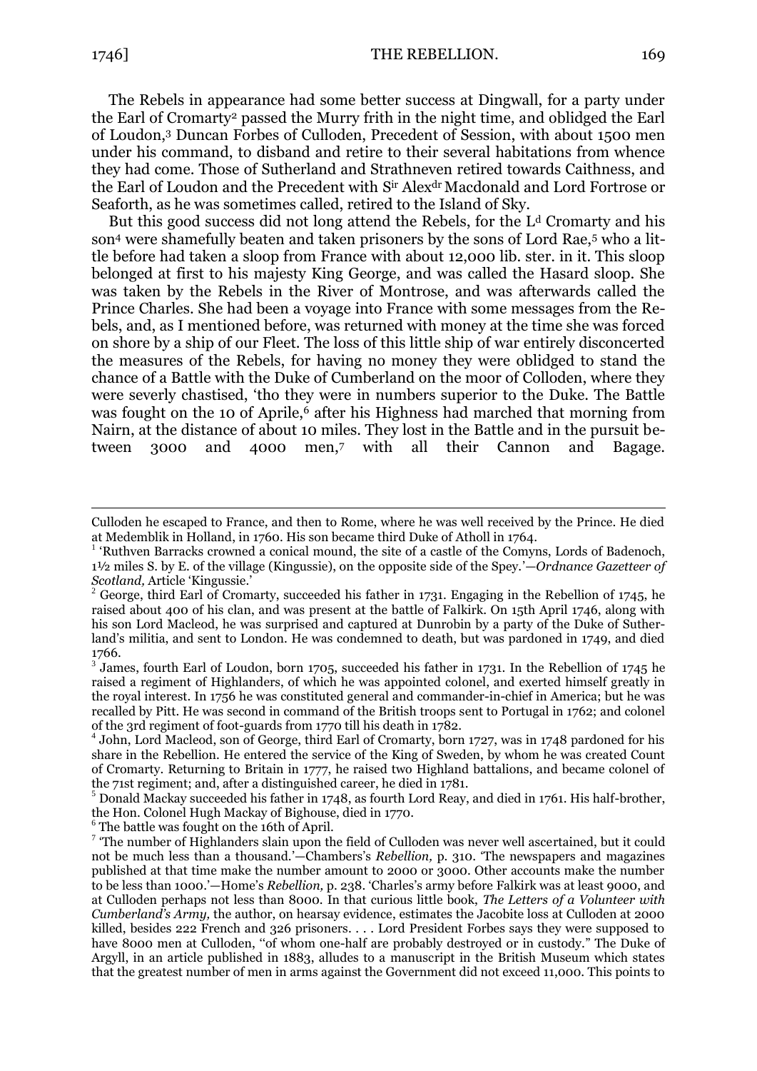The Rebels in appearance had some better success at Dingwall, for a party under the Earl of Cromarty[2] passed the Murry frith in the night time, and obliged the Earl of Loudon,[3] Duncan Forbes of Culloden, Precedent of Session, with about 1500 men under his command, to disband and retire to their several habitations from whence they had come. Those of Sutherland and Strathneven retired towards Caithness, and the Earl of Loudon and the Precedent with Sir Alexdr Macdonald and Lord Fortrose or Seaforth, as he was sometimes called, retired to the Island of Sky.

But this good success did not long attend the Rebels, for the Ld Cromarty and his son[4] were shamefully beaten and taken prisoners by the sons of Lord Rae,[5] who a little before had taken a sloop from France with about 12,000 lib. ster. in it. This sloop belonged at first to his majesty King George, and was called the Hasard sloop. She was taken by the Rebels in the River of Montrose, and was afterwards called the Prince Charles. She had been a voyage into France with some messages from the Rebels, and, as I mentioned before, was returned with money at the time she was forced on shore by a ship of our Fleet. The loss of this little ship of war entirely disconcerted the measures of the Rebels, for having no money they were oblidged to stand the chance of a Battle with the Duke of Cumberland on the moor of Colloden, where they were severly chastised, 'tho they were in numbers superior to the Duke. The Battle was fought on the 10 of Aprile,[6] after his Highness had marched that morning from Nairn, at the distance of about 10 miles. They lost in the Battle and in the pursuit between 3000 and 4000 men,[7] with all their Cannon and Bagage.

---

Culloden he escaped to France, and then to Rome, where he was well received by the Prince. He died at Medemblik in Holland, in 1760. His son became third Duke of Atholl in 1764.

[1] 'Ruthven Barracks crowned a conical mound, the site of a castle of the Comyns, Lords of Badenoch, 1½ miles S. by E. of the village (Kingussie), on the opposite side of the Spey.'—*Ordnance Gazetteer of Scotland,* Article 'Kingussie.'

[2] George, third Earl of Cromarty, succeeded his father in 1731. Engaging in the Rebellion of 1745, he raised about 400 of his clan, and was present at the battle of Falkirk. On 15th April 1746, along with his son Lord Macleod, he was surprised and captured at Dunrobin by a party of the Duke of Sutherland's militia, and sent to London. He was condemned to death, but was pardoned in 1749, and died 1766.

[3] James, fourth Earl of Loudon, born 1705, succeeded his father in 1731. In the Rebellion of 1745 he raised a regiment of Highlanders, of which he was appointed colonel, and exerted himself greatly in the royal interest. In 1756 he was constituted general and commander-in-chief in America; but he was recalled by Pitt. He was second in command of the British troops sent to Portugal in 1762; and colonel of the 3rd regiment of foot-guards from 1770 till his death in 1782.

[4] John, Lord Macleod, son of George, third Earl of Cromarty, born 1727, was in 1748 pardoned for his share in the Rebellion. He entered the service of the King of Sweden, by whom he was created Count of Cromarty. Returning to Britain in 1777, he raised two Highland battalions, and became colonel of the 71st regiment; and, after a distinguished career, he died in 1781.

[5] Donald Mackay succeeded his father in 1748, as fourth Lord Reay, and died in 1761. His half-brother, the Hon. Colonel Hugh Mackay of Bighouse, died in 1770.

[6] The battle was fought on the 16th of April.

[7] 'The number of Highlanders slain upon the field of Culloden was never well ascertained, but it could not be much less than a thousand.'—Chambers's *Rebellion,* p. 310. 'The newspapers and magazines published at that time make the number amount to 2000 or 3000. Other accounts make the number to be less than 1000.'—Home's *Rebellion,* p. 238. 'Charles's army before Falkirk was at least 9000, and at Culloden perhaps not less than 8000. In that curious little book, *The Letters of a Volunteer with Cumberland's Army,* the author, on hearsay evidence, estimates the Jacobite loss at Culloden at 2000 killed, besides 222 French and 326 prisoners. . . . Lord President Forbes says they were supposed to have 8000 men at Culloden, "of whom one-half are probably destroyed or in custody." The Duke of Argyll, in an article published in 1883, alludes to a manuscript in the British Museum which states that the greatest number of men in arms against the Government did not exceed 11,000. This points to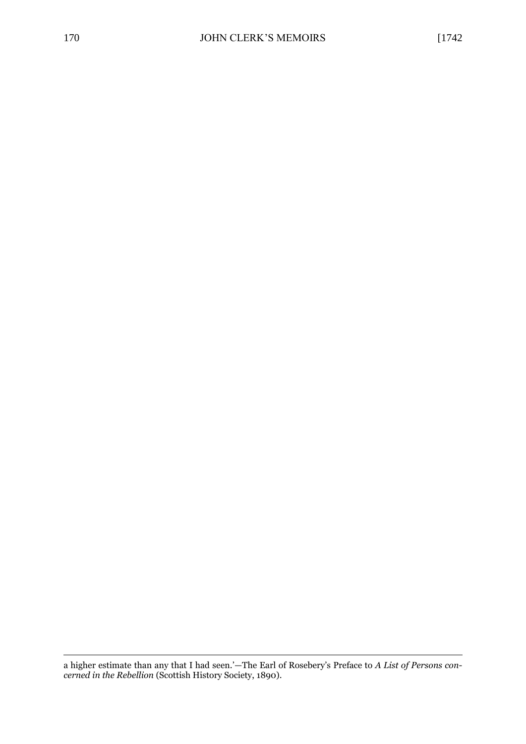a higher estimate than any that I had seen.'—The Earl of Rosebery's Preface to *A List of Persons concerned in the Rebellion* (Scottish History Society, 1890).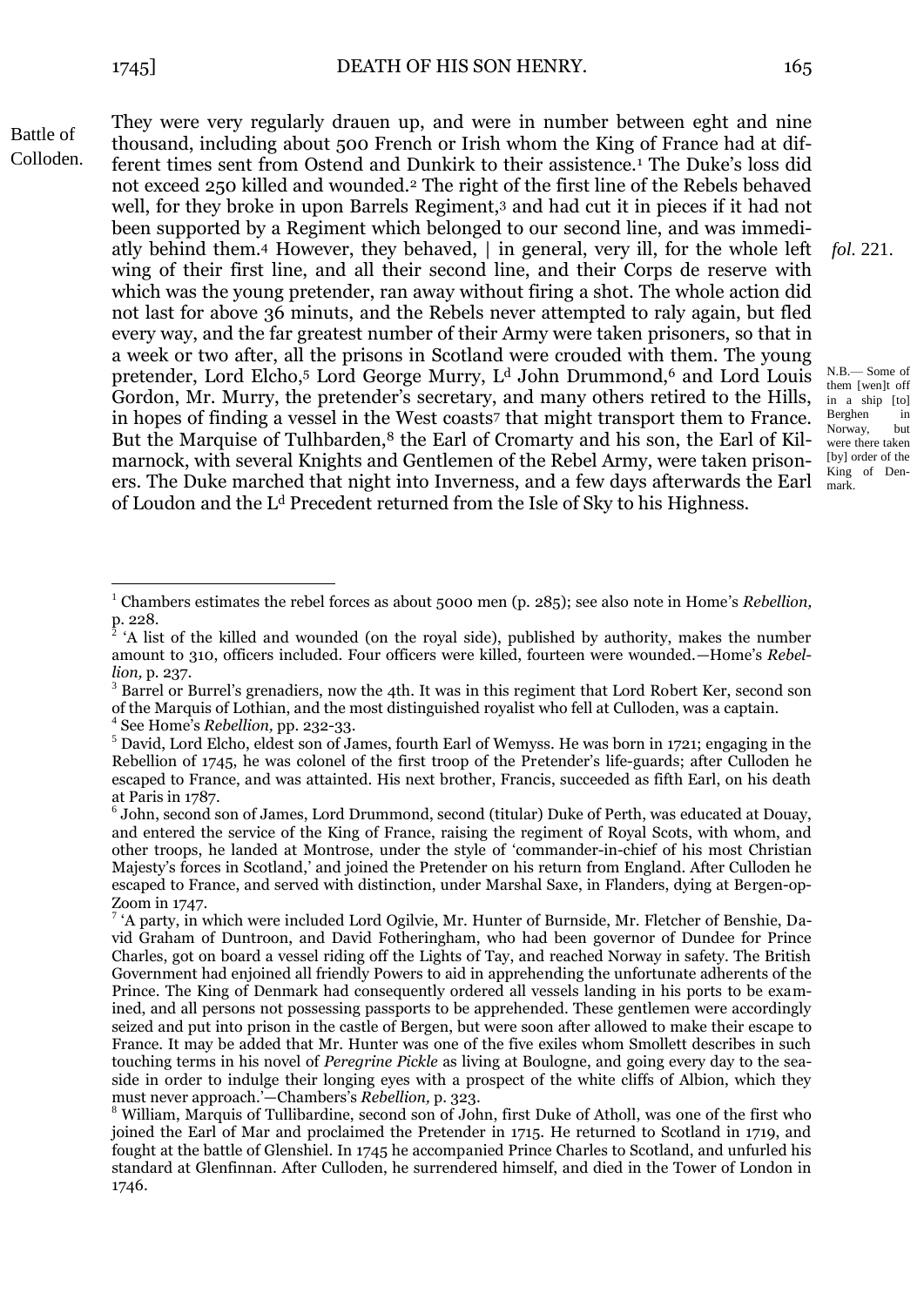Battle of Colloden.

They were very regularly drauen up, and were in number between eght and nine thousand, including about 500 French or Irish whom the King of France had at different times sent from Ostend and Dunkirk to their assistence.[1] The Duke's loss did not exceed 250 killed and wounded.[2] The right of the first line of the Rebels behaved well, for they broke in upon Barrels Regiment,[3] and had cut it in pieces if it had not been supported by a Regiment which belonged to our second line, and was immediatly behind them.[4] However, they behaved, | in general, very ill, for the whole left wing of their first line, and all their second line, and their Corps de reserve with which was the young pretender, ran away without firing a shot. The whole action did not last for above 36 minuts, and the Rebels never attempted to raly again, but fled every way, and the far greatest number of their Army were taken prisoners, so that in a week or two after, all the prisons in Scotland were crouded with them. The young pretender, Lord Elcho,[5] Lord George Murry, L^d John Drummond,[6] and Lord Louis Gordon, Mr. Murry, the pretender's secretary, and many others retired to the Hills, in hopes of finding a vessel in the West coasts[7] that might transport them to France. But the Marquise of Tulhbarden,[8] the Earl of Cromarty and his son, the Earl of Kilmarnock, with several Knights and Gentlemen of the Rebel Army, were taken prisoners. The Duke marched that night into Inverness, and a few days afterwards the Earl of Loudon and the L^d Precedent returned from the Isle of Sky to his Highness.

*fol.* 221.

N.B.— Some of them [wen]t off in a ship [to] Berghen in Norway, but were there taken [by] order of the King of Denmark.

---

[1] Chambers estimates the rebel forces as about 5000 men (p. 285); see also note in Home's *Rebellion,* p. 228.

[2] 'A list of the killed and wounded (on the royal side), published by authority, makes the number amount to 310, officers included. Four officers were killed, fourteen were wounded.—Home's *Rebellion,* p. 237.

[3] Barrel or Burrel's grenadiers, now the 4th. It was in this regiment that Lord Robert Ker, second son of the Marquis of Lothian, and the most distinguished royalist who fell at Culloden, was a captain.

[4] See Home's *Rebellion,* pp. 232-33.

[5] David, Lord Elcho, eldest son of James, fourth Earl of Wemyss. He was born in 1721; engaging in the Rebellion of 1745, he was colonel of the first troop of the Pretender's life-guards; after Culloden he escaped to France, and was attainted. His next brother, Francis, succeeded as fifth Earl, on his death at Paris in 1787.

[6] John, second son of James, Lord Drummond, second (titular) Duke of Perth, was educated at Douay, and entered the service of the King of France, raising the regiment of Royal Scots, with whom, and other troops, he landed at Montrose, under the style of 'commander-in-chief of his most Christian Majesty's forces in Scotland,' and joined the Pretender on his return from England. After Culloden he escaped to France, and served with distinction, under Marshal Saxe, in Flanders, dying at Bergen-op-Zoom in 1747.

[7] 'A party, in which were included Lord Ogilvie, Mr. Hunter of Burnside, Mr. Fletcher of Benshie, David Graham of Duntroon, and David Fotheringham, who had been governor of Dundee for Prince Charles, got on board a vessel riding off the Lights of Tay, and reached Norway in safety. The British Government had enjoined all friendly Powers to aid in apprehending the unfortunate adherents of the Prince. The King of Denmark had consequently ordered all vessels landing in his ports to be examined, and all persons not possessing passports to be apprehended. These gentlemen were accordingly seized and put into prison in the castle of Bergen, but were soon after allowed to make their escape to France. It may be added that Mr. Hunter was one of the five exiles whom Smollett describes in such touching terms in his novel of *Peregrine Pickle* as living at Boulogne, and going every day to the seaside in order to indulge their longing eyes with a prospect of the white cliffs of Albion, which they must never approach.'—Chambers's *Rebellion,* p. 323.

[8] William, Marquis of Tullibardine, second son of John, first Duke of Atholl, was one of the first who joined the Earl of Mar and proclaimed the Pretender in 1715. He returned to Scotland in 1719, and fought at the battle of Glenshiel. In 1745 he accompanied Prince Charles to Scotland, and unfurled his standard at Glenfinnan. After Culloden, he surrendered himself, and died in the Tower of London in 1746.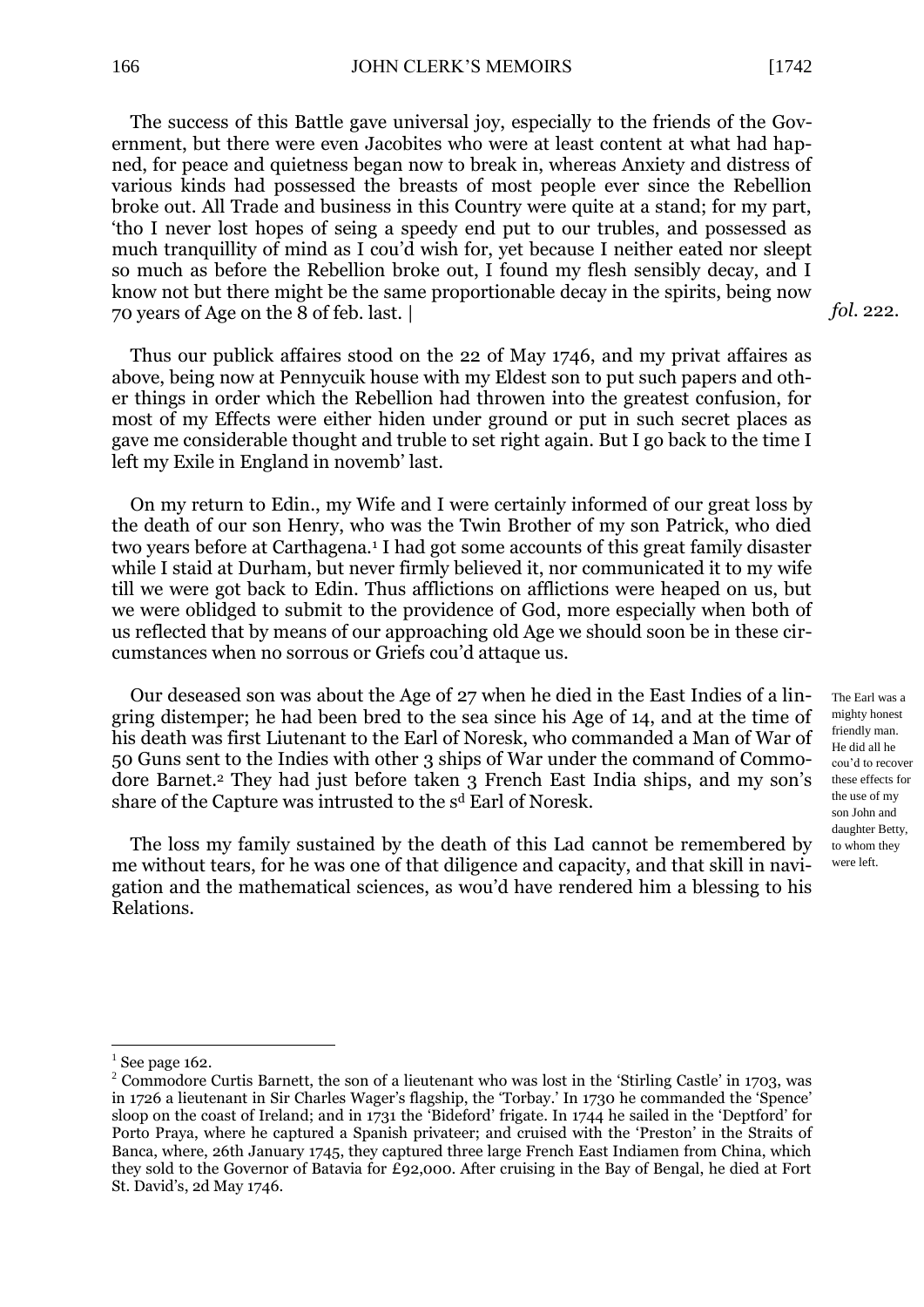The success of this Battle gave universal joy, especially to the friends of the Government, but there were even Jacobites who were at least content at what had hapned, for peace and quietness began now to break in, whereas Anxiety and distress of various kinds had possessed the breasts of most people ever since the Rebellion broke out. All Trade and business in this Country were quite at a stand; for my part, 'tho I never lost hopes of seing a speedy end put to our trubles, and possessed as much tranquillity of mind as I cou'd wish for, yet because I neither eated nor sleept so much as before the Rebellion broke out, I found my flesh sensibly decay, and I know not but there might be the same proportionable decay in the spirits, being now 70 years of Age on the 8 of feb. last. | *fol.* 222.

Thus our publick affaires stood on the 22 of May 1746, and my privat affaires as above, being now at Pennycuik house with my Eldest son to put such papers and other things in order which the Rebellion had throwen into the greatest confusion, for most of my Effects were either hiden under ground or put in such secret places as gave me considerable thought and truble to set right again. But I go back to the time I left my Exile in England in novemb' last.

On my return to Edin., my Wife and I were certainly informed of our great loss by the death of our son Henry, who was the Twin Brother of my son Patrick, who died two years before at Carthagena.[1] I had got some accounts of this great family disaster while I staid at Durham, but never firmly believed it, nor communicated it to my wife till we were got back to Edin. Thus afflictions on afflictions were heaped on us, but we were oblidged to submit to the providence of God, more especially when both of us reflected that by means of our approaching old Age we should soon be in these circumstances when no sorrous or Griefs cou'd attaque us.

Our deseased son was about the Age of 27 when he died in the East Indies of a lingring distemper; he had been bred to the sea since his Age of 14, and at the time of his death was first Liutenant to the Earl of Noresk, who commanded a Man of War of 50 Guns sent to the Indies with other 3 ships of War under the command of Commodore Barnet.[2] They had just before taken 3 French East India ships, and my son's share of the Capture was intrusted to the s^d Earl of Noresk.

The Earl was a mighty honest friendly man. He did all he cou'd to recover these effects for the use of my son John and daughter Betty, to whom they were left.

The loss my family sustained by the death of this Lad cannot be remembered by me without tears, for he was one of that diligence and capacity, and that skill in navigation and the mathematical sciences, as wou'd have rendered him a blessing to his Relations.

---

[1] See page 162.

[2] Commodore Curtis Barnett, the son of a lieutenant who was lost in the 'Stirling Castle' in 1703, was in 1726 a lieutenant in Sir Charles Wager's flagship, the 'Torbay.' In 1730 he commanded the 'Spence' sloop on the coast of Ireland; and in 1731 the 'Bideford' frigate. In 1744 he sailed in the 'Deptford' for Porto Praya, where he captured a Spanish privateer; and cruised with the 'Preston' in the Straits of Banca, where, 26th January 1745, they captured three large French East Indiamen from China, which they sold to the Governor of Batavia for £92,000. After cruising in the Bay of Bengal, he died at Fort St. David's, 2d May 1746.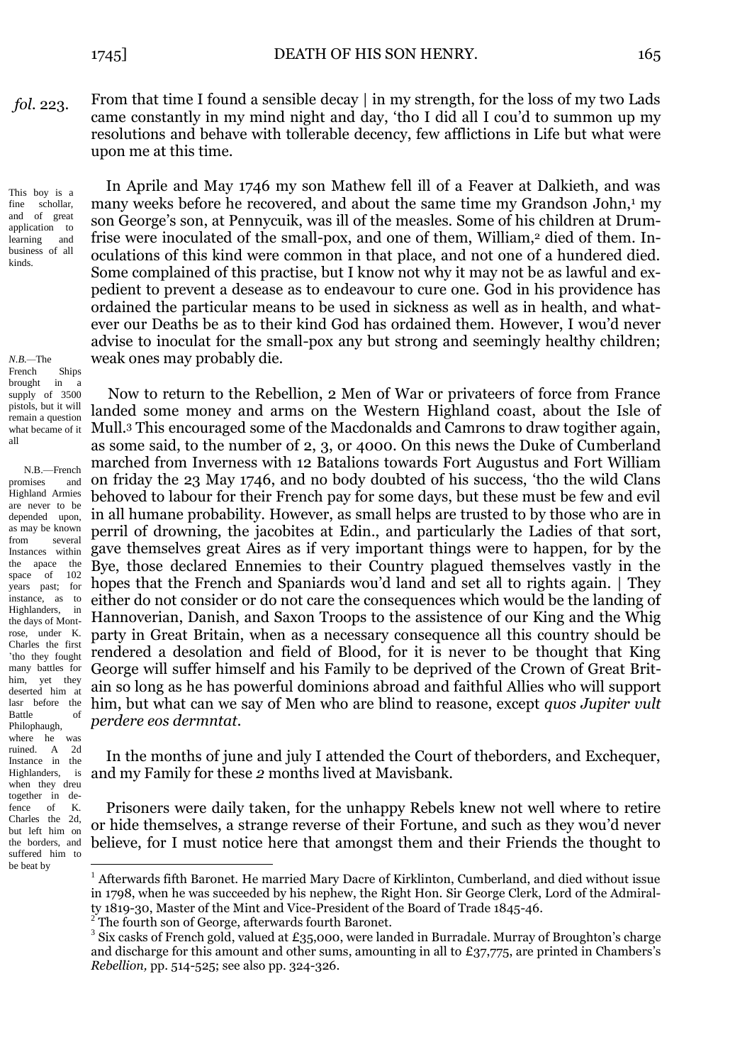fol. 223. From that time I found a sensible decay | in my strength, for the loss of my two Lads came constantly in my mind night and day, 'tho I did all I cou'd to summon up my resolutions and behave with tollerable decency, few afflictions in Life but what were upon me at this time.

In Aprile and May 1746 my son Mathew fell ill of a Feaver at Dalkieth, and was many weeks before he recovered, and about the same time my Grandson John,[1] my son George's son, at Pennycuik, was ill of the measles. Some of his children at Drumfrise were inoculated of the small-pox, and one of them, William,[2] died of them. Inoculations of this kind were common in that place, and not one of a hundered died. Some complained of this practise, but I know not why it may not be as lawful and expedient to prevent a desease as to endeavour to cure one. God in his providence has ordained the particular means to be used in sickness as well as in health, and whatever our Deaths be as to their kind God has ordained them. However, I wou'd never advise to inoculat for the small-pox any but strong and seemingly healthy children; weak ones may probably die.

This boy is a fine schollar, and of great application to learning and business of all kinds.

Now to return to the Rebellion, 2 Men of War or privateers of force from France landed some money and arms on the Western Highland coast, about the Isle of Mull.[3] This encouraged some of the Macdonalds and Camrons to draw togither again, as some said, to the number of 2, 3, or 4000. On this news the Duke of Cumberland marched from Inverness with 12 Batalions towards Fort Augustus and Fort William on friday the 23 May 1746, and no body doubted of his success, 'tho the wild Clans behoved to labour for their French pay for some days, but these must be few and evil in all humane probability. However, as small helps are trusted to by those who are in perril of drowning, the jacobites at Edin., and particularly the Ladies of that sort, gave themselves great Aires as if very important things were to happen, for by the Bye, those declared Ennemies to their Country plagued themselves vastly in the hopes that the French and Spaniards wou'd land and set all to rights again. | They either do not consider or do not care the consequences which would be the landing of Hannoverian, Danish, and Saxon Troops to the assistence of our King and the Whig party in Great Britain, when as a necessary consequence all this country should be rendered a desolation and field of Blood, for it is never to be thought that King George will suffer himself and his Family to be deprived of the Crown of Great Britain so long as he has powerful dominions abroad and faithful Allies who will support him, but what can we say of Men who are blind to reasone, except *quos Jupiter vult perdere eos dermntat*.

*N.B.*—The French Ships brought in a supply of 3500 pistols, but it will remain a question what became of it all

N.B.—French promises and Highland Armies are never to be depended upon, as may be known from several Instances within the apace the space of 102 years past; for instance, as to Highlanders, in the days of Montrose, under K. Charles the first 'tho they fought many battles for him, yet they deserted him at lasr before the Battle of Philophaugh, where he was ruined. A 2d Instance in the Highlanders, is when they dreu together in defence of K. Charles the 2d, but left him on the borders, and suffered him to be beat by

In the months of june and july I attended the Court of theborders, and Exchequer, and my Family for these *2* months lived at Mavisbank.

Prisoners were daily taken, for the unhappy Rebels knew not well where to retire or hide themselves, a strange reverse of their Fortune, and such as they wou'd never believe, for I must notice here that amongst them and their Friends the thought to

---

[1] Afterwards fifth Baronet. He married Mary Dacre of Kirklinton, Cumberland, and died without issue in 1798, when he was succeeded by his nephew, the Right Hon. Sir George Clerk, Lord of the Admiralty 1819-30, Master of the Mint and Vice-President of the Board of Trade 1845-46.

[2] The fourth son of George, afterwards fourth Baronet.

[3] Six casks of French gold, valued at £35,000, were landed in Burradale. Murray of Broughton's charge and discharge for this amount and other sums, amounting in all to £37,775, are printed in Chambers's *Rebellion,* pp. 514-525; see also pp. 324-326.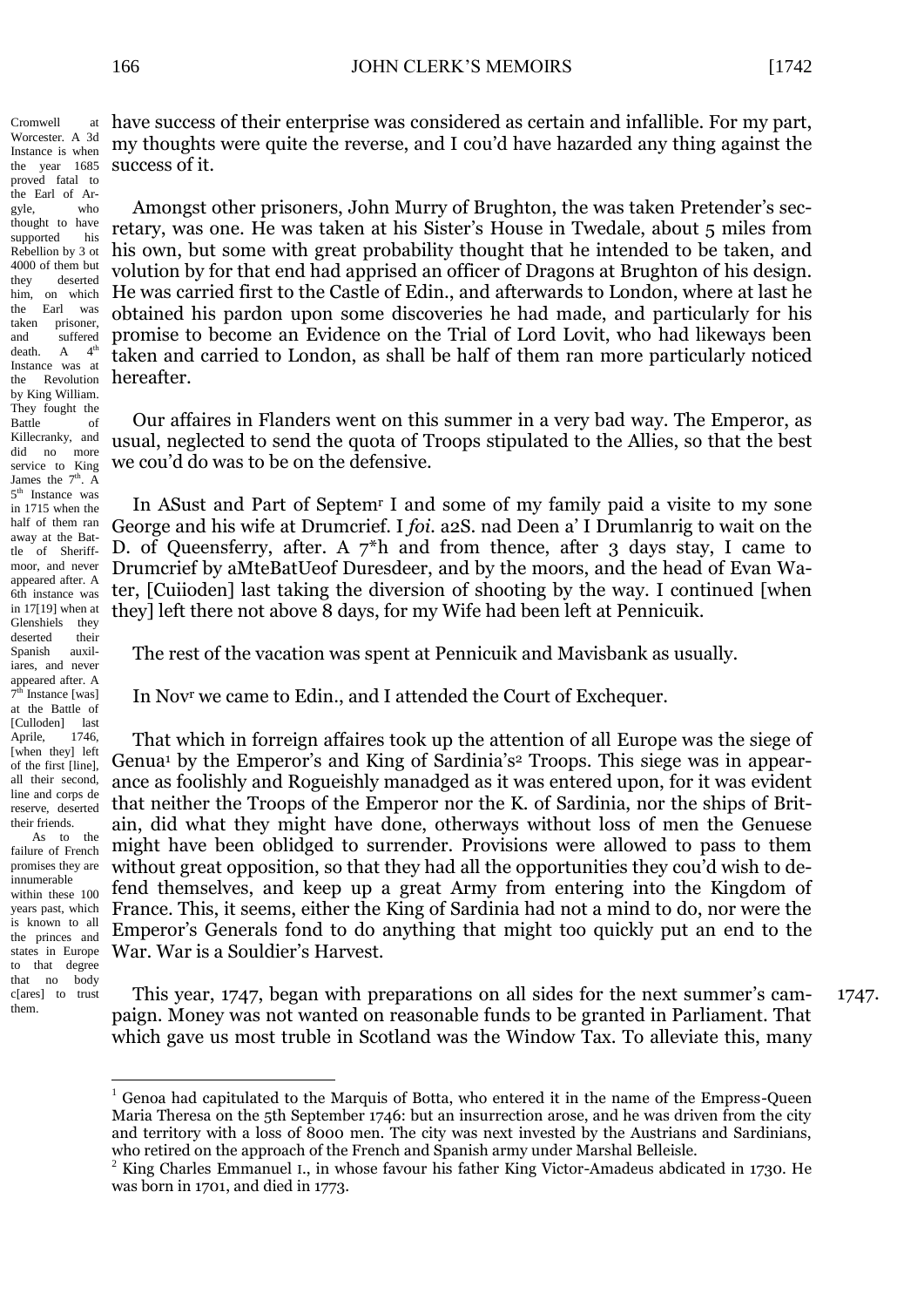have success of their enterprise was considered as certain and infallible. For my part, my thoughts were quite the reverse, and I cou'd have hazarded any thing against the success of it.

Amongst other prisoners, John Murry of Brughton, the was taken Pretender's secretary, was one. He was taken at his Sister's House in Twedale, about 5 miles from his own, but some with great probability thought that he intended to be taken, and volution by for that end had apprised an officer of Dragons at Brughton of his design. He was carried first to the Castle of Edin., and afterwards to London, where at last he obtained his pardon upon some discoveries he had made, and particularly for his promise to become an Evidence on the Trial of Lord Lovit, who had likeways been taken and carried to London, as shall be half of them ran more particularly noticed hereafter.

Our affaires in Flanders went on this summer in a very bad way. The Emperor, as usual, neglected to send the quota of Troops stipulated to the Allies, so that the best we cou'd do was to be on the defensive.

In ASust and Part of Septem[r] I and some of my family paid a visite to my sone George and his wife at Drumcrief. I *foi.* a2S. nad Deen a' I Drumlanrig to wait on the D. of Queensferry, after. A 7*h and from thence, after 3 days stay, I came to Drumcrief by aMteBatUeof Duresdeer, and by the moors, and the head of Evan Water, [Cuiioden] last taking the diversion of shooting by the way. I continued [when they] left there not above 8 days, for my Wife had been left at Pennicuik.

The rest of the vacation was spent at Pennicuik and Mavisbank as usually.

In Nov[r] we came to Edin., and I attended the Court of Exchequer.

That which in forreign affaires took up the attention of all Europe was the siege of Genua[1] by the Emperor's and King of Sardinia's[2] Troops. This siege was in appearance as foolishly and Rogueishly manadged as it was entered upon, for it was evident that neither the Troops of the Emperor nor the K. of Sardinia, nor the ships of Britain, did what they might have done, otherways without loss of men the Genuese might have been oblidged to surrender. Provisions were allowed to pass to them without great opposition, so that they had all the opportunities they cou'd wish to defend themselves, and keep up a great Army from entering into the Kingdom of France. This, it seems, either the King of Sardinia had not a mind to do, nor were the Emperor's Generals fond to do anything that might too quickly put an end to the War. War is a Souldier's Harvest.

1747.

This year, 1747, began with preparations on all sides for the next summer's campaign. Money was not wanted on reasonable funds to be granted in Parliament. That which gave us most truble in Scotland was the Window Tax. To alleviate this, many

Cromwell at Worcester. A 3d Instance is when the year 1685 proved fatal to the Earl of Argyle, who thought to have supported his Rebellion by 3 ot 4000 of them but they deserted him, on which the Earl was taken prisoner, and suffered death. A 4[th] Instance was at the Revolution by King William. They fought the Battle of Killecranky, and did no more service to King James the 7[th]. A 5[th] Instance was in 1715 when the half of them ran away at the Battle of Sheriffmoor, and never appeared after. A 6th instance was in 17[19] when at Glenshiels they deserted their Spanish auxiliares, and never appeared after. A 7[th] Instance [was] at the Battle of [Culloden] last Aprile, 1746, [when they] left of the first [line], all their second, line and corps de reserve, deserted their friends.

As to the failure of French promises they are innumerable within these 100 years past, which is known to all the princes and states in Europe to that degree that no body c[ares] to trust them.

---

[1] Genoa had capitulated to the Marquis of Botta, who entered it in the name of the Empress-Queen Maria Theresa on the 5th September 1746: but an insurrection arose, and he was driven from the city and territory with a loss of 8000 men. The city was next invested by the Austrians and Sardinians, who retired on the approach of the French and Spanish army under Marshal Belleisle.

[2] King Charles Emmanuel I., in whose favour his father King Victor-Amadeus abdicated in 1730. He was born in 1701, and died in 1773.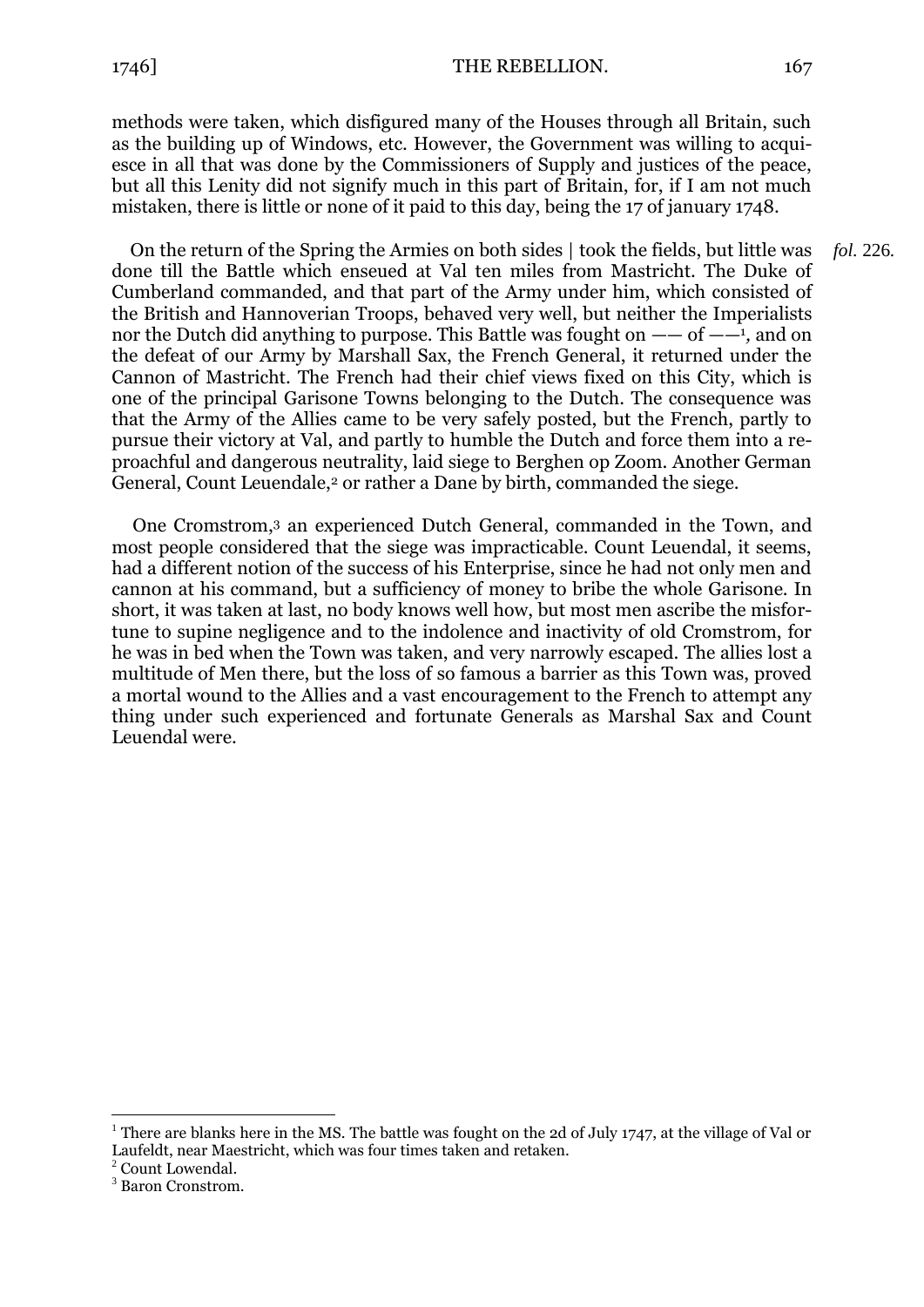methods were taken, which disfigured many of the Houses through all Britain, such as the building up of Windows, etc. However, the Government was willing to acquiesce in all that was done by the Commissioners of Supply and justices of the peace, but all this Lenity did not signify much in this part of Britain, for, if I am not much mistaken, there is little or none of it paid to this day, being the 17 of january 1748.

On the return of the Spring the Armies on both sides | took the fields, but little was done till the Battle which enseued at Val ten miles from Mastricht. The Duke of Cumberland commanded, and that part of the Army under him, which consisted of the British and Hannoverian Troops, behaved very well, but neither the Imperialists nor the Dutch did anything to purpose. This Battle was fought on —— of ——[1], and on the defeat of our Army by Marshall Sax, the French General, it returned under the Cannon of Mastricht. The French had their chief views fixed on this City, which is one of the principal Garisone Towns belonging to the Dutch. The consequence was that the Army of the Allies came to be very safely posted, but the French, partly to pursue their victory at Val, and partly to humble the Dutch and force them into a reproachful and dangerous neutrality, laid siege to Berghen op Zoom. Another German General, Count Leuendale,[2] or rather a Dane by birth, commanded the siege. *fol. 226.*

One Cromstrom,[3] an experienced Dutch General, commanded in the Town, and most people considered that the siege was impracticable. Count Leuendal, it seems, had a different notion of the success of his Enterprise, since he had not only men and cannon at his command, but a sufficiency of money to bribe the whole Garisone. In short, it was taken at last, no body knows well how, but most men ascribe the misfortune to supine negligence and to the indolence and inactivity of old Cromstrom, for he was in bed when the Town was taken, and very narrowly escaped. The allies lost a multitude of Men there, but the loss of so famous a barrier as this Town was, proved a mortal wound to the Allies and a vast encouragement to the French to attempt any thing under such experienced and fortunate Generals as Marshal Sax and Count Leuendal were.

---

[1] There are blanks here in the MS. The battle was fought on the 2d of July 1747, at the village of Val or Laufeldt, near Maestricht, which was four times taken and retaken.

[2] Count Lowendal.

[3] Baron Cronstrom.